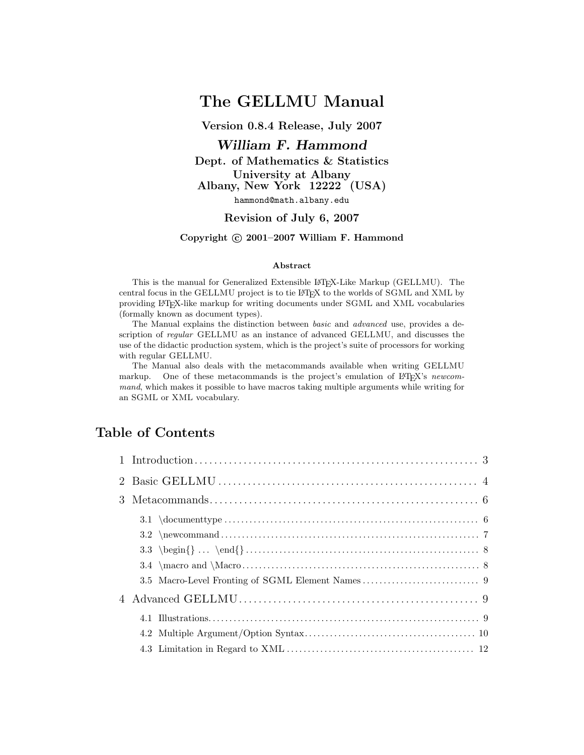# The GELLMU Manual

**Version 0.8.4 Release, July 2007**

***William F. Hammond***

**Dept. of Mathematics & Statistics**
**University at Albany**
**Albany, New York 12222 (USA)**

hammond@math.albany.edu

**Revision of July 6, 2007**

**Copyright © 2001–2007 William F. Hammond**

### Abstract

This is the manual for Generalized Extensible LaTeX-Like Markup (GELLMU). The central focus in the GELLMU project is to tie LaTeX to the worlds of SGML and XML by providing LaTeX-like markup for writing documents under SGML and XML vocabularies (formally known as document types).

The Manual explains the distinction between *basic* and *advanced* use, provides a description of *regular* GELLMU as an instance of advanced GELLMU, and discusses the use of the didactic production system, which is the project's suite of processors for working with regular GELLMU.

The Manual also deals with the metacommands available when writing GELLMU markup. One of these metacommands is the project's emulation of LaTeX's *newcommand*, which makes it possible to have macros taking multiple arguments while writing for an SGML or XML vocabulary.

## Table of Contents

- 1 Introduction ... 3
- 2 Basic GELLMU ... 4
- 3 Metacommands ... 6
  - 3.1 \documenttype ... 6
  - 3.2 \newcommand ... 7
  - 3.3 \begin{} ... \end{} ... 8
  - 3.4 \macro and \Macro ... 8
  - 3.5 Macro-Level Fronting of SGML Element Names ... 9
- 4 Advanced GELLMU ... 9
  - 4.1 Illustrations ... 9
  - 4.2 Multiple Argument/Option Syntax ... 10
  - 4.3 Limitation in Regard to XML ... 12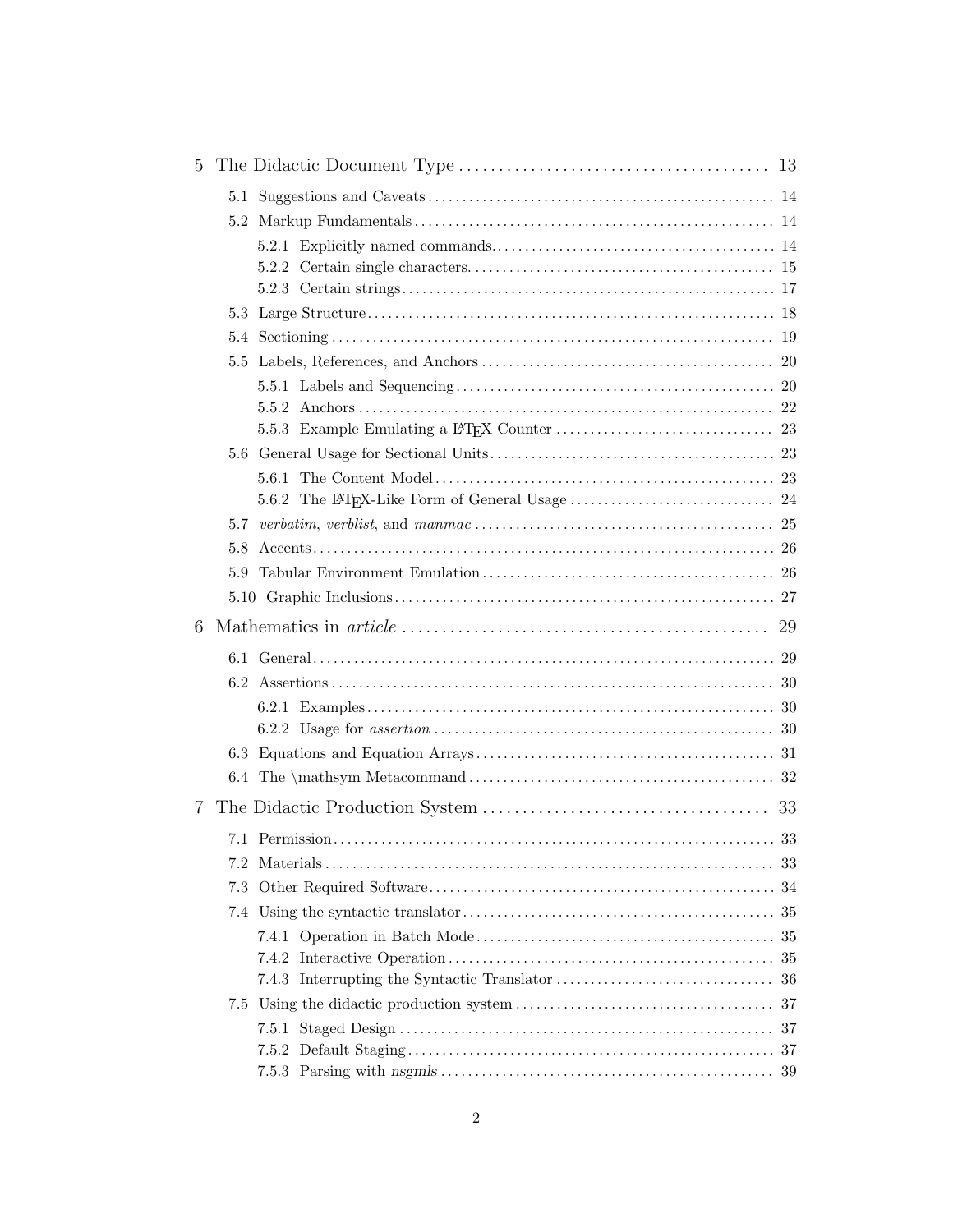5 The Didactic Document Type ... 13

- 5.1 Suggestions and Caveats ... 14
- 5.2 Markup Fundamentals ... 14
  - 5.2.1 Explicitly named commands. ... 14
  - 5.2.2 Certain single characters. ... 15
  - 5.2.3 Certain strings ... 17
- 5.3 Large Structure ... 18
- 5.4 Sectioning ... 19
- 5.5 Labels, References, and Anchors ... 20
  - 5.5.1 Labels and Sequencing ... 20
  - 5.5.2 Anchors ... 22
  - 5.5.3 Example Emulating a LaTeX Counter ... 23
- 5.6 General Usage for Sectional Units ... 23
  - 5.6.1 The Content Model ... 23
  - 5.6.2 The LaTeX-Like Form of General Usage ... 24
- 5.7 *verbatim*, *verblist*, and *manmac* ... 25
- 5.8 Accents ... 26
- 5.9 Tabular Environment Emulation ... 26
- 5.10 Graphic Inclusions ... 27

6 Mathematics in *article* ... 29

- 6.1 General ... 29
- 6.2 Assertions ... 30
  - 6.2.1 Examples ... 30
  - 6.2.2 Usage for *assertion* ... 30
- 6.3 Equations and Equation Arrays ... 31
- 6.4 The \mathsym Metacommand ... 32

7 The Didactic Production System ... 33

- 7.1 Permission ... 33
- 7.2 Materials ... 33
- 7.3 Other Required Software ... 34
- 7.4 Using the syntactic translator ... 35
  - 7.4.1 Operation in Batch Mode ... 35
  - 7.4.2 Interactive Operation ... 35
  - 7.4.3 Interrupting the Syntactic Translator ... 36
- 7.5 Using the didactic production system ... 37
  - 7.5.1 Staged Design ... 37
  - 7.5.2 Default Staging ... 37
  - 7.5.3 Parsing with *nsgmls* ... 39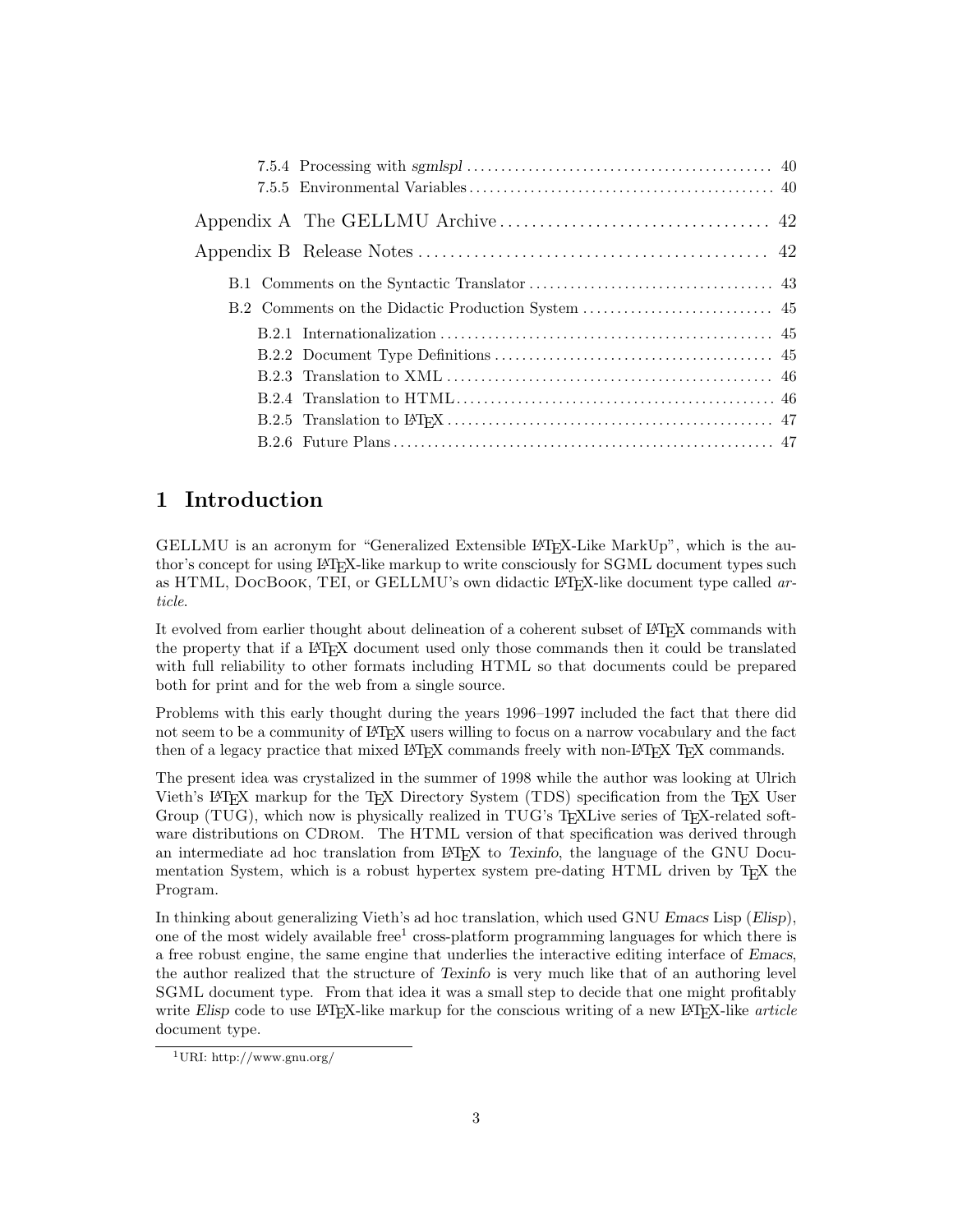7.5.4 Processing with *sgmlspl* ..... 40
7.5.5 Environmental Variables ..... 40

Appendix A The GELLMU Archive ..... 42

Appendix B Release Notes ..... 42

B.1 Comments on the Syntactic Translator ..... 43

B.2 Comments on the Didactic Production System ..... 45

B.2.1 Internationalization ..... 45
B.2.2 Document Type Definitions ..... 45
B.2.3 Translation to XML ..... 46
B.2.4 Translation to HTML ..... 46
B.2.5 Translation to LaTeX ..... 47
B.2.6 Future Plans ..... 47

# 1 Introduction

GELLMU is an acronym for "Generalized Extensible LaTeX-Like MarkUp", which is the author's concept for using LaTeX-like markup to write consciously for SGML document types such as HTML, DocBook, TEI, or GELLMU's own didactic LaTeX-like document type called *article*.

It evolved from earlier thought about delineation of a coherent subset of LaTeX commands with the property that if a LaTeX document used only those commands then it could be translated with full reliability to other formats including HTML so that documents could be prepared both for print and for the web from a single source.

Problems with this early thought during the years 1996–1997 included the fact that there did not seem to be a community of LaTeX users willing to focus on a narrow vocabulary and the fact then of a legacy practice that mixed LaTeX commands freely with non-LaTeX TeX commands.

The present idea was crystalized in the summer of 1998 while the author was looking at Ulrich Vieth's LaTeX markup for the TeX Directory System (TDS) specification from the TeX User Group (TUG), which now is physically realized in TUG's TeXLive series of TeX-related software distributions on CDrom. The HTML version of that specification was derived through an intermediate ad hoc translation from LaTeX to *Texinfo*, the language of the GNU Documentation System, which is a robust hypertex system pre-dating HTML driven by TeX the Program.

In thinking about generalizing Vieth's ad hoc translation, which used GNU *Emacs* Lisp (*Elisp*), one of the most widely available free[1] cross-platform programming languages for which there is a free robust engine, the same engine that underlies the interactive editing interface of *Emacs*, the author realized that the structure of *Texinfo* is very much like that of an authoring level SGML document type. From that idea it was a small step to decide that one might profitably write *Elisp* code to use LaTeX-like markup for the conscious writing of a new LaTeX-like *article* document type.

[1] URI: http://www.gnu.org/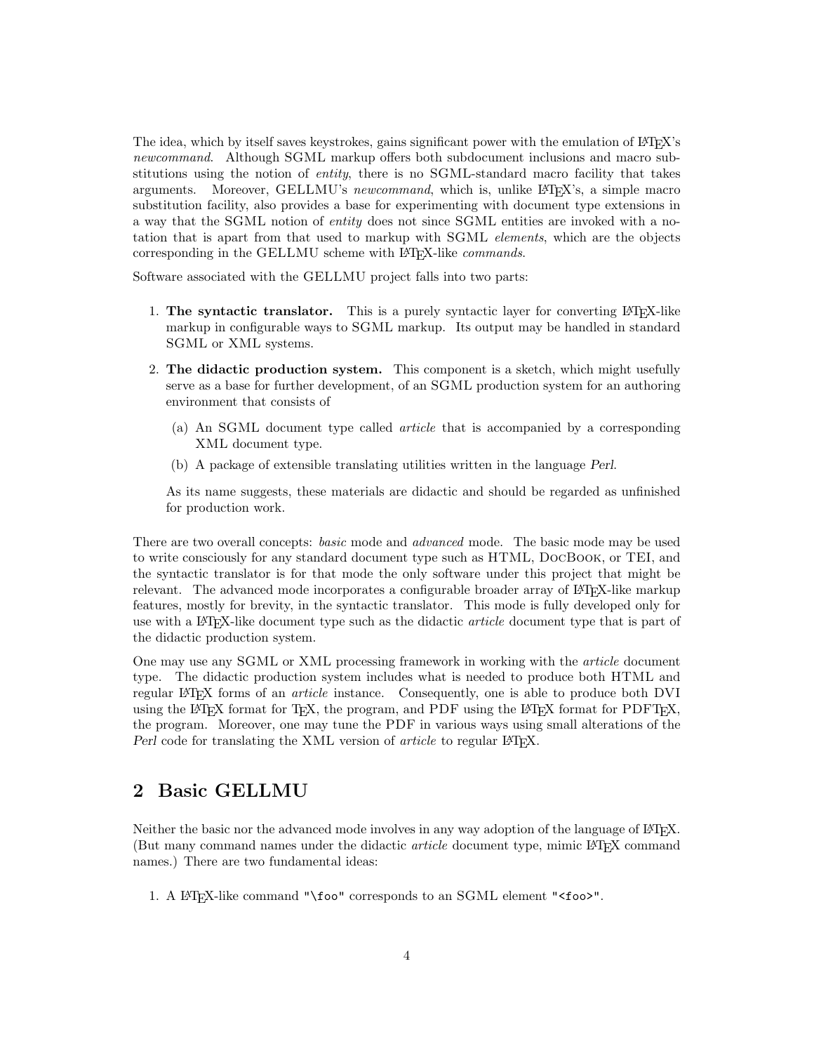The idea, which by itself saves keystrokes, gains significant power with the emulation of LaTeX's *newcommand*. Although SGML markup offers both subdocument inclusions and macro substitutions using the notion of *entity*, there is no SGML-standard macro facility that takes arguments. Moreover, GELLMU's *newcommand*, which is, unlike LaTeX's, a simple macro substitution facility, also provides a base for experimenting with document type extensions in a way that the SGML notion of *entity* does not since SGML entities are invoked with a notation that is apart from that used to markup with SGML *elements*, which are the objects corresponding in the GELLMU scheme with LaTeX-like *commands*.

Software associated with the GELLMU project falls into two parts:

1. **The syntactic translator.** This is a purely syntactic layer for converting LaTeX-like markup in configurable ways to SGML markup. Its output may be handled in standard SGML or XML systems.
2. **The didactic production system.** This component is a sketch, which might usefully serve as a base for further development, of an SGML production system for an authoring environment that consists of
   (a) An SGML document type called *article* that is accompanied by a corresponding XML document type.
   (b) A package of extensible translating utilities written in the language *Perl*.

   As its name suggests, these materials are didactic and should be regarded as unfinished for production work.

There are two overall concepts: *basic* mode and *advanced* mode. The basic mode may be used to write consciously for any standard document type such as HTML, DocBook, or TEI, and the syntactic translator is for that mode the only software under this project that might be relevant. The advanced mode incorporates a configurable broader array of LaTeX-like markup features, mostly for brevity, in the syntactic translator. This mode is fully developed only for use with a LaTeX-like document type such as the didactic *article* document type that is part of the didactic production system.

One may use any SGML or XML processing framework in working with the *article* document type. The didactic production system includes what is needed to produce both HTML and regular LaTeX forms of an *article* instance. Consequently, one is able to produce both DVI using the LaTeX format for TeX, the program, and PDF using the LaTeX format for PDFTeX, the program. Moreover, one may tune the PDF in various ways using small alterations of the *Perl* code for translating the XML version of *article* to regular LaTeX.

## 2 Basic GELLMU

Neither the basic nor the advanced mode involves in any way adoption of the language of LaTeX. (But many command names under the didactic *article* document type, mimic LaTeX command names.) There are two fundamental ideas:

1. A LaTeX-like command `"\foo"` corresponds to an SGML element `"<foo>"`.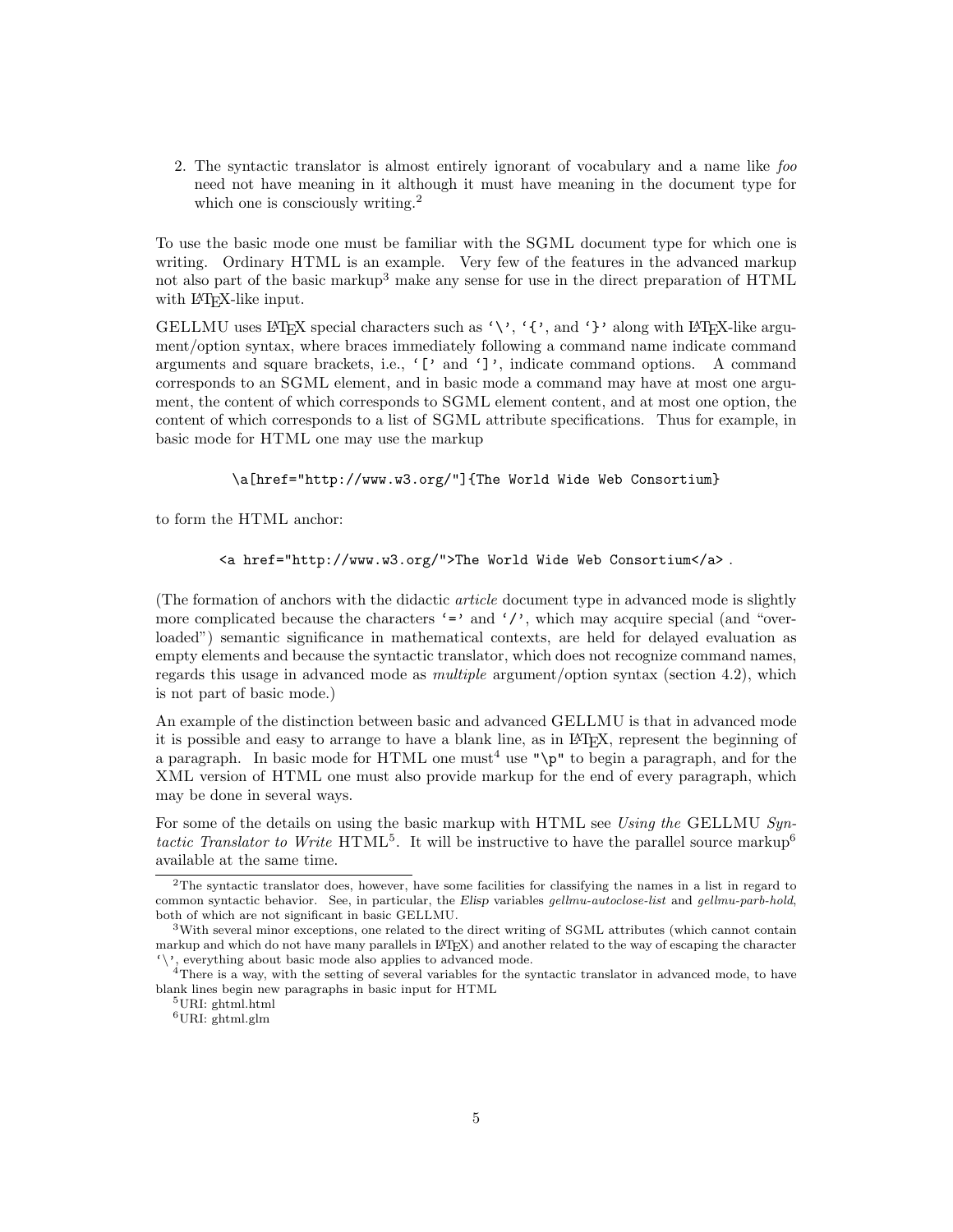2. The syntactic translator is almost entirely ignorant of vocabulary and a name like *foo* need not have meaning in it although it must have meaning in the document type for which one is consciously writing.[2]

To use the basic mode one must be familiar with the SGML document type for which one is writing. Ordinary HTML is an example. Very few of the features in the advanced markup not also part of the basic markup[3] make any sense for use in the direct preparation of HTML with LaTeX-like input.

GELLMU uses LaTeX special characters such as '\', '{', and '}' along with LaTeX-like argument/option syntax, where braces immediately following a command name indicate command arguments and square brackets, i.e., '[' and ']', indicate command options. A command corresponds to an SGML element, and in basic mode a command may have at most one argument, the content of which corresponds to SGML element content, and at most one option, the content of which corresponds to a list of SGML attribute specifications. Thus for example, in basic mode for HTML one may use the markup

```
\a[href="http://www.w3.org/"]{The World Wide Web Consortium}
```

to form the HTML anchor:

```
<a href="http://www.w3.org/">The World Wide Web Consortium</a> .
```

(The formation of anchors with the didactic *article* document type in advanced mode is slightly more complicated because the characters '=' and '/', which may acquire special (and "overloaded") semantic significance in mathematical contexts, are held for delayed evaluation as empty elements and because the syntactic translator, which does not recognize command names, regards this usage in advanced mode as *multiple* argument/option syntax (section 4.2), which is not part of basic mode.)

An example of the distinction between basic and advanced GELLMU is that in advanced mode it is possible and easy to arrange to have a blank line, as in LaTeX, represent the beginning of a paragraph. In basic mode for HTML one must[4] use "\p" to begin a paragraph, and for the XML version of HTML one must also provide markup for the end of every paragraph, which may be done in several ways.

For some of the details on using the basic markup with HTML see *Using the* GELLMU *Syntactic Translator to Write* HTML[5]. It will be instructive to have the parallel source markup[6] available at the same time.

---

[2] The syntactic translator does, however, have some facilities for classifying the names in a list in regard to common syntactic behavior. See, in particular, the *Elisp* variables *gellmu-autoclose-list* and *gellmu-parb-hold*, both of which are not significant in basic GELLMU.

[3] With several minor exceptions, one related to the direct writing of SGML attributes (which cannot contain markup and which do not have many parallels in LaTeX) and another related to the way of escaping the character '\', everything about basic mode also applies to advanced mode.

[4] There is a way, with the setting of several variables for the syntactic translator in advanced mode, to have blank lines begin new paragraphs in basic input for HTML

[5] URI: ghtml.html

[6] URI: ghtml.glm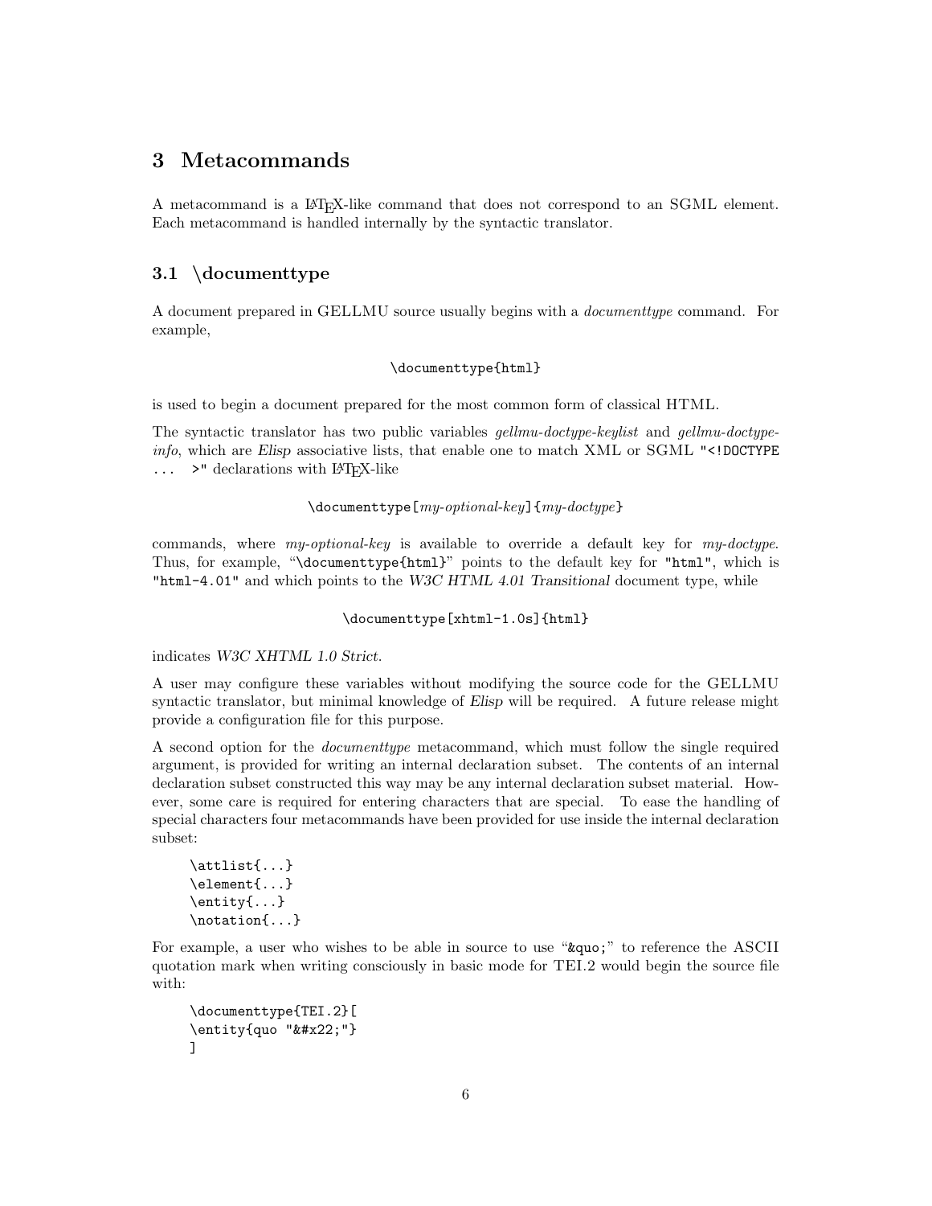## 3 Metacommands

A metacommand is a LaTeX-like command that does not correspond to an SGML element. Each metacommand is handled internally by the syntactic translator.

### 3.1 \documenttype

A document prepared in GELLMU source usually begins with a *documenttype* command. For example,

```
\documenttype{html}
```

is used to begin a document prepared for the most common form of classical HTML.

The syntactic translator has two public variables *gellmu-doctype-keylist* and *gellmu-doctype-info*, which are *Elisp* associative lists, that enable one to match XML or SGML `"<!DOCTYPE ... >"` declarations with LaTeX-like

\documenttype[*my-optional-key*]{*my-doctype*}

commands, where *my-optional-key* is available to override a default key for *my-doctype*. Thus, for example, "`\documenttype{html}`" points to the default key for `"html"`, which is `"html-4.01"` and which points to the *W3C HTML 4.01 Transitional* document type, while

```
\documenttype[xhtml-1.0s]{html}
```

indicates *W3C XHTML 1.0 Strict*.

A user may configure these variables without modifying the source code for the GELLMU syntactic translator, but minimal knowledge of *Elisp* will be required. A future release might provide a configuration file for this purpose.

A second option for the *documenttype* metacommand, which must follow the single required argument, is provided for writing an internal declaration subset. The contents of an internal declaration subset constructed this way may be any internal declaration subset material. However, some care is required for entering characters that are special. To ease the handling of special characters four metacommands have been provided for use inside the internal declaration subset:

```
\attlist{...}
\element{...}
\entity{...}
\notation{...}
```

For example, a user who wishes to be able in source to use "`&quo;`" to reference the ASCII quotation mark when writing consciously in basic mode for TEI.2 would begin the source file with:

```
\documenttype{TEI.2}[
\entity{quo "&#x22;"}
]
```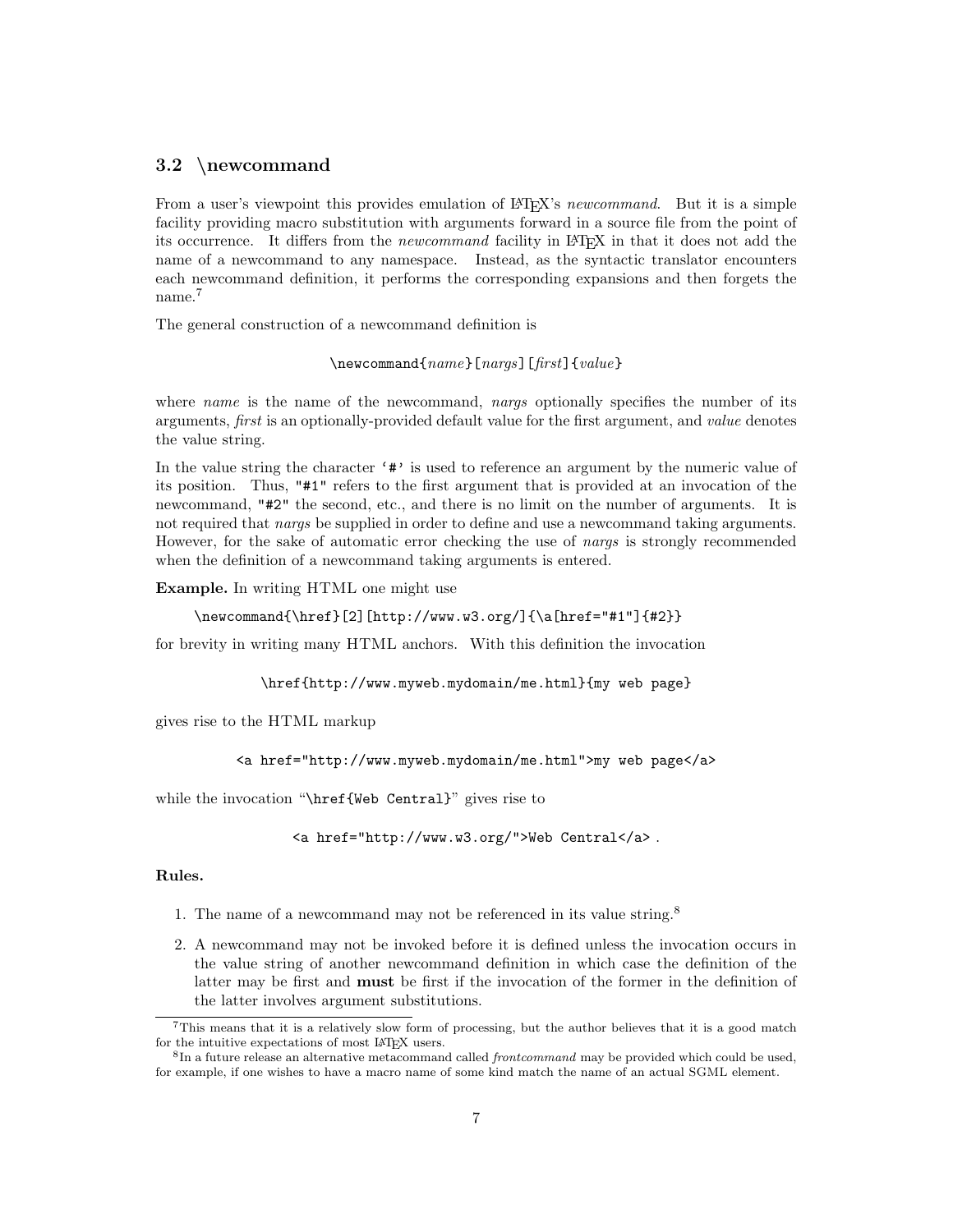### 3.2 \newcommand

From a user's viewpoint this provides emulation of LaTeX's *newcommand*. But it is a simple facility providing macro substitution with arguments forward in a source file from the point of its occurrence. It differs from the *newcommand* facility in LaTeX in that it does not add the name of a newcommand to any namespace. Instead, as the syntactic translator encounters each newcommand definition, it performs the corresponding expansions and then forgets the name.[7]

The general construction of a newcommand definition is

`\newcommand{`*name*`}[`*nargs*`][`*first*`]{`*value*`}`

where *name* is the name of the newcommand, *nargs* optionally specifies the number of its arguments, *first* is an optionally-provided default value for the first argument, and *value* denotes the value string.

In the value string the character '`#`' is used to reference an argument by the numeric value of its position. Thus, "`#1`" refers to the first argument that is provided at an invocation of the newcommand, "`#2`" the second, etc., and there is no limit on the number of arguments. It is not required that *nargs* be supplied in order to define and use a newcommand taking arguments. However, for the sake of automatic error checking the use of *nargs* is strongly recommended when the definition of a newcommand taking arguments is entered.

**Example.** In writing HTML one might use

```
\newcommand{\href}[2][http://www.w3.org/]{\a[href="#1"]{#2}}
```

for brevity in writing many HTML anchors. With this definition the invocation

```
\href{http://www.myweb.mydomain/me.html}{my web page}
```

gives rise to the HTML markup

```
<a href="http://www.myweb.mydomain/me.html">my web page</a>
```

while the invocation "`\href{Web Central}`" gives rise to

```
<a href="http://www.w3.org/">Web Central</a> .
```

**Rules.**

1. The name of a newcommand may not be referenced in its value string.[8]
2. A newcommand may not be invoked before it is defined unless the invocation occurs in the value string of another newcommand definition in which case the definition of the latter may be first and **must** be first if the invocation of the former in the definition of the latter involves argument substitutions.

---

[7] This means that it is a relatively slow form of processing, but the author believes that it is a good match for the intuitive expectations of most LaTeX users.

[8] In a future release an alternative metacommand called *frontcommand* may be provided which could be used, for example, if one wishes to have a macro name of some kind match the name of an actual SGML element.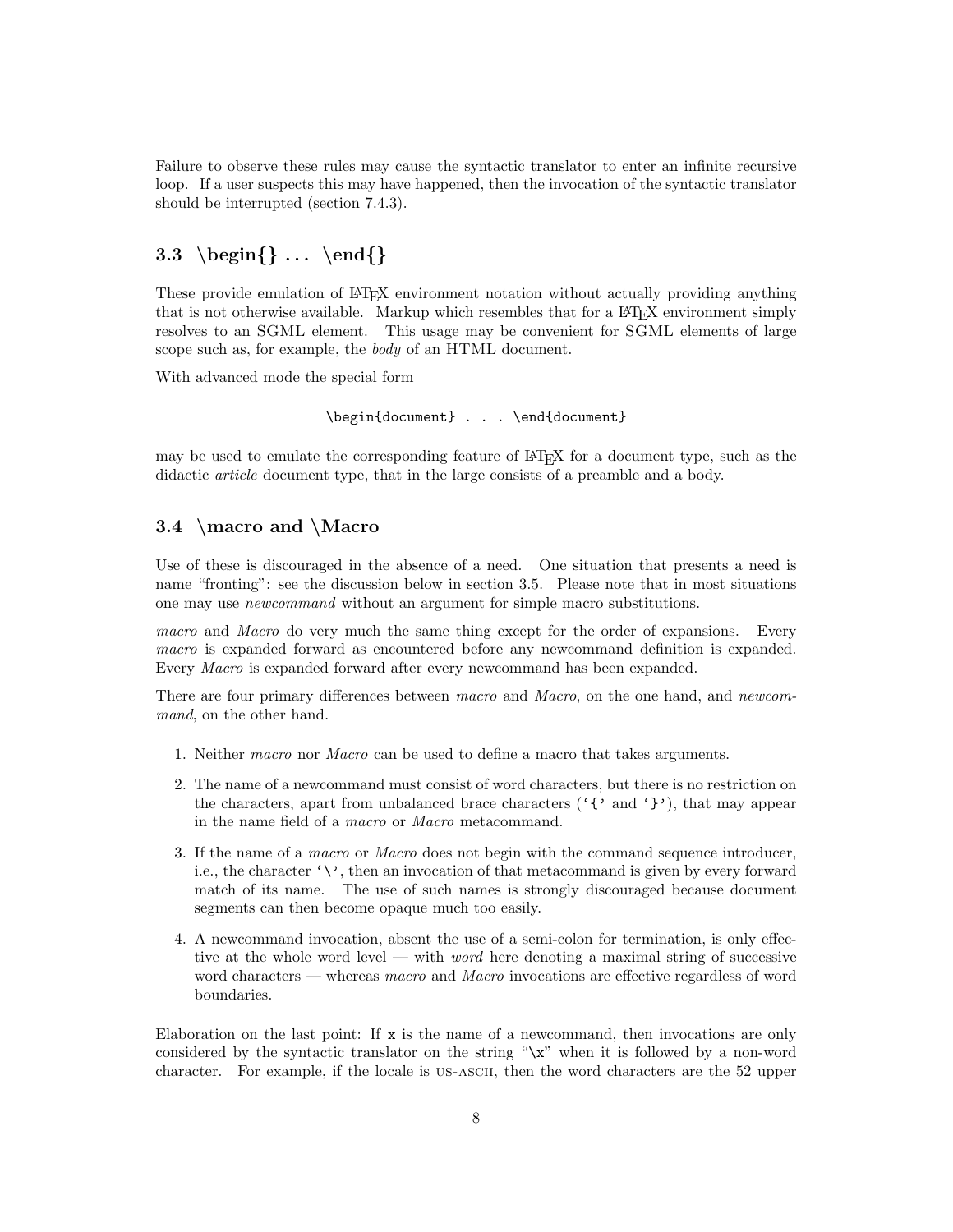Failure to observe these rules may cause the syntactic translator to enter an infinite recursive loop. If a user suspects this may have happened, then the invocation of the syntactic translator should be interrupted (section 7.4.3).

## 3.3 \begin{} ... \end{}

These provide emulation of LaTeX environment notation without actually providing anything that is not otherwise available. Markup which resembles that for a LaTeX environment simply resolves to an SGML element. This usage may be convenient for SGML elements of large scope such as, for example, the *body* of an HTML document.

With advanced mode the special form

```
\begin{document} . . . \end{document}
```

may be used to emulate the corresponding feature of LaTeX for a document type, such as the didactic *article* document type, that in the large consists of a preamble and a body.

## 3.4 \macro and \Macro

Use of these is discouraged in the absence of a need. One situation that presents a need is name "fronting": see the discussion below in section 3.5. Please note that in most situations one may use *newcommand* without an argument for simple macro substitutions.

*macro* and *Macro* do very much the same thing except for the order of expansions. Every *macro* is expanded forward as encountered before any newcommand definition is expanded. Every *Macro* is expanded forward after every newcommand has been expanded.

There are four primary differences between *macro* and *Macro*, on the one hand, and *newcommand*, on the other hand.

1. Neither *macro* nor *Macro* can be used to define a macro that takes arguments.
2. The name of a newcommand must consist of word characters, but there is no restriction on the characters, apart from unbalanced brace characters (`{` and `}`), that may appear in the name field of a *macro* or *Macro* metacommand.
3. If the name of a *macro* or *Macro* does not begin with the command sequence introducer, i.e., the character `\`, then an invocation of that metacommand is given by every forward match of its name. The use of such names is strongly discouraged because document segments can then become opaque much too easily.
4. A newcommand invocation, absent the use of a semi-colon for termination, is only effective at the whole word level — with *word* here denoting a maximal string of successive word characters — whereas *macro* and *Macro* invocations are effective regardless of word boundaries.

Elaboration on the last point: If `x` is the name of a newcommand, then invocations are only considered by the syntactic translator on the string "`\x`" when it is followed by a non-word character. For example, if the locale is US-ASCII, then the word characters are the 52 upper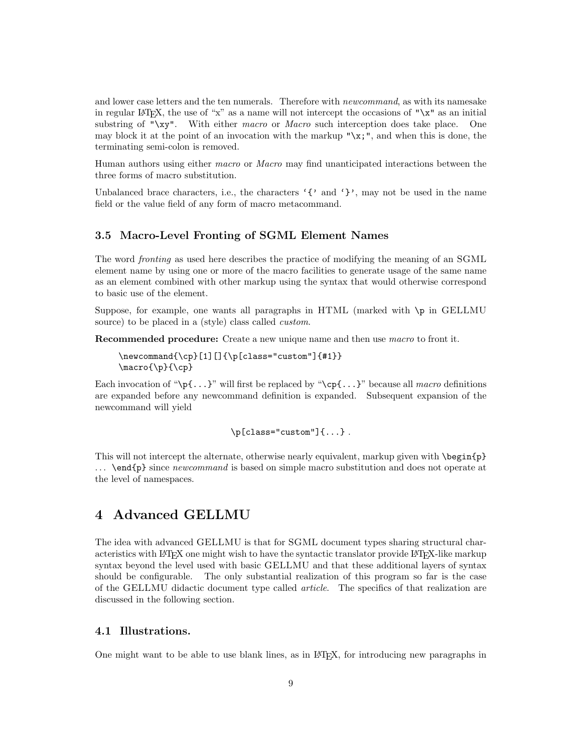and lower case letters and the ten numerals. Therefore with *newcommand*, as with its namesake in regular LaTeX, the use of "x" as a name will not intercept the occasions of `"\x"` as an initial substring of `"\xy"`. With either *macro* or *Macro* such interception does take place. One may block it at the point of an invocation with the markup `"\x;"`, and when this is done, the terminating semi-colon is removed.

Human authors using either *macro* or *Macro* may find unanticipated interactions between the three forms of macro substitution.

Unbalanced brace characters, i.e., the characters '`{`' and '`}`', may not be used in the name field or the value field of any form of macro metacommand.

### 3.5 Macro-Level Fronting of SGML Element Names

The word *fronting* as used here describes the practice of modifying the meaning of an SGML element name by using one or more of the macro facilities to generate usage of the same name as an element combined with other markup using the syntax that would otherwise correspond to basic use of the element.

Suppose, for example, one wants all paragraphs in HTML (marked with `\p` in GELLMU source) to be placed in a (style) class called *custom*.

**Recommended procedure:** Create a new unique name and then use *macro* to front it.

```
\newcommand{\cp}[1][]{\p[class="custom"]{#1}}
\macro{\p}{\cp}
```

Each invocation of "`\p{...}`" will first be replaced by "`\cp{...}`" because all *macro* definitions are expanded before any newcommand definition is expanded. Subsequent expansion of the newcommand will yield

```
\p[class="custom"]{...} .
```

This will not intercept the alternate, otherwise nearly equivalent, markup given with `\begin{p}` ... `\end{p}` since *newcommand* is based on simple macro substitution and does not operate at the level of namespaces.

## 4 Advanced GELLMU

The idea with advanced GELLMU is that for SGML document types sharing structural characteristics with LaTeX one might wish to have the syntactic translator provide LaTeX-like markup syntax beyond the level used with basic GELLMU and that these additional layers of syntax should be configurable. The only substantial realization of this program so far is the case of the GELLMU didactic document type called *article*. The specifics of that realization are discussed in the following section.

### 4.1 Illustrations.

One might want to be able to use blank lines, as in LaTeX, for introducing new paragraphs in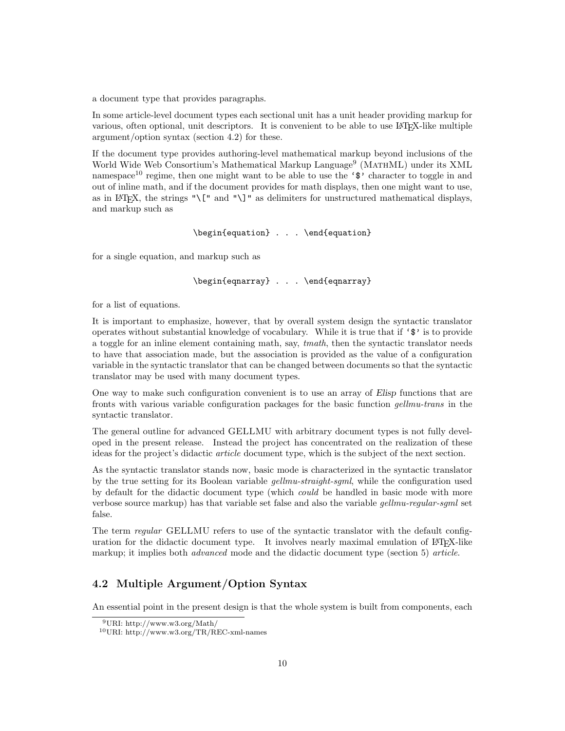a document type that provides paragraphs.

In some article-level document types each sectional unit has a unit header providing markup for various, often optional, unit descriptors. It is convenient to be able to use LaTeX-like multiple argument/option syntax (section 4.2) for these.

If the document type provides authoring-level mathematical markup beyond inclusions of the World Wide Web Consortium's Mathematical Markup Language[9] (MathML) under its XML namespace[10] regime, then one might want to be able to use the '$' character to toggle in and out of inline math, and if the document provides for math displays, then one might want to use, as in LaTeX, the strings "\[" and "\]" as delimiters for unstructured mathematical displays, and markup such as

```
\begin{equation} . . . \end{equation}
```

for a single equation, and markup such as

```
\begin{eqnarray} . . . \end{eqnarray}
```

for a list of equations.

It is important to emphasize, however, that by overall system design the syntactic translator operates without substantial knowledge of vocabulary. While it is true that if '$' is to provide a toggle for an inline element containing math, say, *tmath*, then the syntactic translator needs to have that association made, but the association is provided as the value of a configuration variable in the syntactic translator that can be changed between documents so that the syntactic translator may be used with many document types.

One way to make such configuration convenient is to use an array of *Elisp* functions that are fronts with various variable configuration packages for the basic function *gellmu-trans* in the syntactic translator.

The general outline for advanced GELLMU with arbitrary document types is not fully developed in the present release. Instead the project has concentrated on the realization of these ideas for the project's didactic *article* document type, which is the subject of the next section.

As the syntactic translator stands now, basic mode is characterized in the syntactic translator by the true setting for its Boolean variable *gellmu-straight-sgml*, while the configuration used by default for the didactic document type (which *could* be handled in basic mode with more verbose source markup) has that variable set false and also the variable *gellmu-regular-sgml* set false.

The term *regular* GELLMU refers to use of the syntactic translator with the default configuration for the didactic document type. It involves nearly maximal emulation of LaTeX-like markup; it implies both *advanced* mode and the didactic document type (section 5) *article*.

## 4.2 Multiple Argument/Option Syntax

An essential point in the present design is that the whole system is built from components, each

---

[9] URI: http://www.w3.org/Math/

[10] URI: http://www.w3.org/TR/REC-xml-names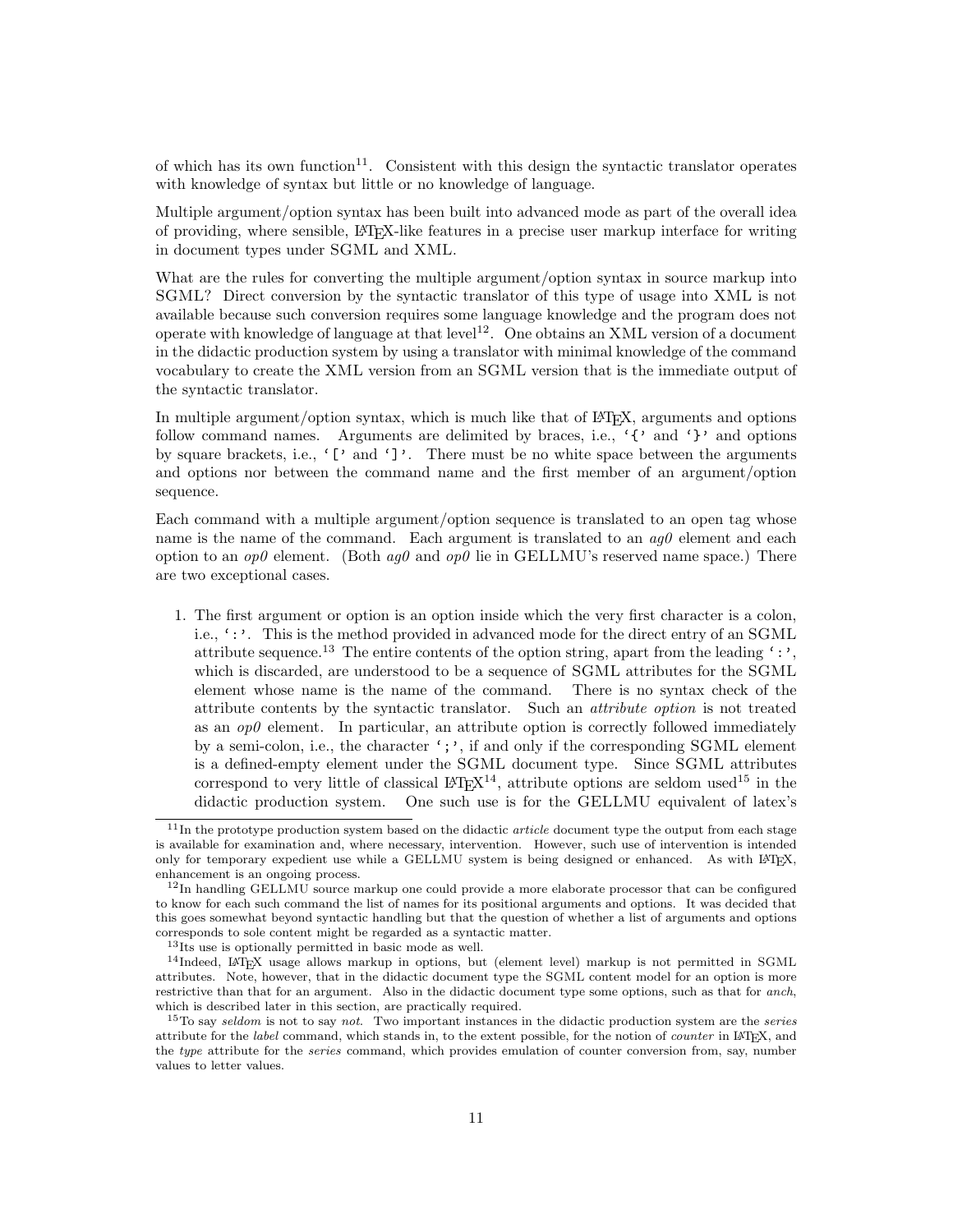of which has its own function[11]. Consistent with this design the syntactic translator operates with knowledge of syntax but little or no knowledge of language.

Multiple argument/option syntax has been built into advanced mode as part of the overall idea of providing, where sensible, LaTeX-like features in a precise user markup interface for writing in document types under SGML and XML.

What are the rules for converting the multiple argument/option syntax in source markup into SGML? Direct conversion by the syntactic translator of this type of usage into XML is not available because such conversion requires some language knowledge and the program does not operate with knowledge of language at that level[12]. One obtains an XML version of a document in the didactic production system by using a translator with minimal knowledge of the command vocabulary to create the XML version from an SGML version that is the immediate output of the syntactic translator.

In multiple argument/option syntax, which is much like that of LaTeX, arguments and options follow command names. Arguments are delimited by braces, i.e., '`{`' and '`}`' and options by square brackets, i.e., '`[`' and '`]`'. There must be no white space between the arguments and options nor between the command name and the first member of an argument/option sequence.

Each command with a multiple argument/option sequence is translated to an open tag whose name is the name of the command. Each argument is translated to an *ag0* element and each option to an *op0* element. (Both *ag0* and *op0* lie in GELLMU's reserved name space.) There are two exceptional cases.

1. The first argument or option is an option inside which the very first character is a colon, i.e., '`:`'. This is the method provided in advanced mode for the direct entry of an SGML attribute sequence.[13] The entire contents of the option string, apart from the leading '`:`', which is discarded, are understood to be a sequence of SGML attributes for the SGML element whose name is the name of the command. There is no syntax check of the attribute contents by the syntactic translator. Such an *attribute option* is not treated as an *op0* element. In particular, an attribute option is correctly followed immediately by a semi-colon, i.e., the character '`;`', if and only if the corresponding SGML element is a defined-empty element under the SGML document type. Since SGML attributes correspond to very little of classical LaTeX[14], attribute options are seldom used[15] in the didactic production system. One such use is for the GELLMU equivalent of latex's

[11] In the prototype production system based on the didactic *article* document type the output from each stage is available for examination and, where necessary, intervention. However, such use of intervention is intended only for temporary expedient use while a GELLMU system is being designed or enhanced. As with LaTeX, enhancement is an ongoing process.

[12] In handling GELLMU source markup one could provide a more elaborate processor that can be configured to know for each such command the list of names for its positional arguments and options. It was decided that this goes somewhat beyond syntactic handling but that the question of whether a list of arguments and options corresponds to sole content might be regarded as a syntactic matter.

[13] Its use is optionally permitted in basic mode as well.

[14] Indeed, LaTeX usage allows markup in options, but (element level) markup is not permitted in SGML attributes. Note, however, that in the didactic document type the SGML content model for an option is more restrictive than that for an argument. Also in the didactic document type some options, such as that for *anch*, which is described later in this section, are practically required.

[15] To say *seldom* is not to say *not*. Two important instances in the didactic production system are the *series* attribute for the *label* command, which stands in, to the extent possible, for the notion of *counter* in LaTeX, and the *type* attribute for the *series* command, which provides emulation of counter conversion from, say, number values to letter values.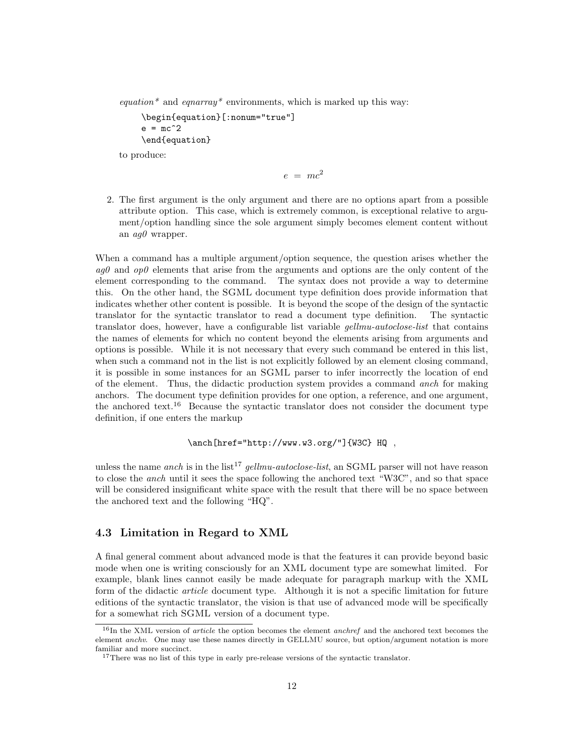*equation** and *eqnarray** environments, which is marked up this way:

```
\begin{equation}[:nonum="true"]
e = mc^2
\end{equation}
```

to produce:

$$e \; = \; mc^2$$

2. The first argument is the only argument and there are no options apart from a possible attribute option. This case, which is extremely common, is exceptional relative to argument/option handling since the sole argument simply becomes element content without an *ag0* wrapper.

When a command has a multiple argument/option sequence, the question arises whether the *ag0* and *op0* elements that arise from the arguments and options are the only content of the element corresponding to the command. The syntax does not provide a way to determine this. On the other hand, the SGML document type definition does provide information that indicates whether other content is possible. It is beyond the scope of the design of the syntactic translator for the syntactic translator to read a document type definition. The syntactic translator does, however, have a configurable list variable *gellmu-autoclose-list* that contains the names of elements for which no content beyond the elements arising from arguments and options is possible. While it is not necessary that every such command be entered in this list, when such a command not in the list is not explicitly followed by an element closing command, it is possible in some instances for an SGML parser to infer incorrectly the location of end of the element. Thus, the didactic production system provides a command *anch* for making anchors. The document type definition provides for one option, a reference, and one argument, the anchored text.[16] Because the syntactic translator does not consider the document type definition, if one enters the markup

```
\anch[href="http://www.w3.org/"]{W3C} HQ  ,
```

unless the name *anch* is in the list[17] *gellmu-autoclose-list*, an SGML parser will not have reason to close the *anch* until it sees the space following the anchored text "W3C", and so that space will be considered insignificant white space with the result that there will be no space between the anchored text and the following "HQ".

## 4.3 Limitation in Regard to XML

A final general comment about advanced mode is that the features it can provide beyond basic mode when one is writing consciously for an XML document type are somewhat limited. For example, blank lines cannot easily be made adequate for paragraph markup with the XML form of the didactic *article* document type. Although it is not a specific limitation for future editions of the syntactic translator, the vision is that use of advanced mode will be specifically for a somewhat rich SGML version of a document type.

[16] In the XML version of *article* the option becomes the element *anchref* and the anchored text becomes the element *anchv*. One may use these names directly in GELLMU source, but option/argument notation is more familiar and more succinct.

[17] There was no list of this type in early pre-release versions of the syntactic translator.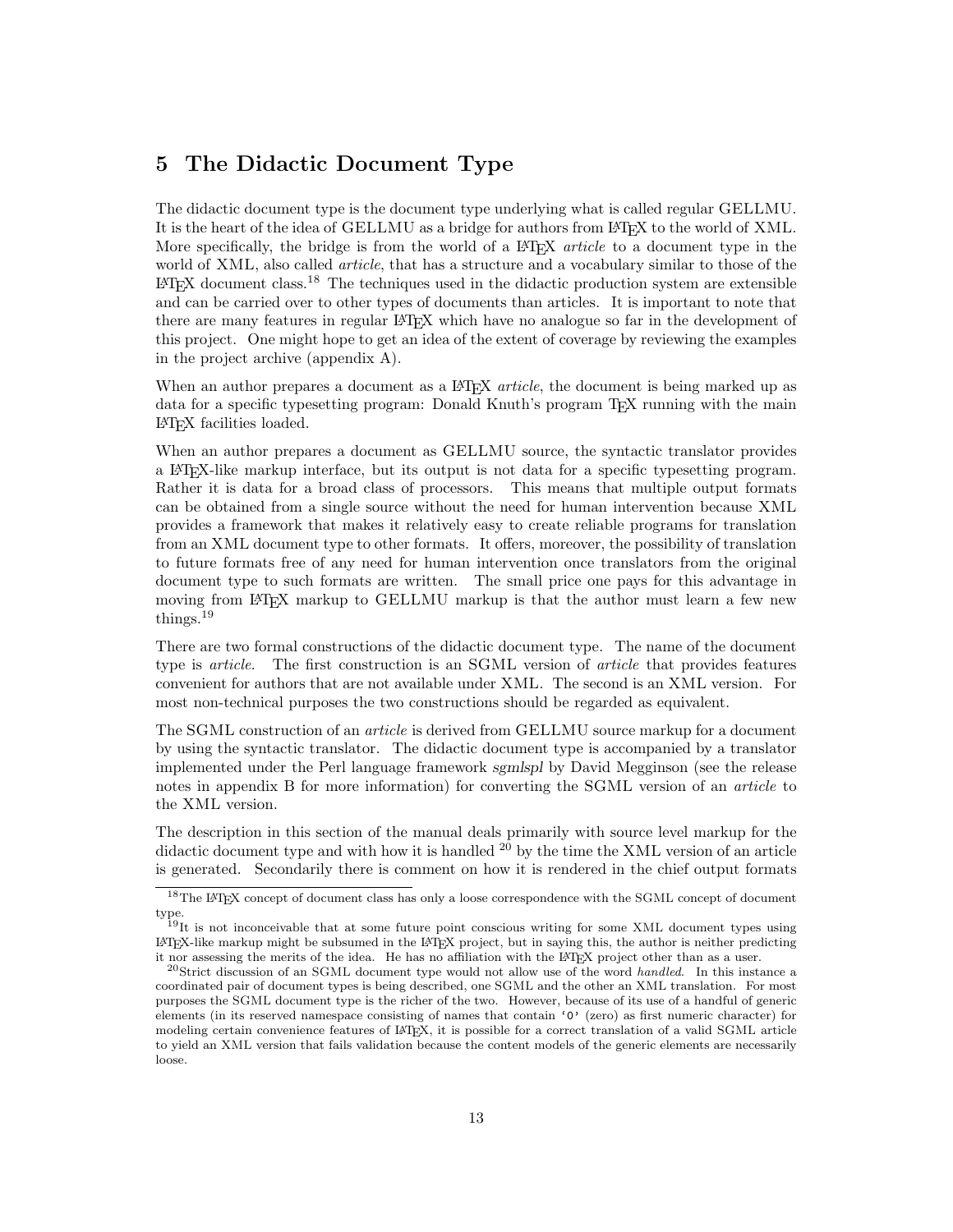# 5 The Didactic Document Type

The didactic document type is the document type underlying what is called regular GELLMU. It is the heart of the idea of GELLMU as a bridge for authors from LaTeX to the world of XML. More specifically, the bridge is from the world of a LaTeX *article* to a document type in the world of XML, also called *article*, that has a structure and a vocabulary similar to those of the LaTeX document class.[18] The techniques used in the didactic production system are extensible and can be carried over to other types of documents than articles. It is important to note that there are many features in regular LaTeX which have no analogue so far in the development of this project. One might hope to get an idea of the extent of coverage by reviewing the examples in the project archive (appendix A).

When an author prepares a document as a LaTeX *article*, the document is being marked up as data for a specific typesetting program: Donald Knuth's program TeX running with the main LaTeX facilities loaded.

When an author prepares a document as GELLMU source, the syntactic translator provides a LaTeX-like markup interface, but its output is not data for a specific typesetting program. Rather it is data for a broad class of processors. This means that multiple output formats can be obtained from a single source without the need for human intervention because XML provides a framework that makes it relatively easy to create reliable programs for translation from an XML document type to other formats. It offers, moreover, the possibility of translation to future formats free of any need for human intervention once translators from the original document type to such formats are written. The small price one pays for this advantage in moving from LaTeX markup to GELLMU markup is that the author must learn a few new things.[19]

There are two formal constructions of the didactic document type. The name of the document type is *article*. The first construction is an SGML version of *article* that provides features convenient for authors that are not available under XML. The second is an XML version. For most non-technical purposes the two constructions should be regarded as equivalent.

The SGML construction of an *article* is derived from GELLMU source markup for a document by using the syntactic translator. The didactic document type is accompanied by a translator implemented under the Perl language framework *sgmlspl* by David Megginson (see the release notes in appendix B for more information) for converting the SGML version of an *article* to the XML version.

The description in this section of the manual deals primarily with source level markup for the didactic document type and with how it is handled [20] by the time the XML version of an article is generated. Secondarily there is comment on how it is rendered in the chief output formats

---

[18] The LaTeX concept of document class has only a loose correspondence with the SGML concept of document type.

[19] It is not inconceivable that at some future point conscious writing for some XML document types using LaTeX-like markup might be subsumed in the LaTeX project, but in saying this, the author is neither predicting it nor assessing the merits of the idea. He has no affiliation with the LaTeX project other than as a user.

[20] Strict discussion of an SGML document type would not allow use of the word *handled*. In this instance a coordinated pair of document types is being described, one SGML and the other an XML translation. For most purposes the SGML document type is the richer of the two. However, because of its use of a handful of generic elements (in its reserved namespace consisting of names that contain `'0'` (zero) as first numeric character) for modeling certain convenience features of LaTeX, it is possible for a correct translation of a valid SGML article to yield an XML version that fails validation because the content models of the generic elements are necessarily loose.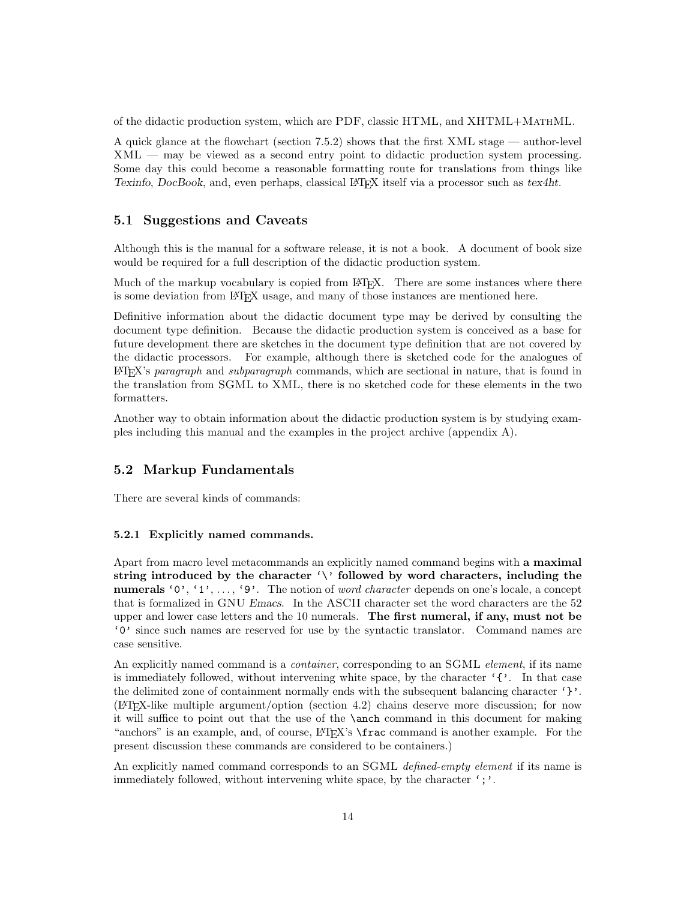of the didactic production system, which are PDF, classic HTML, and XHTML+MathML.

A quick glance at the flowchart (section 7.5.2) shows that the first XML stage — author-level XML — may be viewed as a second entry point to didactic production system processing. Some day this could become a reasonable formatting route for translations from things like *Texinfo*, *DocBook*, and, even perhaps, classical LaTeX itself via a processor such as *tex4ht*.

## 5.1 Suggestions and Caveats

Although this is the manual for a software release, it is not a book. A document of book size would be required for a full description of the didactic production system.

Much of the markup vocabulary is copied from LaTeX. There are some instances where there is some deviation from LaTeX usage, and many of those instances are mentioned here.

Definitive information about the didactic document type may be derived by consulting the document type definition. Because the didactic production system is conceived as a base for future development there are sketches in the document type definition that are not covered by the didactic processors. For example, although there is sketched code for the analogues of LaTeX's *paragraph* and *subparagraph* commands, which are sectional in nature, that is found in the translation from SGML to XML, there is no sketched code for these elements in the two formatters.

Another way to obtain information about the didactic production system is by studying examples including this manual and the examples in the project archive (appendix A).

## 5.2 Markup Fundamentals

There are several kinds of commands:

### 5.2.1 Explicitly named commands.

Apart from macro level metacommands an explicitly named command begins with **a maximal string introduced by the character '`\`' followed by word characters, including the numerals '`0`', '`1`', . . . , '`9`'.** The notion of *word character* depends on one's locale, a concept that is formalized in GNU *Emacs*. In the ASCII character set the word characters are the 52 upper and lower case letters and the 10 numerals. **The first numeral, if any, must not be '`0`'** since such names are reserved for use by the syntactic translator. Command names are case sensitive.

An explicitly named command is a *container*, corresponding to an SGML *element*, if its name is immediately followed, without intervening white space, by the character '`{`'. In that case the delimited zone of containment normally ends with the subsequent balancing character '`}`'. (LaTeX-like multiple argument/option (section 4.2) chains deserve more discussion; for now it will suffice to point out that the use of the `\anch` command in this document for making "anchors" is an example, and, of course, LaTeX's `\frac` command is another example. For the present discussion these commands are considered to be containers.)

An explicitly named command corresponds to an SGML *defined-empty element* if its name is immediately followed, without intervening white space, by the character '`;`'.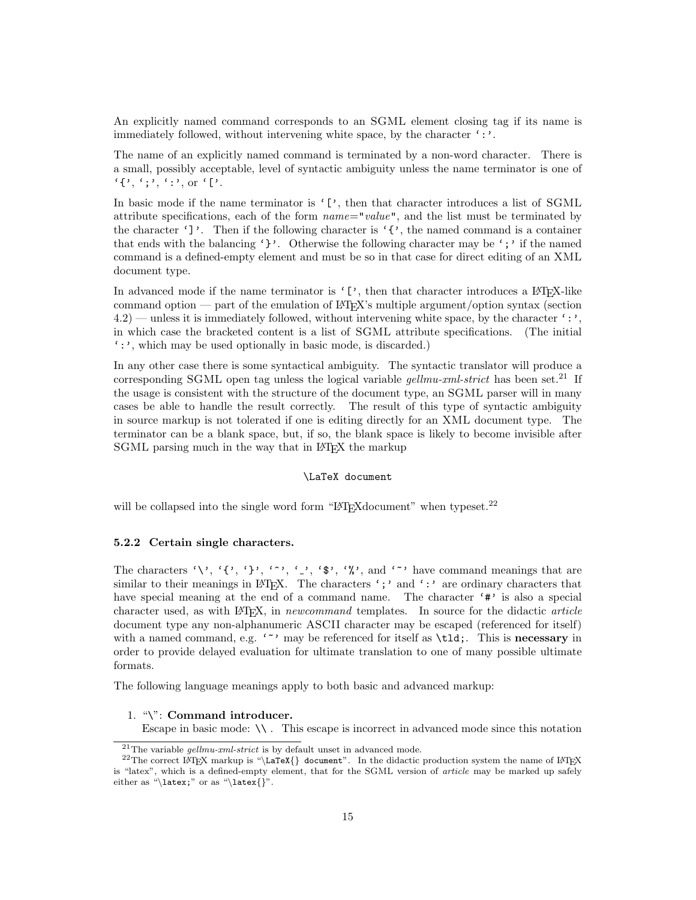An explicitly named command corresponds to an SGML element closing tag if its name is immediately followed, without intervening white space, by the character `:`.

The name of an explicitly named command is terminated by a non-word character. There is a small, possibly acceptable, level of syntactic ambiguity unless the name terminator is one of `{`, `;`, `:`, or `[`.

In basic mode if the name terminator is `[`, then that character introduces a list of SGML attribute specifications, each of the form *name*="*value*", and the list must be terminated by the character `]`. Then if the following character is `{`, the named command is a container that ends with the balancing `}`. Otherwise the following character may be `;` if the named command is a defined-empty element and must be so in that case for direct editing of an XML document type.

In advanced mode if the name terminator is `[`, then that character introduces a LaTeX-like command option — part of the emulation of LaTeX's multiple argument/option syntax (section 4.2) — unless it is immediately followed, without intervening white space, by the character `:`, in which case the bracketed content is a list of SGML attribute specifications. (The initial `:`, which may be used optionally in basic mode, is discarded.)

In any other case there is some syntactical ambiguity. The syntactic translator will produce a corresponding SGML open tag unless the logical variable *gellmu-xml-strict* has been set.[21] If the usage is consistent with the structure of the document type, an SGML parser will in many cases be able to handle the result correctly. The result of this type of syntactic ambiguity in source markup is not tolerated if one is editing directly for an XML document type. The terminator can be a blank space, but, if so, the blank space is likely to become invisible after SGML parsing much in the way that in LaTeX the markup

```
\LaTeX document
```

will be collapsed into the single word form "LaTeXdocument" when typeset.[22]

### 5.2.2 Certain single characters.

The characters `\`, `{`, `}`, `^`, `_`, `$`, `%`, and `~` have command meanings that are similar to their meanings in LaTeX. The characters `;` and `:` are ordinary characters that have special meaning at the end of a command name. The character `#` is also a special character used, as with LaTeX, in *newcommand* templates. In source for the didactic *article* document type any non-alphanumeric ASCII character may be escaped (referenced for itself) with a named command, e.g. `~` may be referenced for itself as `\tld;`. This is **necessary** in order to provide delayed evaluation for ultimate translation to one of many possible ultimate formats.

The following language meanings apply to both basic and advanced markup:

1. "\": **Command introducer.**
   Escape in basic mode: `\\` . This escape is incorrect in advanced mode since this notation

[21] The variable *gellmu-xml-strict* is by default unset in advanced mode.

[22] The correct LaTeX markup is "`\LaTeX{} document`". In the didactic production system the name of LaTeX is "latex", which is a defined-empty element, that for the SGML version of *article* may be marked up safely either as "`\latex;`" or as "`\latex{}`".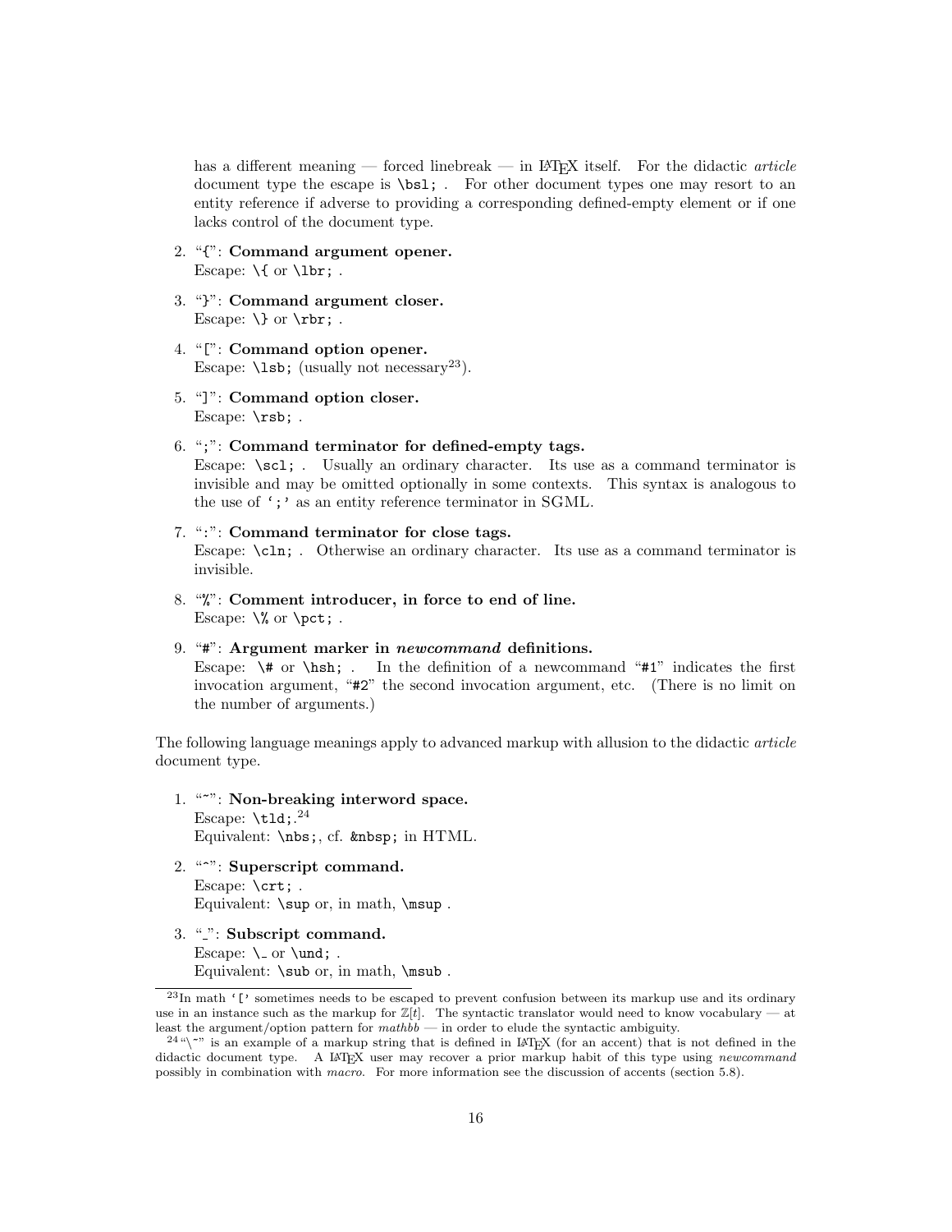has a different meaning — forced linebreak — in LaTeX itself. For the didactic *article* document type the escape is `\bsl;` . For other document types one may resort to an entity reference if adverse to providing a corresponding defined-empty element or if one lacks control of the document type.

2. "`{`": **Command argument opener.**
   Escape: `\{` or `\lbr;` .

3. "`}`": **Command argument closer.**
   Escape: `\}` or `\rbr;` .

4. "`[`": **Command option opener.**
   Escape: `\lsb;` (usually not necessary[23]).

5. "`]`": **Command option closer.**
   Escape: `\rsb;` .

6. "`;`": **Command terminator for defined-empty tags.**
   Escape: `\scl;` . Usually an ordinary character. Its use as a command terminator is invisible and may be omitted optionally in some contexts. This syntax is analogous to the use of '`;`' as an entity reference terminator in SGML.

7. "`:`": **Command terminator for close tags.**
   Escape: `\cln;` . Otherwise an ordinary character. Its use as a command terminator is invisible.

8. "`%`": **Comment introducer, in force to end of line.**
   Escape: `\%` or `\pct;` .

9. "`#`": **Argument marker in *newcommand* definitions.**
   Escape: `\#` or `\hsh;` . In the definition of a newcommand "`#1`" indicates the first invocation argument, "`#2`" the second invocation argument, etc. (There is no limit on the number of arguments.)

The following language meanings apply to advanced markup with allusion to the didactic *article* document type.

1. "`~`": **Non-breaking interword space.**
   Escape: `\tld;`.[24]
   Equivalent: `\nbs;`, cf. `&nbsp;` in HTML.

2. "`^`": **Superscript command.**
   Escape: `\crt;` .
   Equivalent: `\sup` or, in math, `\msup` .

3. "`_`": **Subscript command.**
   Escape: `\_` or `\und;` .
   Equivalent: `\sub` or, in math, `\msub` .

---

[23] In math '`[`' sometimes needs to be escaped to prevent confusion between its markup use and its ordinary use in an instance such as the markup for $\mathbb{Z}[t]$. The syntactic translator would need to know vocabulary — at least the argument/option pattern for *mathbb* — in order to elude the syntactic ambiguity.

[24] "`\~`" is an example of a markup string that is defined in LaTeX (for an accent) that is not defined in the didactic document type. A LaTeX user may recover a prior markup habit of this type using *newcommand* possibly in combination with *macro*. For more information see the discussion of accents (section 5.8).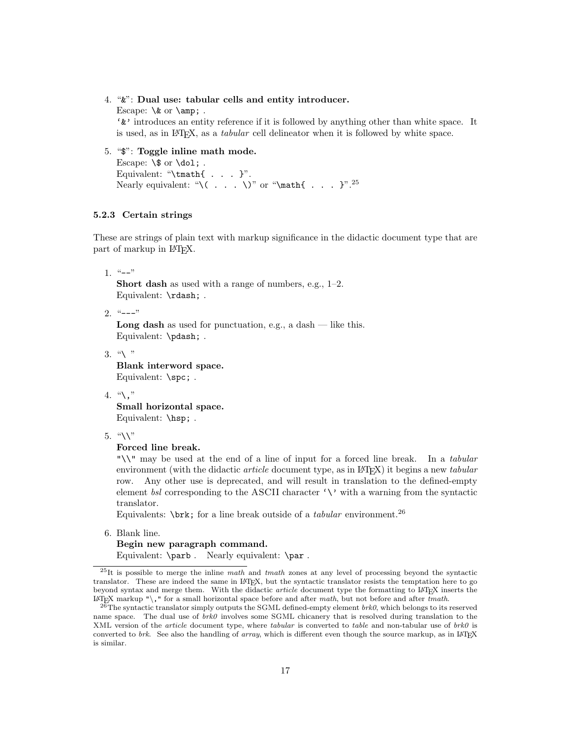4. "&": **Dual use: tabular cells and entity introducer.**
   Escape: `\&` or `\amp;` .
   `'&'` introduces an entity reference if it is followed by anything other than white space. It is used, as in LaTeX, as a *tabular* cell delineator when it is followed by white space.

5. "$": **Toggle inline math mode.**
   Escape: `\$` or `\dol;` .
   Equivalent: "`\tmath{ . . . }`".
   Nearly equivalent: "`\( . . . \)`" or "`\math{ . . . }`".[25]

### 5.2.3 Certain strings

These are strings of plain text with markup significance in the didactic document type that are part of markup in LaTeX.

1. "--"
   **Short dash** as used with a range of numbers, e.g., 1–2.
   Equivalent: `\rdash;` .

2. "---"
   **Long dash** as used for punctuation, e.g., a dash — like this.
   Equivalent: `\pdash;` .

3. "\ "
   **Blank interword space.**
   Equivalent: `\spc;` .

4. "\,"
   **Small horizontal space.**
   Equivalent: `\hsp;` .

5. "\\"
   **Forced line break.**
   `"\\"` may be used at the end of a line of input for a forced line break. In a *tabular* environment (with the didactic *article* document type, as in LaTeX) it begins a new *tabular* row. Any other use is deprecated, and will result in translation to the defined-empty element *bsl* corresponding to the ASCII character `'\'` with a warning from the syntactic translator.
   Equivalents: `\brk;` for a line break outside of a *tabular* environment.[26]

6. Blank line.
   **Begin new paragraph command.**
   Equivalent: `\parb` . Nearly equivalent: `\par` .

---

[25] It is possible to merge the inline *math* and *tmath* zones at any level of processing beyond the syntactic translator. These are indeed the same in LaTeX, but the syntactic translator resists the temptation here to go beyond syntax and merge them. With the didactic *article* document type the formatting to LaTeX inserts the LaTeX markup `"\,"` for a small horizontal space before and after *math*, but not before and after *tmath*.

[26] The syntactic translator simply outputs the SGML defined-empty element *brk0*, which belongs to its reserved name space. The dual use of *brk0* involves some SGML chicanery that is resolved during translation to the XML version of the *article* document type, where *tabular* is converted to *table* and non-tabular use of *brk0* is converted to *brk*. See also the handling of *array*, which is different even though the source markup, as in LaTeX is similar.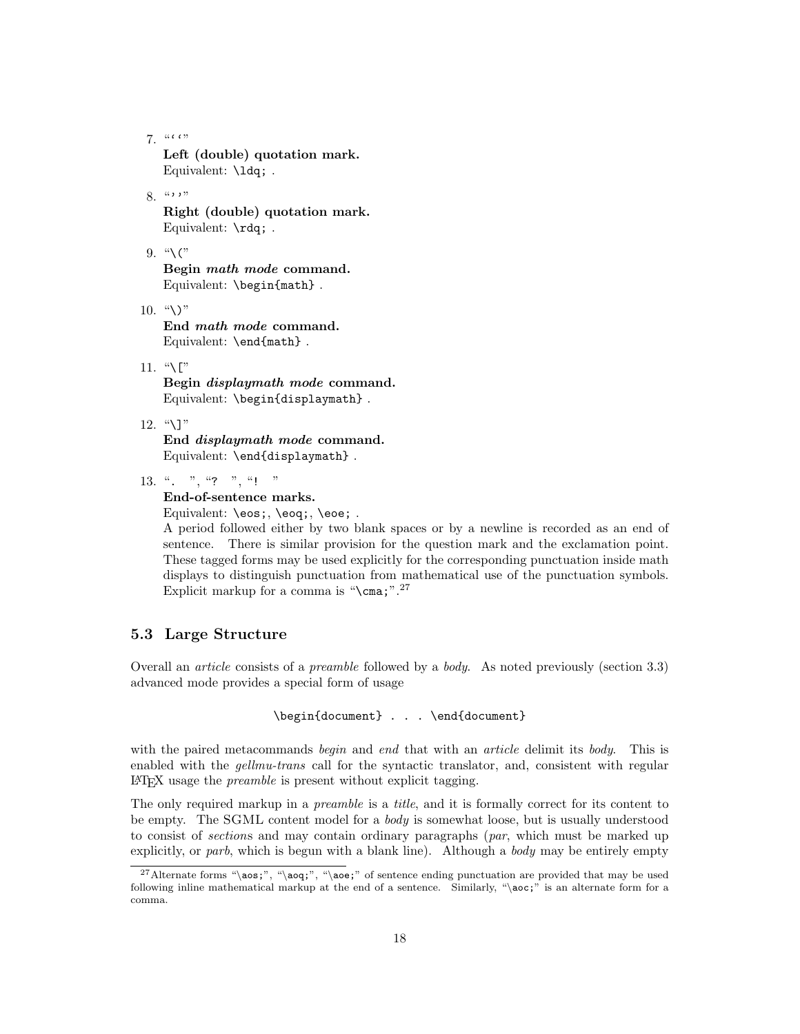7. "‘‘"
   **Left (double) quotation mark.**
   Equivalent: `\ldq;` .

8. "’’"
   **Right (double) quotation mark.**
   Equivalent: `\rdq;` .

9. "`\(`"
   **Begin *math mode* command.**
   Equivalent: `\begin{math}` .

10. "`\)`"
    **End *math mode* command.**
    Equivalent: `\end{math}` .

11. "`\[`"
    **Begin *displaymath mode* command.**
    Equivalent: `\begin{displaymath}` .

12. "`\]`"
    **End *displaymath mode* command.**
    Equivalent: `\end{displaymath}` .

13. "`.  `", "`?  `", "`!  `"
    **End-of-sentence marks.**
    Equivalent: `\eos;`, `\eoq;`, `\eoe;` .
    A period followed either by two blank spaces or by a newline is recorded as an end of sentence. There is similar provision for the question mark and the exclamation point. These tagged forms may be used explicitly for the corresponding punctuation inside math displays to distinguish punctuation from mathematical use of the punctuation symbols. Explicit markup for a comma is "`\cma;`".[27]

### 5.3 Large Structure

Overall an *article* consists of a *preamble* followed by a *body*. As noted previously (section 3.3) advanced mode provides a special form of usage

```
\begin{document} . . . \end{document}
```

with the paired metacommands *begin* and *end* that with an *article* delimit its *body*. This is enabled with the *gellmu-trans* call for the syntactic translator, and, consistent with regular LaTeX usage the *preamble* is present without explicit tagging.

The only required markup in a *preamble* is a *title*, and it is formally correct for its content to be empty. The SGML content model for a *body* is somewhat loose, but is usually understood to consist of *sections* and may contain ordinary paragraphs (*par*, which must be marked up explicitly, or *parb*, which is begun with a blank line). Although a *body* may be entirely empty

[27] Alternate forms "`\aos;`", "`\aoq;`", "`\aoe;`" of sentence ending punctuation are provided that may be used following inline mathematical markup at the end of a sentence. Similarly, "`\aoc;`" is an alternate form for a comma.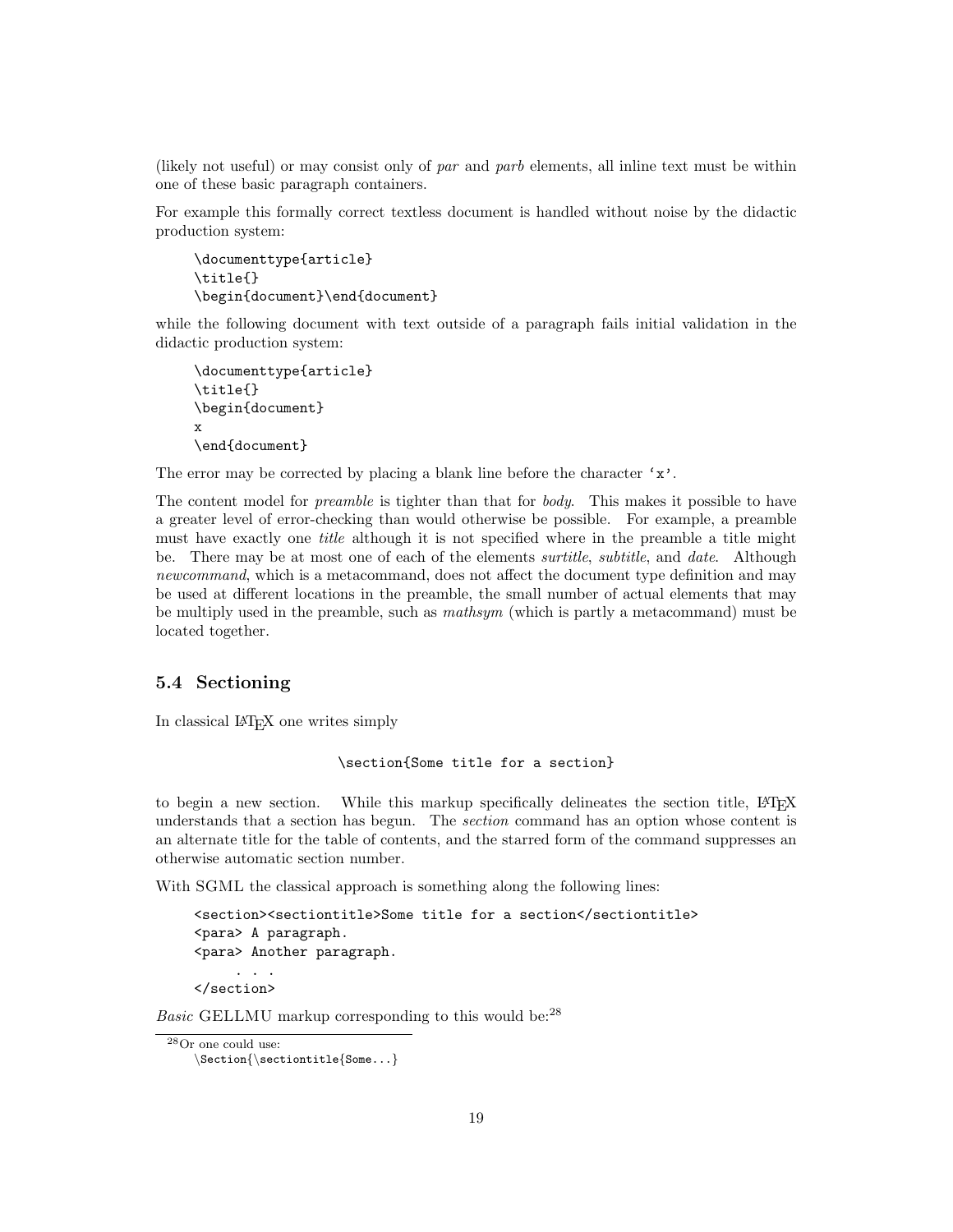(likely not useful) or may consist only of *par* and *parb* elements, all inline text must be within one of these basic paragraph containers.

For example this formally correct textless document is handled without noise by the didactic production system:

```
\documenttype{article}
\title{}
\begin{document}\end{document}
```

while the following document with text outside of a paragraph fails initial validation in the didactic production system:

```
\documenttype{article}
\title{}
\begin{document}
x
\end{document}
```

The error may be corrected by placing a blank line before the character 'x'.

The content model for *preamble* is tighter than that for *body*. This makes it possible to have a greater level of error-checking than would otherwise be possible. For example, a preamble must have exactly one *title* although it is not specified where in the preamble a title might be. There may be at most one of each of the elements *surtitle*, *subtitle*, and *date*. Although *newcommand*, which is a metacommand, does not affect the document type definition and may be used at different locations in the preamble, the small number of actual elements that may be multiply used in the preamble, such as *mathsym* (which is partly a metacommand) must be located together.

## 5.4 Sectioning

In classical LaTeX one writes simply

```
\section{Some title for a section}
```

to begin a new section. While this markup specifically delineates the section title, LaTeX understands that a section has begun. The *section* command has an option whose content is an alternate title for the table of contents, and the starred form of the command suppresses an otherwise automatic section number.

With SGML the classical approach is something along the following lines:

```
<section><sectiontitle>Some title for a section</sectiontitle>
<para> A paragraph.
<para> Another paragraph.
     . . .
</section>
```

*Basic* GELLMU markup corresponding to this would be:[28]

---

[28] Or one could use:

```
\Section{\sectiontitle{Some...}
```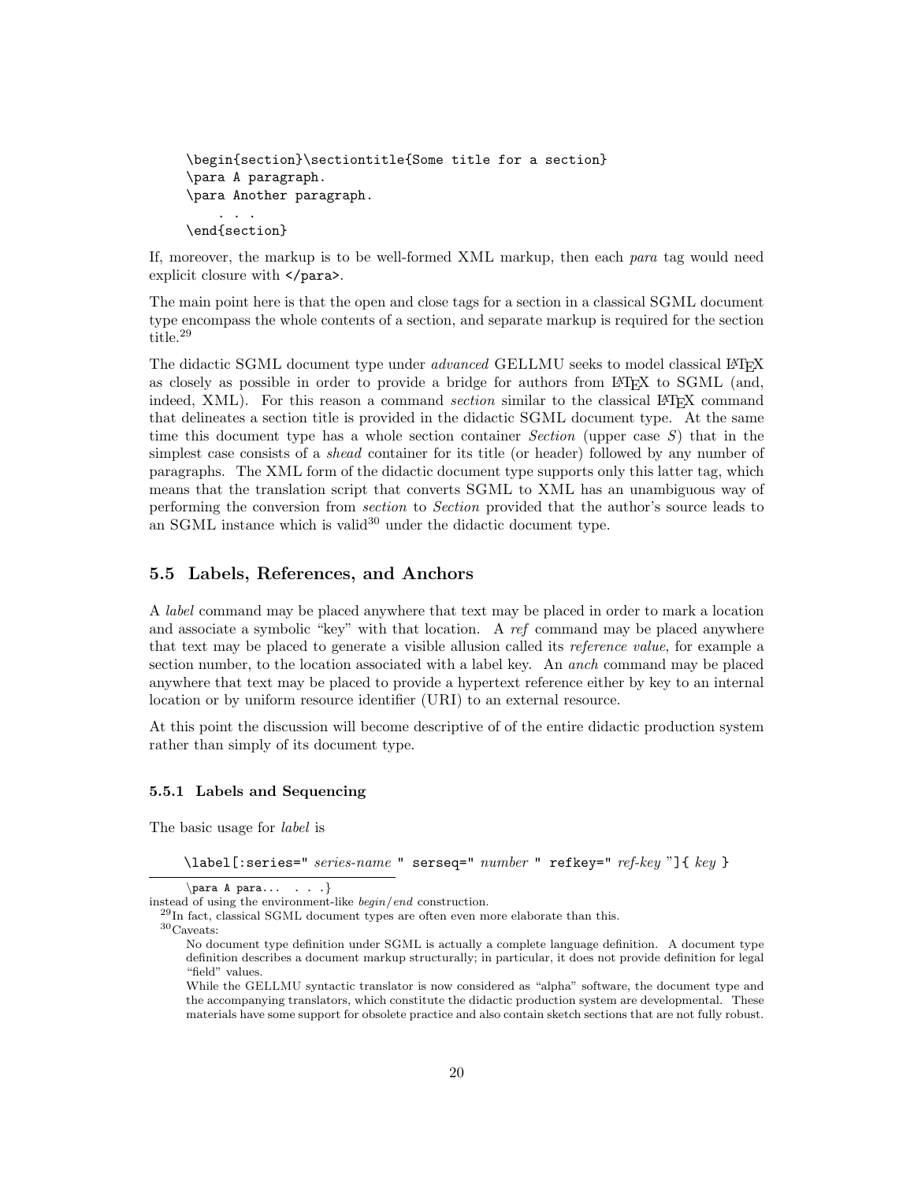```
\begin{section}\sectiontitle{Some title for a section}
\para A paragraph.
\para Another paragraph.
    . . .
\end{section}
```

If, moreover, the markup is to be well-formed XML markup, then each *para* tag would need explicit closure with `</para>`.

The main point here is that the open and close tags for a section in a classical SGML document type encompass the whole contents of a section, and separate markup is required for the section title.[29]

The didactic SGML document type under *advanced* GELLMU seeks to model classical LaTeX as closely as possible in order to provide a bridge for authors from LaTeX to SGML (and, indeed, XML). For this reason a command *section* similar to the classical LaTeX command that delineates a section title is provided in the didactic SGML document type. At the same time this document type has a whole section container *Section* (upper case *S*) that in the simplest case consists of a *shead* container for its title (or header) followed by any number of paragraphs. The XML form of the didactic document type supports only this latter tag, which means that the translation script that converts SGML to XML has an unambiguous way of performing the conversion from *section* to *Section* provided that the author's source leads to an SGML instance which is valid[30] under the didactic document type.

### 5.5 Labels, References, and Anchors

A *label* command may be placed anywhere that text may be placed in order to mark a location and associate a symbolic "key" with that location. A *ref* command may be placed anywhere that text may be placed to generate a visible allusion called its *reference value*, for example a section number, to the location associated with a label key. An *anch* command may be placed anywhere that text may be placed to provide a hypertext reference either by key to an internal location or by uniform resource identifier (URI) to an external resource.

At this point the discussion will become descriptive of of the entire didactic production system rather than simply of its document type.

#### 5.5.1 Labels and Sequencing

The basic usage for *label* is

\label[:series=" *series-name* " serseq=" *number* " refkey=" *ref-key* "]{ *key* }

---

```
\para A para...  . . .}
```

instead of using the environment-like *begin*/*end* construction.

[29] In fact, classical SGML document types are often even more elaborate than this.

[30] Caveats:

No document type definition under SGML is actually a complete language definition. A document type definition describes a document markup structurally; in particular, it does not provide definition for legal "field" values.

While the GELLMU syntactic translator is now considered as "alpha" software, the document type and the accompanying translators, which constitute the didactic production system are developmental. These materials have some support for obsolete practice and also contain sketch sections that are not fully robust.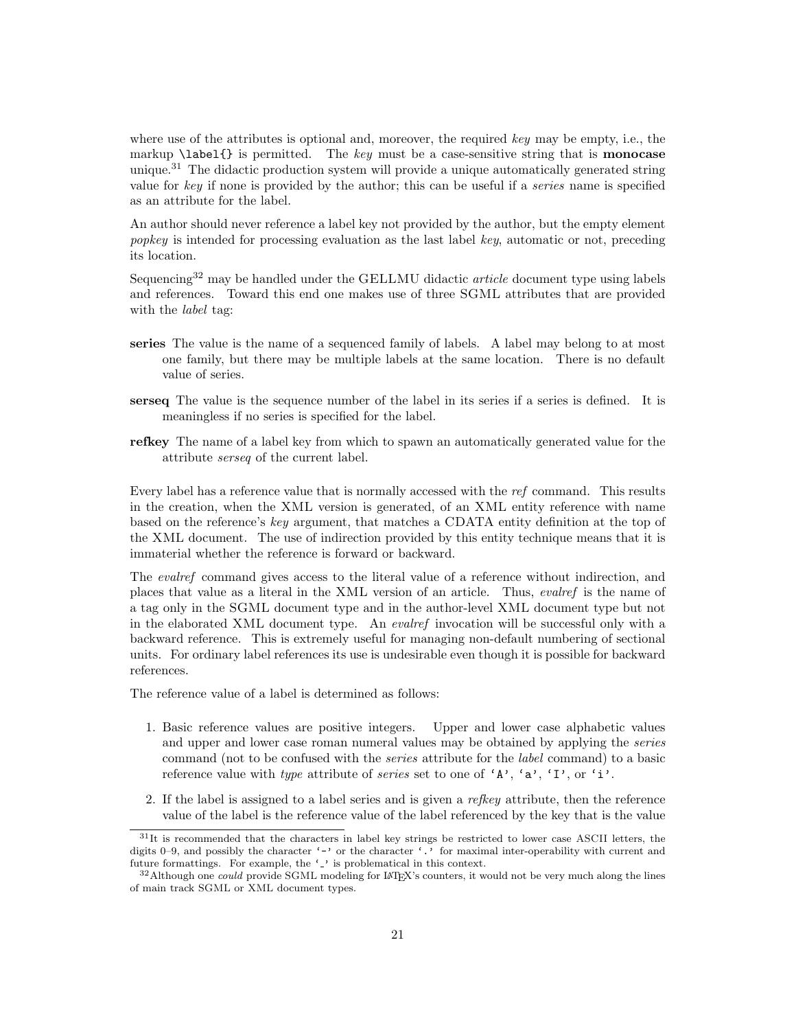where use of the attributes is optional and, moreover, the required *key* may be empty, i.e., the markup `\label{}` is permitted. The *key* must be a case-sensitive string that is **monocase** unique.[31] The didactic production system will provide a unique automatically generated string value for *key* if none is provided by the author; this can be useful if a *series* name is specified as an attribute for the label.

An author should never reference a label key not provided by the author, but the empty element *popkey* is intended for processing evaluation as the last label *key*, automatic or not, preceding its location.

Sequencing[32] may be handled under the GELLMU didactic *article* document type using labels and references. Toward this end one makes use of three SGML attributes that are provided with the *label* tag:

**series** The value is the name of a sequenced family of labels. A label may belong to at most one family, but there may be multiple labels at the same location. There is no default value of series.

**serseq** The value is the sequence number of the label in its series if a series is defined. It is meaningless if no series is specified for the label.

**refkey** The name of a label key from which to spawn an automatically generated value for the attribute *serseq* of the current label.

Every label has a reference value that is normally accessed with the *ref* command. This results in the creation, when the XML version is generated, of an XML entity reference with name based on the reference's *key* argument, that matches a CDATA entity definition at the top of the XML document. The use of indirection provided by this entity technique means that it is immaterial whether the reference is forward or backward.

The *evalref* command gives access to the literal value of a reference without indirection, and places that value as a literal in the XML version of an article. Thus, *evalref* is the name of a tag only in the SGML document type and in the author-level XML document type but not in the elaborated XML document type. An *evalref* invocation will be successful only with a backward reference. This is extremely useful for managing non-default numbering of sectional units. For ordinary label references its use is undesirable even though it is possible for backward references.

The reference value of a label is determined as follows:

1. Basic reference values are positive integers. Upper and lower case alphabetic values and upper and lower case roman numeral values may be obtained by applying the *series* command (not to be confused with the *series* attribute for the *label* command) to a basic reference value with *type* attribute of *series* set to one of `'A'`, `'a'`, `'I'`, or `'i'`.

2. If the label is assigned to a label series and is given a *refkey* attribute, then the reference value of the label is the reference value of the label referenced by the key that is the value

---

[31] It is recommended that the characters in label key strings be restricted to lower case ASCII letters, the digits 0–9, and possibly the character `'-'` or the character `'.'` for maximal inter-operability with current and future formattings. For example, the `'_'` is problematical in this context.

[32] Although one *could* provide SGML modeling for LaTeX's counters, it would not be very much along the lines of main track SGML or XML document types.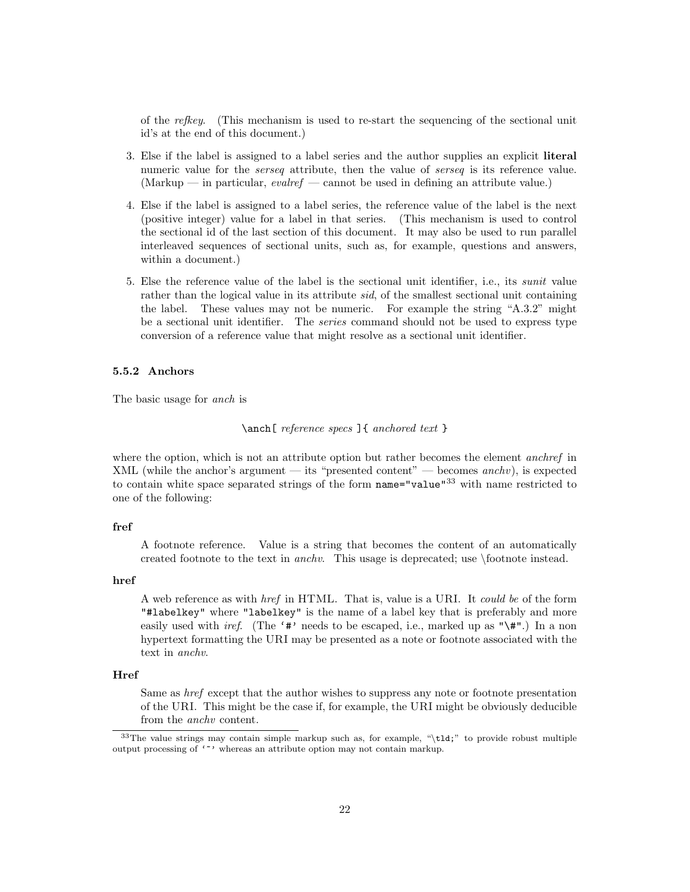of the *refkey*. (This mechanism is used to re-start the sequencing of the sectional unit id's at the end of this document.)

3. Else if the label is assigned to a label series and the author supplies an explicit **literal** numeric value for the *serseq* attribute, then the value of *serseq* is its reference value. (Markup — in particular, *evalref* — cannot be used in defining an attribute value.)

4. Else if the label is assigned to a label series, the reference value of the label is the next (positive integer) value for a label in that series. (This mechanism is used to control the sectional id of the last section of this document. It may also be used to run parallel interleaved sequences of sectional units, such as, for example, questions and answers, within a document.)

5. Else the reference value of the label is the sectional unit identifier, i.e., its *sunit* value rather than the logical value in its attribute *sid*, of the smallest sectional unit containing the label. These values may not be numeric. For example the string "A.3.2" might be a sectional unit identifier. The *series* command should not be used to express type conversion of a reference value that might resolve as a sectional unit identifier.

### 5.5.2 Anchors

The basic usage for *anch* is

`\anch[` *reference specs* `]{` *anchored text* `}`

where the option, which is not an attribute option but rather becomes the element *anchref* in XML (while the anchor's argument — its "presented content" — becomes *anchv*), is expected to contain white space separated strings of the form `name="value"`[33] with name restricted to one of the following:

**fref**

A footnote reference. Value is a string that becomes the content of an automatically created footnote to the text in *anchv*. This usage is deprecated; use \footnote instead.

**href**

A web reference as with *href* in HTML. That is, value is a URI. It *could be* of the form `"#labelkey"` where `"labelkey"` is the name of a label key that is preferably and more easily used with *iref*. (The `'#'` needs to be escaped, i.e., marked up as `"\#"`.) In a non hypertext formatting the URI may be presented as a note or footnote associated with the text in *anchv*.

**Href**

Same as *href* except that the author wishes to suppress any note or footnote presentation of the URI. This might be the case if, for example, the URI might be obviously deducible from the *anchv* content.

[33] The value strings may contain simple markup such as, for example, "`\tld;`" to provide robust multiple output processing of `'~'` whereas an attribute option may not contain markup.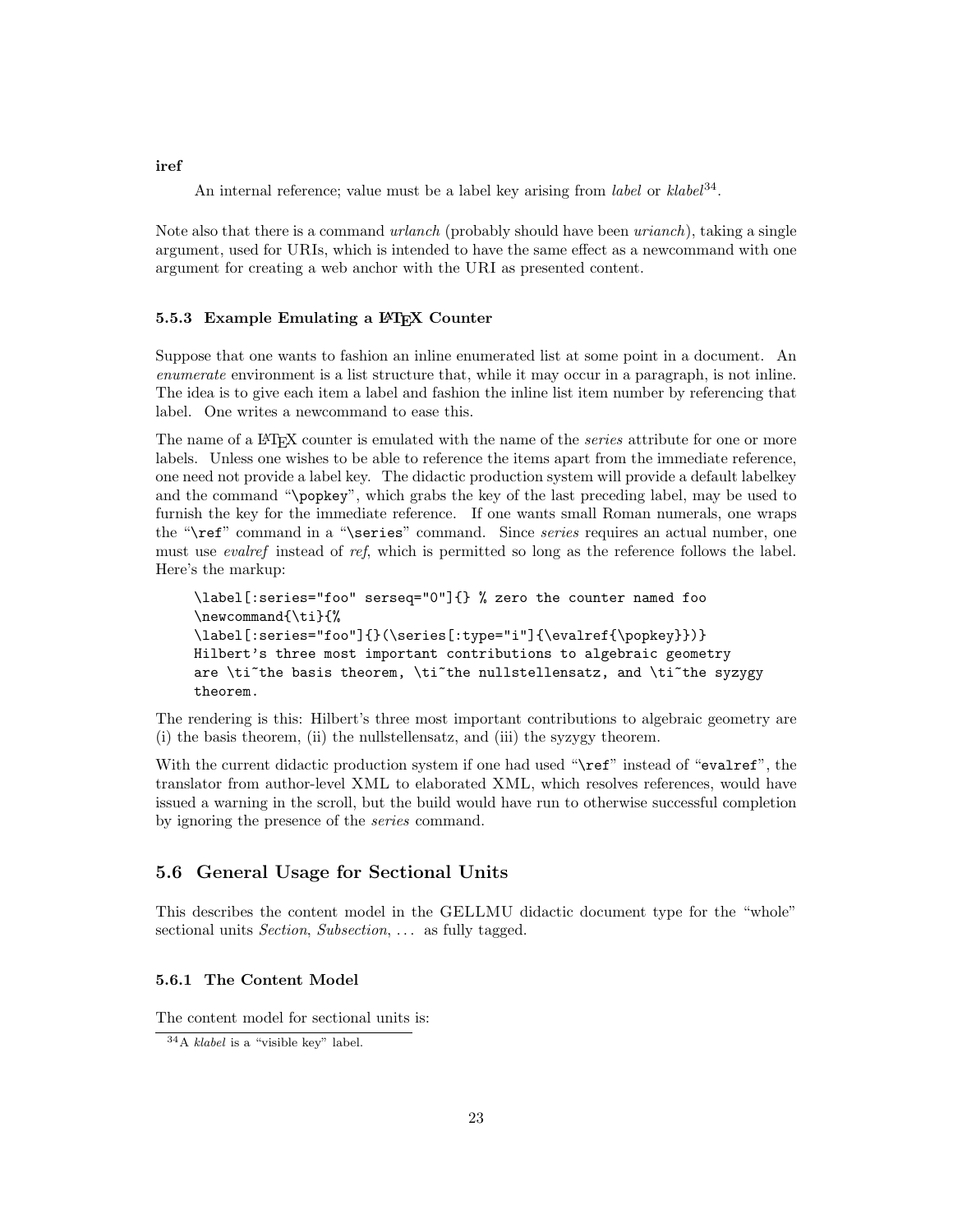**iref**

An internal reference; value must be a label key arising from *label* or *klabel*[34].

Note also that there is a command *urlanch* (probably should have been *urianch*), taking a single argument, used for URIs, which is intended to have the same effect as a newcommand with one argument for creating a web anchor with the URI as presented content.

### 5.5.3 Example Emulating a LaTeX Counter

Suppose that one wants to fashion an inline enumerated list at some point in a document. An *enumerate* environment is a list structure that, while it may occur in a paragraph, is not inline. The idea is to give each item a label and fashion the inline list item number by referencing that label. One writes a newcommand to ease this.

The name of a LaTeX counter is emulated with the name of the *series* attribute for one or more labels. Unless one wishes to be able to reference the items apart from the immediate reference, one need not provide a label key. The didactic production system will provide a default labelkey and the command "`\popkey`", which grabs the key of the last preceding label, may be used to furnish the key for the immediate reference. If one wants small Roman numerals, one wraps the "`\ref`" command in a "`\series`" command. Since *series* requires an actual number, one must use *evalref* instead of *ref*, which is permitted so long as the reference follows the label. Here's the markup:

```
\label[:series="foo" serseq="0"]{} % zero the counter named foo
\newcommand{\ti}{%
\label[:series="foo"]{}(\series[:type="i"]{\evalref{\popkey}})}
Hilbert's three most important contributions to algebraic geometry
are \ti~the basis theorem, \ti~the nullstellensatz, and \ti~the syzygy
theorem.
```

The rendering is this: Hilbert's three most important contributions to algebraic geometry are (i) the basis theorem, (ii) the nullstellensatz, and (iii) the syzygy theorem.

With the current didactic production system if one had used "`\ref`" instead of "`evalref`", the translator from author-level XML to elaborated XML, which resolves references, would have issued a warning in the scroll, but the build would have run to otherwise successful completion by ignoring the presence of the *series* command.

## 5.6 General Usage for Sectional Units

This describes the content model in the GELLMU didactic document type for the "whole" sectional units *Section*, *Subsection*, ... as fully tagged.

### 5.6.1 The Content Model

The content model for sectional units is:

[34] A *klabel* is a "visible key" label.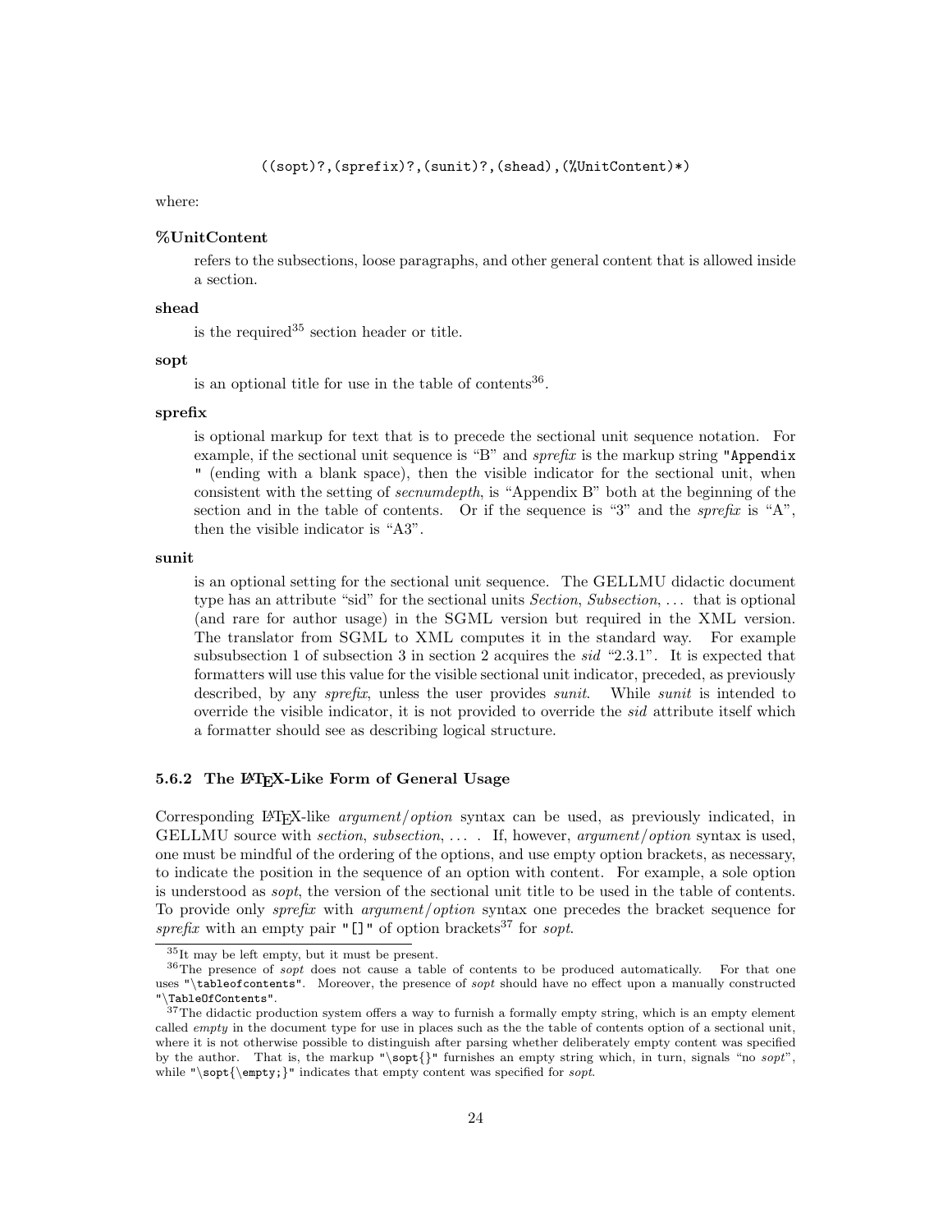```
((sopt)?,(sprefix)?,(sunit)?,(shead),(%UnitContent)*)
```

where:

**%UnitContent**

refers to the subsections, loose paragraphs, and other general content that is allowed inside a section.

**shead**

is the required[35] section header or title.

**sopt**

is an optional title for use in the table of contents[36].

**sprefix**

is optional markup for text that is to precede the sectional unit sequence notation. For example, if the sectional unit sequence is "B" and *sprefix* is the markup string `"Appendix "` (ending with a blank space), then the visible indicator for the sectional unit, when consistent with the setting of *secnumdepth*, is "Appendix B" both at the beginning of the section and in the table of contents. Or if the sequence is "3" and the *sprefix* is "A", then the visible indicator is "A3".

**sunit**

is an optional setting for the sectional unit sequence. The GELLMU didactic document type has an attribute "sid" for the sectional units *Section*, *Subsection*, . . . that is optional (and rare for author usage) in the SGML version but required in the XML version. The translator from SGML to XML computes it in the standard way. For example subsubsection 1 of subsection 3 in section 2 acquires the *sid* "2.3.1". It is expected that formatters will use this value for the visible sectional unit indicator, preceded, as previously described, by any *sprefix*, unless the user provides *sunit*. While *sunit* is intended to override the visible indicator, it is not provided to override the *sid* attribute itself which a formatter should see as describing logical structure.

### 5.6.2 The LaTeX-Like Form of General Usage

Corresponding LaTeX-like *argument/option* syntax can be used, as previously indicated, in GELLMU source with *section*, *subsection*, . . . . If, however, *argument/option* syntax is used, one must be mindful of the ordering of the options, and use empty option brackets, as necessary, to indicate the position in the sequence of an option with content. For example, a sole option is understood as *sopt*, the version of the sectional unit title to be used in the table of contents. To provide only *sprefix* with *argument/option* syntax one precedes the bracket sequence for *sprefix* with an empty pair `"[]"` of option brackets[37] for *sopt*.

---

[35] It may be left empty, but it must be present.

[36] The presence of *sopt* does not cause a table of contents to be produced automatically. For that one uses `"\tableofcontents"`. Moreover, the presence of *sopt* should have no effect upon a manually constructed `"\TableOfContents"`.

[37] The didactic production system offers a way to furnish a formally empty string, which is an empty element called *empty* in the document type for use in places such as the the table of contents option of a sectional unit, where it is not otherwise possible to distinguish after parsing whether deliberately empty content was specified by the author. That is, the markup `"\sopt{}"` furnishes an empty string which, in turn, signals "no *sopt*", while `"\sopt{\empty;}"` indicates that empty content was specified for *sopt*.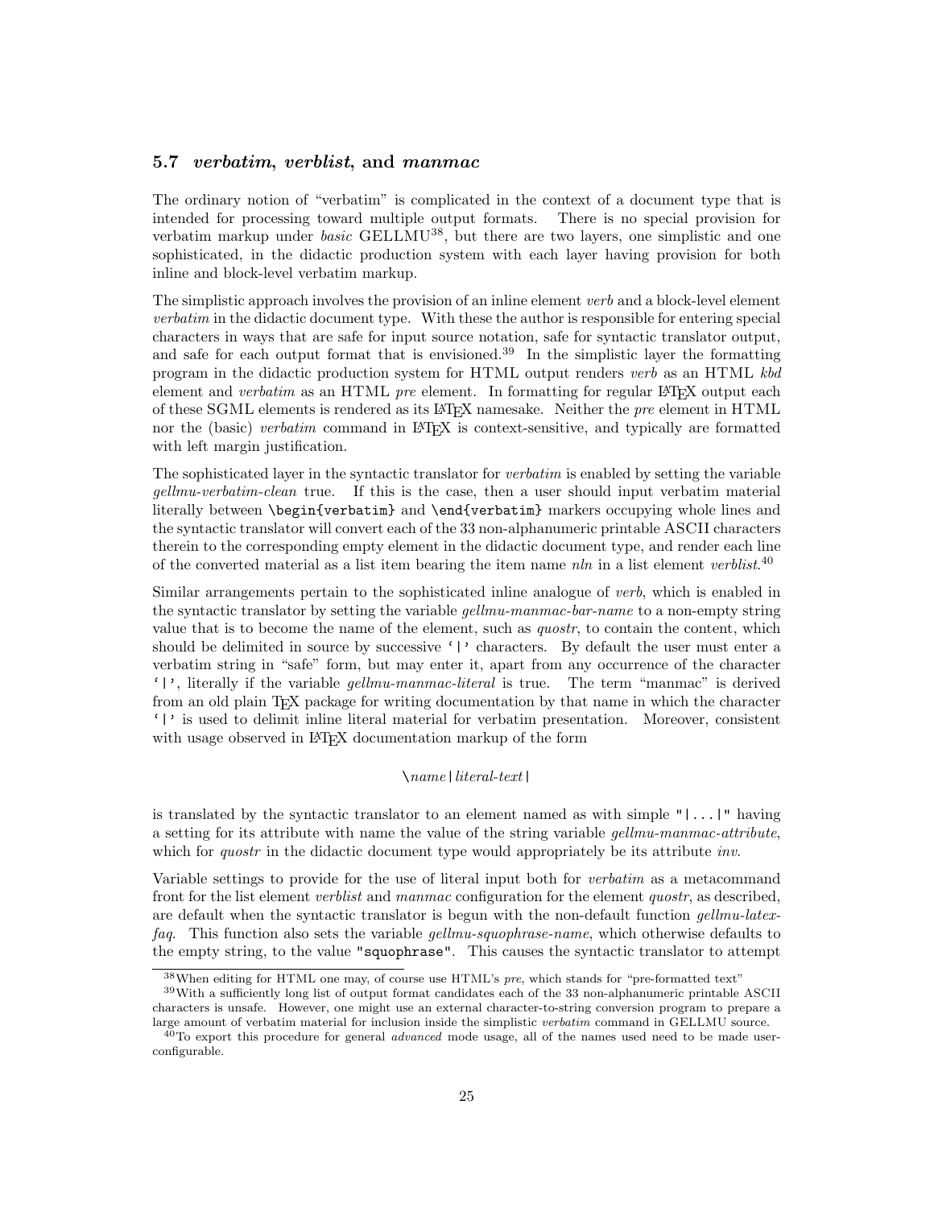### 5.7 *verbatim*, *verblist*, and *manmac*

The ordinary notion of "verbatim" is complicated in the context of a document type that is intended for processing toward multiple output formats. There is no special provision for verbatim markup under *basic* GELLMU[38], but there are two layers, one simplistic and one sophisticated, in the didactic production system with each layer having provision for both inline and block-level verbatim markup.

The simplistic approach involves the provision of an inline element *verb* and a block-level element *verbatim* in the didactic document type. With these the author is responsible for entering special characters in ways that are safe for input source notation, safe for syntactic translator output, and safe for each output format that is envisioned.[39] In the simplistic layer the formatting program in the didactic production system for HTML output renders *verb* as an HTML *kbd* element and *verbatim* as an HTML *pre* element. In formatting for regular LaTeX output each of these SGML elements is rendered as its LaTeX namesake. Neither the *pre* element in HTML nor the (basic) *verbatim* command in LaTeX is context-sensitive, and typically are formatted with left margin justification.

The sophisticated layer in the syntactic translator for *verbatim* is enabled by setting the variable *gellmu-verbatim-clean* true. If this is the case, then a user should input verbatim material literally between `\begin{verbatim}` and `\end{verbatim}` markers occupying whole lines and the syntactic translator will convert each of the 33 non-alphanumeric printable ASCII characters therein to the corresponding empty element in the didactic document type, and render each line of the converted material as a list item bearing the item name *nln* in a list element *verblist*.[40]

Similar arrangements pertain to the sophisticated inline analogue of *verb*, which is enabled in the syntactic translator by setting the variable *gellmu-manmac-bar-name* to a non-empty string value that is to become the name of the element, such as *quostr*, to contain the content, which should be delimited in source by successive '`|`' characters. By default the user must enter a verbatim string in "safe" form, but may enter it, apart from any occurrence of the character '`|`', literally if the variable *gellmu-manmac-literal* is true. The term "manmac" is derived from an old plain TeX package for writing documentation by that name in which the character '`|`' is used to delimit inline literal material for verbatim presentation. Moreover, consistent with usage observed in LaTeX documentation markup of the form

\\*name*`|`*literal-text*`|`

is translated by the syntactic translator to an element named as with simple "`|...|`" having a setting for its attribute with name the value of the string variable *gellmu-manmac-attribute*, which for *quostr* in the didactic document type would appropriately be its attribute *inv*.

Variable settings to provide for the use of literal input both for *verbatim* as a metacommand front for the list element *verblist* and *manmac* configuration for the element *quostr*, as described, are default when the syntactic translator is begun with the non-default function *gellmu-latex-faq*. This function also sets the variable *gellmu-squophrase-name*, which otherwise defaults to the empty string, to the value `"squophrase"`. This causes the syntactic translator to attempt

---

[38] When editing for HTML one may, of course use HTML's *pre*, which stands for "pre-formatted text"

[39] With a sufficiently long list of output format candidates each of the 33 non-alphanumeric printable ASCII characters is unsafe. However, one might use an external character-to-string conversion program to prepare a large amount of verbatim material for inclusion inside the simplistic *verbatim* command in GELLMU source.

[40] To export this procedure for general *advanced* mode usage, all of the names used need to be made user-configurable.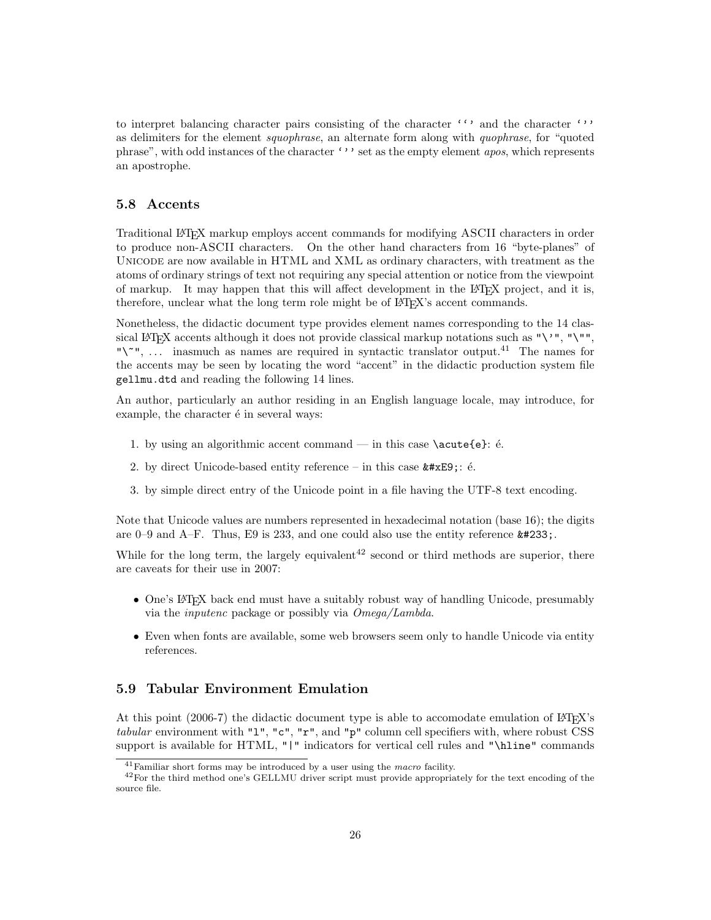to interpret balancing character pairs consisting of the character '`' and the character ''' as delimiters for the element *squophrase*, an alternate form along with *quophrase*, for "quoted phrase", with odd instances of the character ''' set as the empty element *apos*, which represents an apostrophe.

### 5.8 Accents

Traditional LaTeX markup employs accent commands for modifying ASCII characters in order to produce non-ASCII characters. On the other hand characters from 16 "byte-planes" of Unicode are now available in HTML and XML as ordinary characters, with treatment as the atoms of ordinary strings of text not requiring any special attention or notice from the viewpoint of markup. It may happen that this will affect development in the LaTeX project, and it is, therefore, unclear what the long term role might be of LaTeX's accent commands.

Nonetheless, the didactic document type provides element names corresponding to the 14 classical LaTeX accents although it does not provide classical markup notations such as `"\'"`, `"\""`, `"\~"`, ... inasmuch as names are required in syntactic translator output.[41] The names for the accents may be seen by locating the word "accent" in the didactic production system file `gellmu.dtd` and reading the following 14 lines.

An author, particularly an author residing in an English language locale, may introduce, for example, the character é in several ways:

1. by using an algorithmic accent command — in this case `\acute{e}`: é.
2. by direct Unicode-based entity reference – in this case `&#xE9;`: é.
3. by simple direct entry of the Unicode point in a file having the UTF-8 text encoding.

Note that Unicode values are numbers represented in hexadecimal notation (base 16); the digits are 0–9 and A–F. Thus, E9 is 233, and one could also use the entity reference `&#233;`.

While for the long term, the largely equivalent[42] second or third methods are superior, there are caveats for their use in 2007:

- One's LaTeX back end must have a suitably robust way of handling Unicode, presumably via the *inputenc* package or possibly via *Omega/Lambda*.
- Even when fonts are available, some web browsers seem only to handle Unicode via entity references.

### 5.9 Tabular Environment Emulation

At this point (2006-7) the didactic document type is able to accomodate emulation of LaTeX's *tabular* environment with `"l"`, `"c"`, `"r"`, and `"p"` column cell specifiers with, where robust CSS support is available for HTML, `"|"` indicators for vertical cell rules and `"\hline"` commands

---

[41] Familiar short forms may be introduced by a user using the *macro* facility.

[42] For the third method one's GELLMU driver script must provide appropriately for the text encoding of the source file.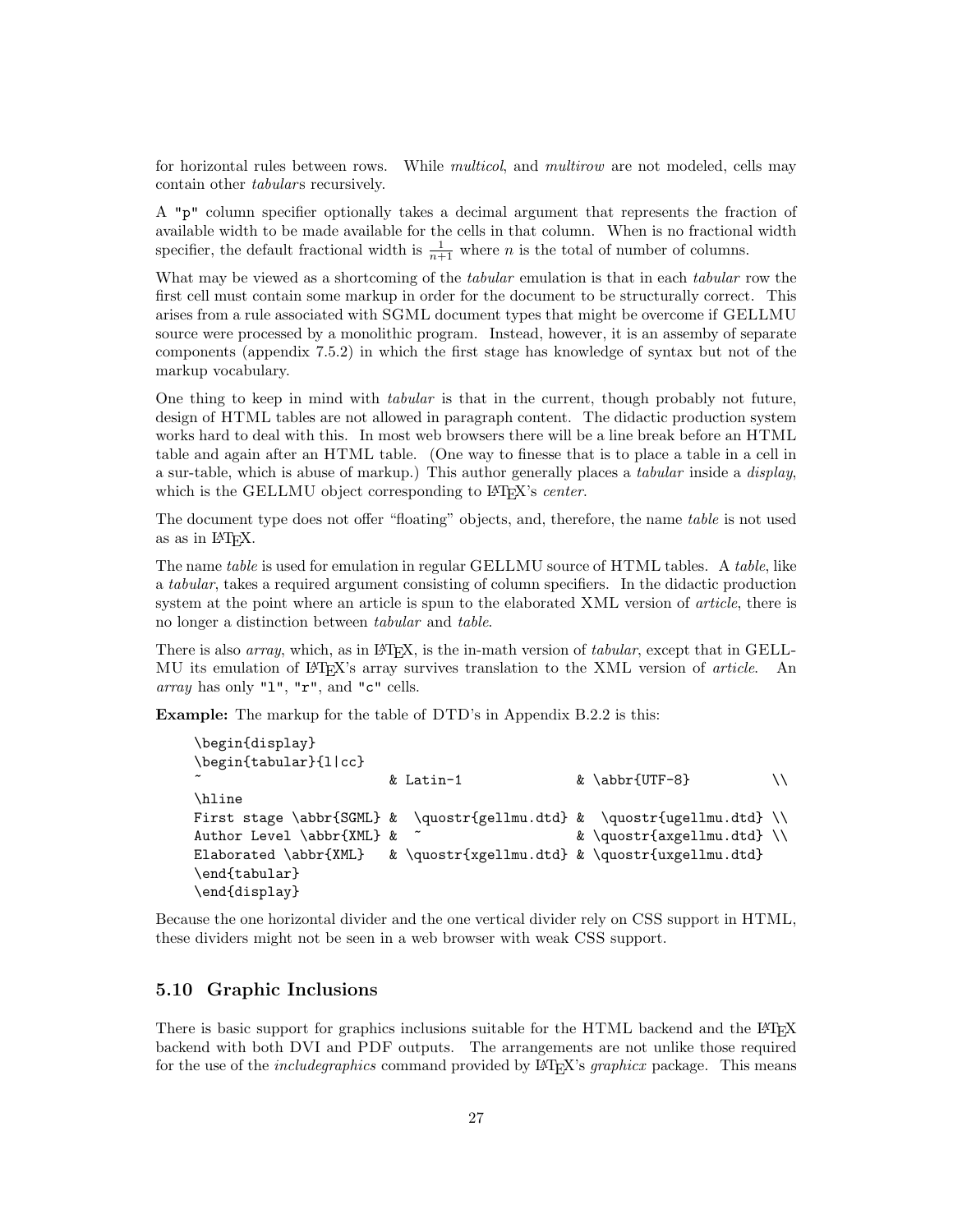for horizontal rules between rows. While *multicol*, and *multirow* are not modeled, cells may contain other *tabular*s recursively.

A "p" column specifier optionally takes a decimal argument that represents the fraction of available width to be made available for the cells in that column. When is no fractional width specifier, the default fractional width is $\frac{1}{n+1}$ where $n$ is the total of number of columns.

What may be viewed as a shortcoming of the *tabular* emulation is that in each *tabular* row the first cell must contain some markup in order for the document to be structurally correct. This arises from a rule associated with SGML document types that might be overcome if GELLMU source were processed by a monolithic program. Instead, however, it is an assemby of separate components (appendix 7.5.2) in which the first stage has knowledge of syntax but not of the markup vocabulary.

One thing to keep in mind with *tabular* is that in the current, though probably not future, design of HTML tables are not allowed in paragraph content. The didactic production system works hard to deal with this. In most web browsers there will be a line break before an HTML table and again after an HTML table. (One way to finesse that is to place a table in a cell in a sur-table, which is abuse of markup.) This author generally places a *tabular* inside a *display*, which is the GELLMU object corresponding to LaTeX's *center*.

The document type does not offer "floating" objects, and, therefore, the name *table* is not used as as in LaTeX.

The name *table* is used for emulation in regular GELLMU source of HTML tables. A *table*, like a *tabular*, takes a required argument consisting of column specifiers. In the didactic production system at the point where an article is spun to the elaborated XML version of *article*, there is no longer a distinction between *tabular* and *table*.

There is also *array*, which, as in LaTeX, is the in-math version of *tabular*, except that in GELLMU its emulation of LaTeX's array survives translation to the XML version of *article*. An *array* has only "l", "r", and "c" cells.

**Example:** The markup for the table of DTD's in Appendix B.2.2 is this:

```
\begin{display}
\begin{tabular}{l|cc}
~                     & Latin-1               & \abbr{UTF-8}           \\
\hline
First stage \abbr{SGML} &  \quostr{gellmu.dtd} &  \quostr{ugellmu.dtd} \\
Author Level \abbr{XML} &  ~                   & \quostr{axgellmu.dtd} \\
Elaborated \abbr{XML}   & \quostr{xgellmu.dtd} & \quostr{uxgellmu.dtd}
\end{tabular}
\end{display}
```

Because the one horizontal divider and the one vertical divider rely on CSS support in HTML, these dividers might not be seen in a web browser with weak CSS support.

## 5.10 Graphic Inclusions

There is basic support for graphics inclusions suitable for the HTML backend and the LaTeX backend with both DVI and PDF outputs. The arrangements are not unlike those required for the use of the *includegraphics* command provided by LaTeX's *graphicx* package. This means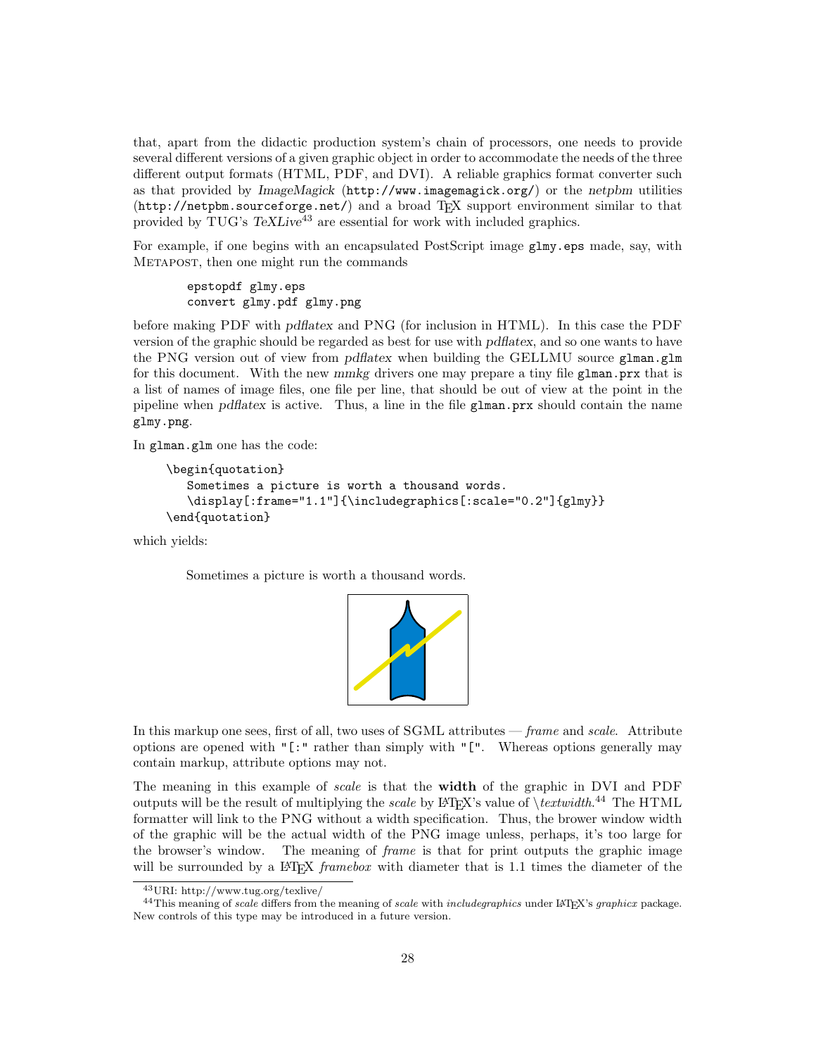that, apart from the didactic production system's chain of processors, one needs to provide several different versions of a given graphic object in order to accommodate the needs of the three different output formats (HTML, PDF, and DVI). A reliable graphics format converter such as that provided by *ImageMagick* (`http://www.imagemagick.org/`) or the *netpbm* utilities (`http://netpbm.sourceforge.net/`) and a broad TEX support environment similar to that provided by TUG's *TeXLive*[43] are essential for work with included graphics.

For example, if one begins with an encapsulated PostScript image `glmy.eps` made, say, with METAPOST, then one might run the commands

```
epstopdf glmy.eps
convert glmy.pdf glmy.png
```

before making PDF with *pdflatex* and PNG (for inclusion in HTML). In this case the PDF version of the graphic should be regarded as best for use with *pdflatex*, and so one wants to have the PNG version out of view from *pdflatex* when building the GELLMU source `glman.glm` for this document. With the new *mmkg* drivers one may prepare a tiny file `glman.prx` that is a list of names of image files, one file per line, that should be out of view at the point in the pipeline when *pdflatex* is active. Thus, a line in the file `glman.prx` should contain the name `glmy.png`.

In `glman.glm` one has the code:

```
\begin{quotation}
   Sometimes a picture is worth a thousand words.
   \display[:frame="1.1"]{\includegraphics[:scale="0.2"]{glmy}}
\end{quotation}
```

which yields:

> Sometimes a picture is worth a thousand words.

In this markup one sees, first of all, two uses of SGML attributes — *frame* and *scale*. Attribute options are opened with `"[:"` rather than simply with `"["`. Whereas options generally may contain markup, attribute options may not.

The meaning in this example of *scale* is that the **width** of the graphic in DVI and PDF outputs will be the result of multiplying the *scale* by LATEX's value of *\textwidth*.[44] The HTML formatter will link to the PNG without a width specification. Thus, the brower window width of the graphic will be the actual width of the PNG image unless, perhaps, it's too large for the browser's window. The meaning of *frame* is that for print outputs the graphic image will be surrounded by a LATEX *framebox* with diameter that is 1.1 times the diameter of the

---

[43] URI: http://www.tug.org/texlive/

[44] This meaning of *scale* differs from the meaning of *scale* with *includegraphics* under LATEX's *graphicx* package. New controls of this type may be introduced in a future version.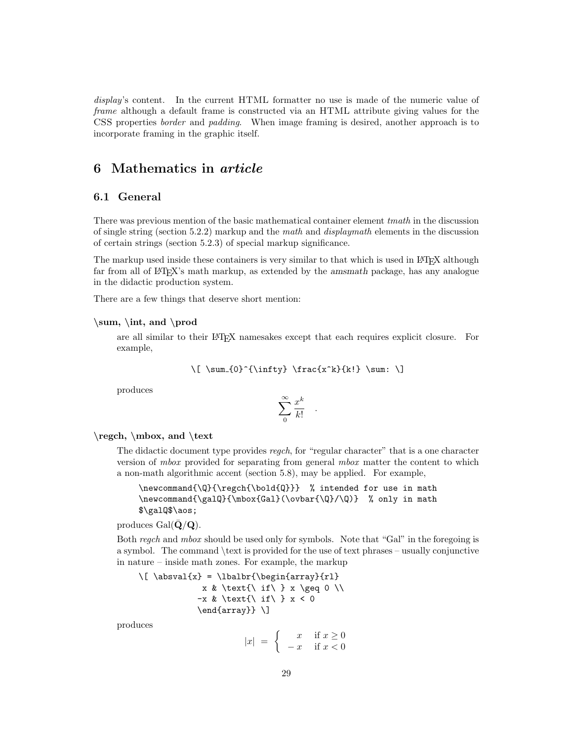*display*'s content. In the current HTML formatter no use is made of the numeric value of *frame* although a default frame is constructed via an HTML attribute giving values for the CSS properties *border* and *padding*. When image framing is desired, another approach is to incorporate framing in the graphic itself.

# 6 Mathematics in *article*

## 6.1 General

There was previous mention of the basic mathematical container element *tmath* in the discussion of single string (section 5.2.2) markup and the *math* and *displaymath* elements in the discussion of certain strings (section 5.2.3) of special markup significance.

The markup used inside these containers is very similar to that which is used in LaTeX although far from all of LaTeX's math markup, as extended by the amsmath package, has any analogue in the didactic production system.

There are a few things that deserve short mention:

**\sum, \int, and \prod**

are all similar to their LaTeX namesakes except that each requires explicit closure. For example,

```
\[ \sum_{0}^{\infty} \frac{x^k}{k!} \sum: \]
```

produces

$$\sum_{0}^{\infty} \frac{x^k}{k!} \quad .$$

**\regch, \mbox, and \text**

The didactic document type provides *regch*, for "regular character" that is a one character version of *mbox* provided for separating from general *mbox* matter the content to which a non-math algorithmic accent (section 5.8), may be applied. For example,

```
\newcommand{\Q}{\regch{\bold{Q}}}  % intended for use in math
\newcommand{\galQ}{\mbox{Gal}(\ovbar{\Q}/\Q)}  % only in math
$\galQ$\aos;
```

produces $\mathrm{Gal}(\bar{\mathbf{Q}}/\mathbf{Q})$.

Both *regch* and *mbox* should be used only for symbols. Note that "Gal" in the foregoing is a symbol. The command \text is provided for the use of text phrases – usually conjunctive in nature – inside math zones. For example, the markup

```
\[ \absval{x} = \lbalbr{\begin{array}{rl}
             x & \text{\ if\ } x \geq 0 \\
            -x & \text{\ if\ } x < 0
            \end{array}} \]
```

produces

$$|x| \;=\; \left\{ \begin{array}{rl} x & \text{ if } x \geq 0 \\ -x & \text{ if } x < 0 \end{array} \right.$$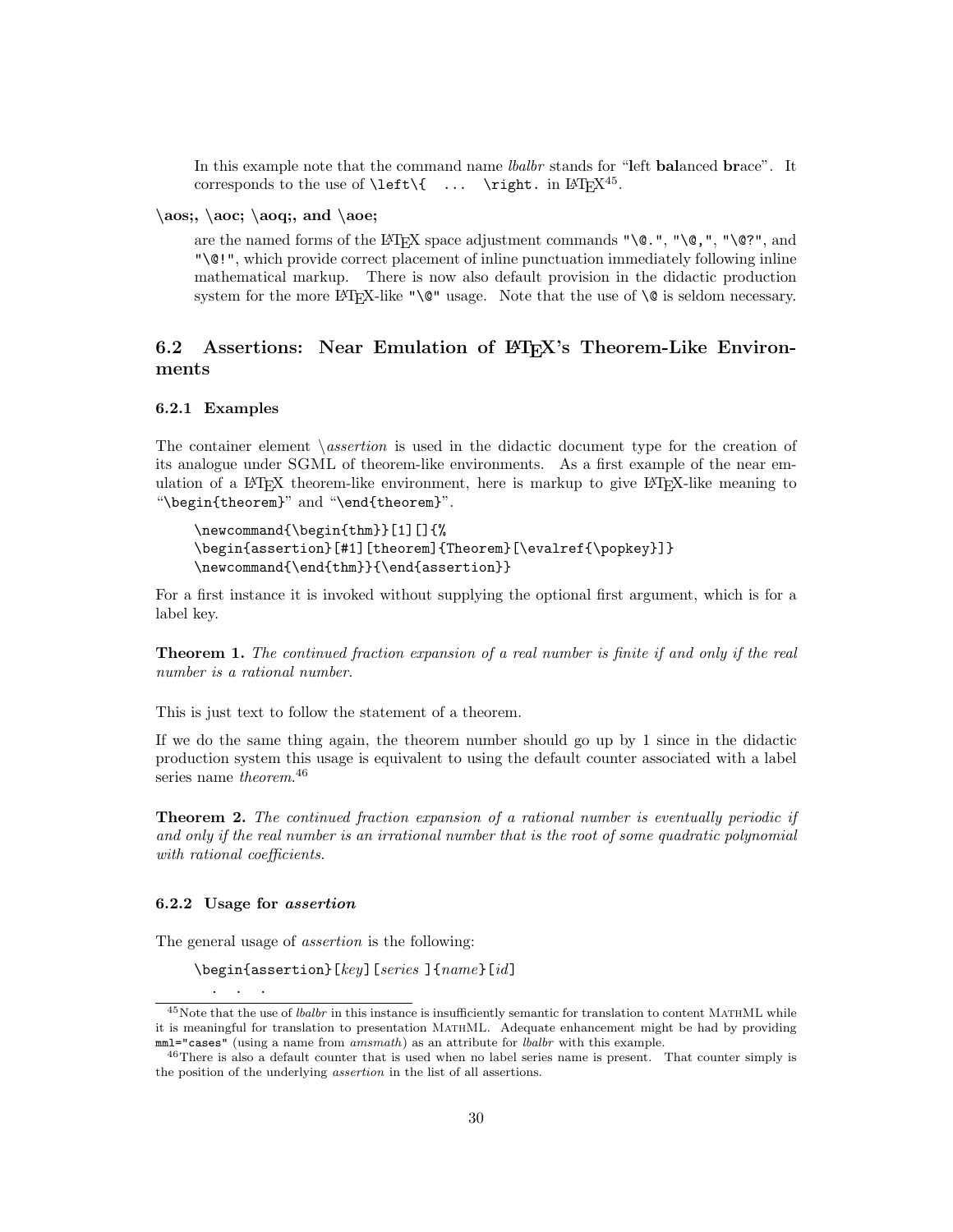In this example note that the command name *lbalbr* stands for "**l**eft **bal**anced **br**ace". It corresponds to the use of `\left\{ ... \right.` in LaTeX[45].

**\aos;, \aoc; \aoq;, and \aoe;**

are the named forms of the LaTeX space adjustment commands `"\@."`, `"\@,"`, `"\@?"`, and `"\@!"`, which provide correct placement of inline punctuation immediately following inline mathematical markup. There is now also default provision in the didactic production system for the more LaTeX-like `"\@"` usage. Note that the use of `\@` is seldom necessary.

## 6.2 Assertions: Near Emulation of LaTeX's Theorem-Like Environments

### 6.2.1 Examples

The container element *\assertion* is used in the didactic document type for the creation of its analogue under SGML of theorem-like environments. As a first example of the near emulation of a LaTeX theorem-like environment, here is markup to give LaTeX-like meaning to "`\begin{theorem}`" and "`\end{theorem}`".

```
\newcommand{\begin{thm}}[1][]{%
\begin{assertion}[#1][theorem]{Theorem}[\evalref{\popkey}]}
\newcommand{\end{thm}}{\end{assertion}}
```

For a first instance it is invoked without supplying the optional first argument, which is for a label key.

**Theorem 1.** *The continued fraction expansion of a real number is finite if and only if the real number is a rational number.*

This is just text to follow the statement of a theorem.

If we do the same thing again, the theorem number should go up by 1 since in the didactic production system this usage is equivalent to using the default counter associated with a label series name *theorem*.[46]

**Theorem 2.** *The continued fraction expansion of a rational number is eventually periodic if and only if the real number is an irrational number that is the root of some quadratic polynomial with rational coefficients.*

### 6.2.2 Usage for *assertion*

The general usage of *assertion* is the following:

```
\begin{assertion}[key][series ]{name}[id]
  . . .
```

[45]Note that the use of *lbalbr* in this instance is insufficiently semantic for translation to content MathML while it is meaningful for translation to presentation MathML. Adequate enhancement might be had by providing `mml="cases"` (using a name from *amsmath*) as an attribute for *lbalbr* with this example.

[46]There is also a default counter that is used when no label series name is present. That counter simply is the position of the underlying *assertion* in the list of all assertions.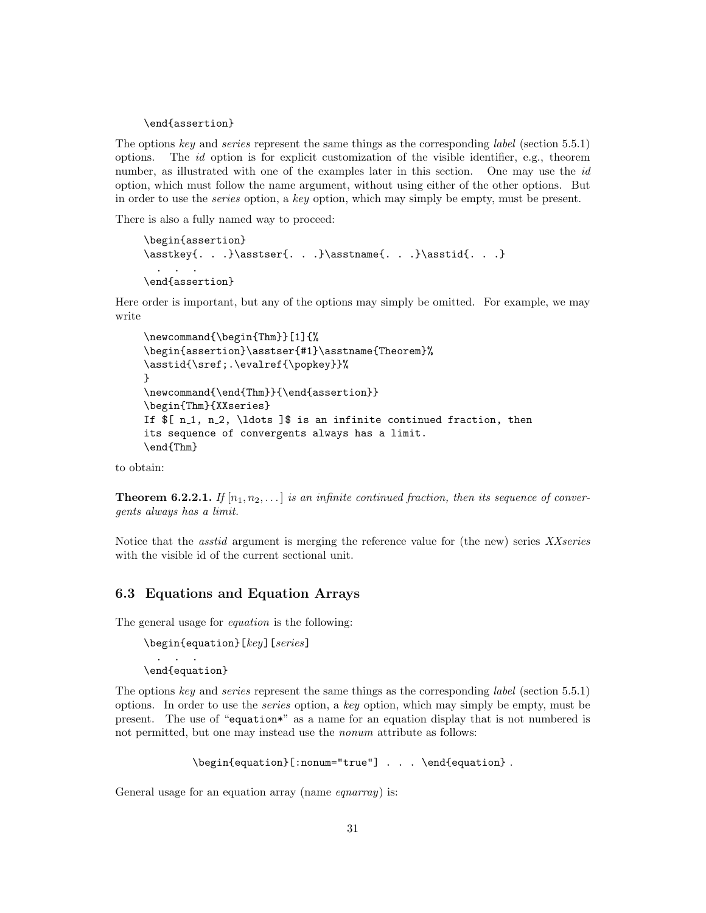```
\end{assertion}
```

The options *key* and *series* represent the same things as the corresponding *label* (section 5.5.1) options. The *id* option is for explicit customization of the visible identifier, e.g., theorem number, as illustrated with one of the examples later in this section. One may use the *id* option, which must follow the name argument, without using either of the other options. But in order to use the *series* option, a *key* option, which may simply be empty, must be present.

There is also a fully named way to proceed:

```
\begin{assertion}
\asstkey{. . .}\asstser{. . .}\asstname{. . .}\asstid{. . .}
  . . .
\end{assertion}
```

Here order is important, but any of the options may simply be omitted. For example, we may write

```
\newcommand{\begin{Thm}}[1]{%
\begin{assertion}\asstser{#1}\asstname{Theorem}%
\asstid{\sref;.\evalref{\popkey}}%
}
\newcommand{\end{Thm}}{\end{assertion}}
\begin{Thm}{XXseries}
If $[ n_1, n_2, \ldots ]$ is an infinite continued fraction, then
its sequence of convergents always has a limit.
\end{Thm}
```

to obtain:

**Theorem 6.2.2.1.** *If* $[n_1, n_2, \ldots]$ *is an infinite continued fraction, then its sequence of convergents always has a limit.*

Notice that the *asstid* argument is merging the reference value for (the new) series *XXseries* with the visible id of the current sectional unit.

## 6.3 Equations and Equation Arrays

The general usage for *equation* is the following:

```
\begin{equation}[key][series]
  . . .
\end{equation}
```

The options *key* and *series* represent the same things as the corresponding *label* (section 5.5.1) options. In order to use the *series* option, a *key* option, which may simply be empty, must be present. The use of "`equation*`" as a name for an equation display that is not numbered is not permitted, but one may instead use the *nonum* attribute as follows:

```
\begin{equation}[:nonum="true"] . . . \end{equation} .
```

General usage for an equation array (name *eqnarray*) is: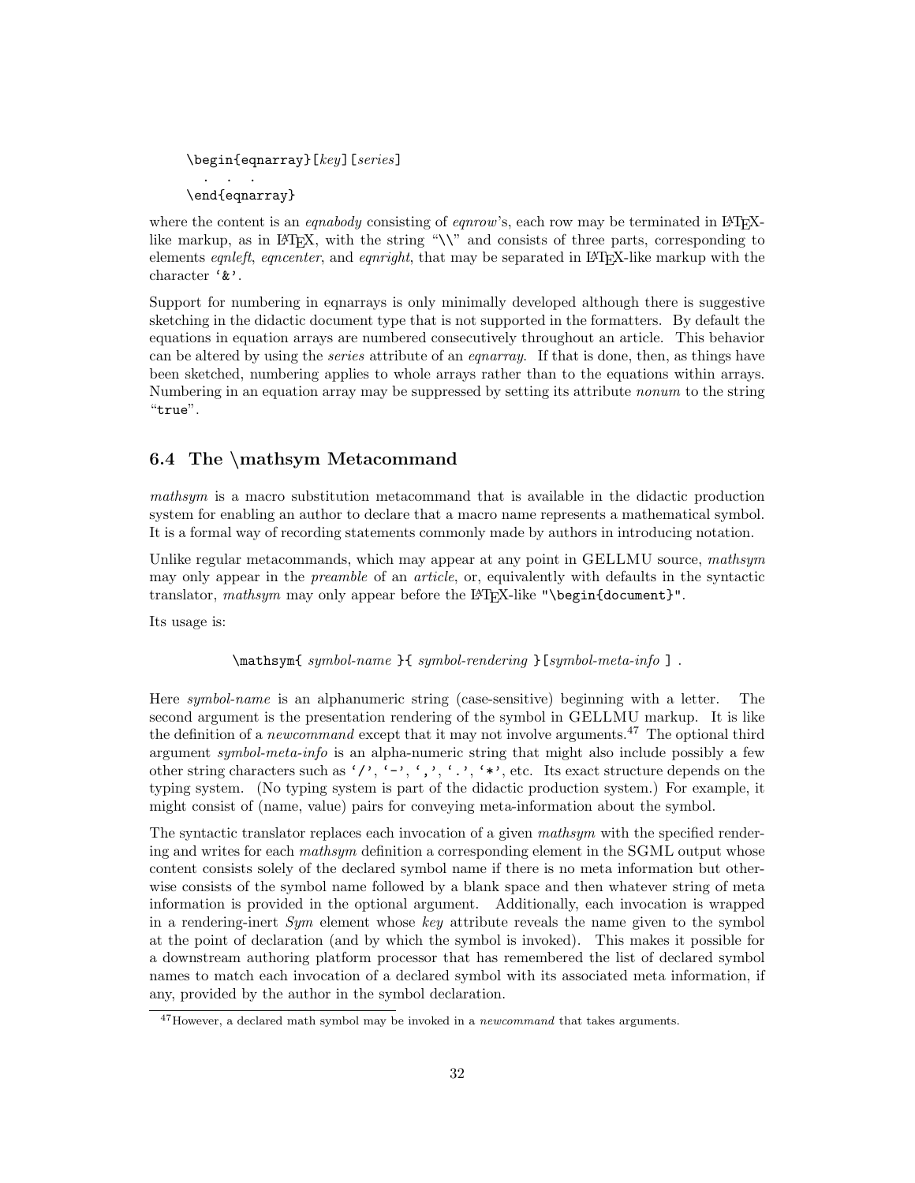```
\begin{eqnarray}[key][series]
  . . .
\end{eqnarray}
```

where the content is an *eqnabody* consisting of *eqnrow*'s, each row may be terminated in LaTeX-like markup, as in LaTeX, with the string "`\\`" and consists of three parts, corresponding to elements *eqnleft*, *eqncenter*, and *eqnright*, that may be separated in LaTeX-like markup with the character '`&`'.

Support for numbering in eqnarrays is only minimally developed although there is suggestive sketching in the didactic document type that is not supported in the formatters. By default the equations in equation arrays are numbered consecutively throughout an article. This behavior can be altered by using the *series* attribute of an *eqnarray*. If that is done, then, as things have been sketched, numbering applies to whole arrays rather than to the equations within arrays. Numbering in an equation array may be suppressed by setting its attribute *nonum* to the string "`true`".

### 6.4 The \mathsym Metacommand

*mathsym* is a macro substitution metacommand that is available in the didactic production system for enabling an author to declare that a macro name represents a mathematical symbol. It is a formal way of recording statements commonly made by authors in introducing notation.

Unlike regular metacommands, which may appear at any point in GELLMU source, *mathsym* may only appear in the *preamble* of an *article*, or, equivalently with defaults in the syntactic translator, *mathsym* may only appear before the LaTeX-like "`\begin{document}`".

Its usage is:

```
\mathsym{ symbol-name }{ symbol-rendering }[symbol-meta-info ] .
```

Here *symbol-name* is an alphanumeric string (case-sensitive) beginning with a letter. The second argument is the presentation rendering of the symbol in GELLMU markup. It is like the definition of a *newcommand* except that it may not involve arguments.[47] The optional third argument *symbol-meta-info* is an alpha-numeric string that might also include possibly a few other string characters such as '`/`', '`-`', '`,`', '`.`', '`*`', etc. Its exact structure depends on the typing system. (No typing system is part of the didactic production system.) For example, it might consist of (name, value) pairs for conveying meta-information about the symbol.

The syntactic translator replaces each invocation of a given *mathsym* with the specified rendering and writes for each *mathsym* definition a corresponding element in the SGML output whose content consists solely of the declared symbol name if there is no meta information but otherwise consists of the symbol name followed by a blank space and then whatever string of meta information is provided in the optional argument. Additionally, each invocation is wrapped in a rendering-inert *Sym* element whose *key* attribute reveals the name given to the symbol at the point of declaration (and by which the symbol is invoked). This makes it possible for a downstream authoring platform processor that has remembered the list of declared symbol names to match each invocation of a declared symbol with its associated meta information, if any, provided by the author in the symbol declaration.

[47] However, a declared math symbol may be invoked in a *newcommand* that takes arguments.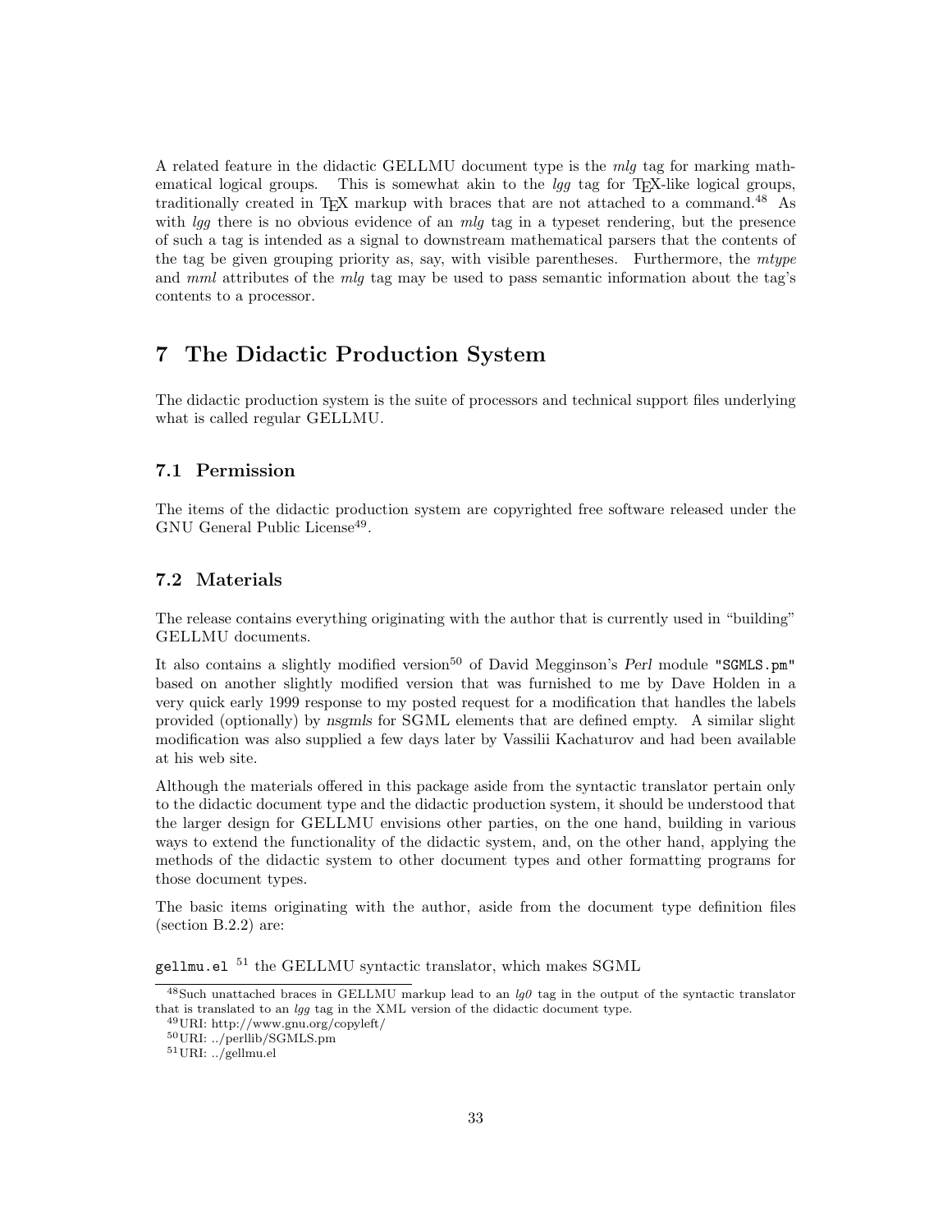A related feature in the didactic GELLMU document type is the *mlg* tag for marking mathematical logical groups. This is somewhat akin to the *lgg* tag for TEX-like logical groups, traditionally created in TEX markup with braces that are not attached to a command.[48] As with *lgg* there is no obvious evidence of an *mlg* tag in a typeset rendering, but the presence of such a tag is intended as a signal to downstream mathematical parsers that the contents of the tag be given grouping priority as, say, with visible parentheses. Furthermore, the *mtype* and *mml* attributes of the *mlg* tag may be used to pass semantic information about the tag's contents to a processor.

# 7 The Didactic Production System

The didactic production system is the suite of processors and technical support files underlying what is called regular GELLMU.

## 7.1 Permission

The items of the didactic production system are copyrighted free software released under the GNU General Public License[49].

## 7.2 Materials

The release contains everything originating with the author that is currently used in "building" GELLMU documents.

It also contains a slightly modified version[50] of David Megginson's *Perl* module `"SGMLS.pm"` based on another slightly modified version that was furnished to me by Dave Holden in a very quick early 1999 response to my posted request for a modification that handles the labels provided (optionally) by *nsgmls* for SGML elements that are defined empty. A similar slight modification was also supplied a few days later by Vassilii Kachaturov and had been available at his web site.

Although the materials offered in this package aside from the syntactic translator pertain only to the didactic document type and the didactic production system, it should be understood that the larger design for GELLMU envisions other parties, on the one hand, building in various ways to extend the functionality of the didactic system, and, on the other hand, applying the methods of the didactic system to other document types and other formatting programs for those document types.

The basic items originating with the author, aside from the document type definition files (section B.2.2) are:

`gellmu.el` [51] the GELLMU syntactic translator, which makes SGML

---

[48] Such unattached braces in GELLMU markup lead to an *lg0* tag in the output of the syntactic translator that is translated to an *lgg* tag in the XML version of the didactic document type.

[49] URI: http://www.gnu.org/copyleft/

[50] URI: ../perllib/SGMLS.pm

[51] URI: ../gellmu.el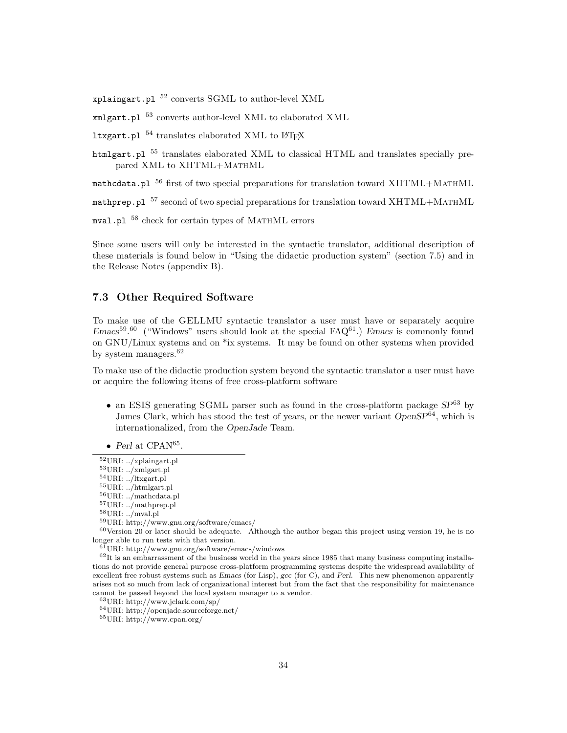`xplaingart.pl` [52] converts SGML to author-level XML

`xmlgart.pl` [53] converts author-level XML to elaborated XML

`ltxgart.pl` [54] translates elaborated XML to LaTeX

`htmlgart.pl` [55] translates elaborated XML to classical HTML and translates specially prepared XML to XHTML+MathML

`mathcdata.pl` [56] first of two special preparations for translation toward XHTML+MathML

`mathprep.pl` [57] second of two special preparations for translation toward XHTML+MathML

`mval.pl` [58] check for certain types of MathML errors

Since some users will only be interested in the syntactic translator, additional description of these materials is found below in "Using the didactic production system" (section 7.5) and in the Release Notes (appendix B).

### 7.3 Other Required Software

To make use of the GELLMU syntactic translator a user must have or separately acquire *Emacs*[59].[60] ("Windows" users should look at the special FAQ[61].) *Emacs* is commonly found on GNU/Linux systems and on *ix systems. It may be found on other systems when provided by system managers.[62]

To make use of the didactic production system beyond the syntactic translator a user must have or acquire the following items of free cross-platform software

- an ESIS generating SGML parser such as found in the cross-platform package *SP*[63] by James Clark, which has stood the test of years, or the newer variant *OpenSP*[64], which is internationalized, from the *OpenJade* Team.
- *Perl* at CPAN[65].

---

[52] URI: ../xplaingart.pl

[53] URI: ../xmlgart.pl

[54] URI: ../ltxgart.pl

[55] URI: ../htmlgart.pl

[56] URI: ../mathcdata.pl

[57] URI: ../mathprep.pl

[58] URI: ../mval.pl

[59] URI: http://www.gnu.org/software/emacs/

[60] Version 20 or later should be adequate. Although the author began this project using version 19, he is no longer able to run tests with that version.

[61] URI: http://www.gnu.org/software/emacs/windows

[62] It is an embarrassment of the business world in the years since 1985 that many business computing installations do not provide general purpose cross-platform programming systems despite the widespread availability of excellent free robust systems such as *Emacs* (for Lisp), *gcc* (for C), and *Perl*. This new phenomenon apparently arises not so much from lack of organizational interest but from the fact that the responsibility for maintenance cannot be passed beyond the local system manager to a vendor.

[63] URI: http://www.jclark.com/sp/

[64] URI: http://openjade.sourceforge.net/

[65] URI: http://www.cpan.org/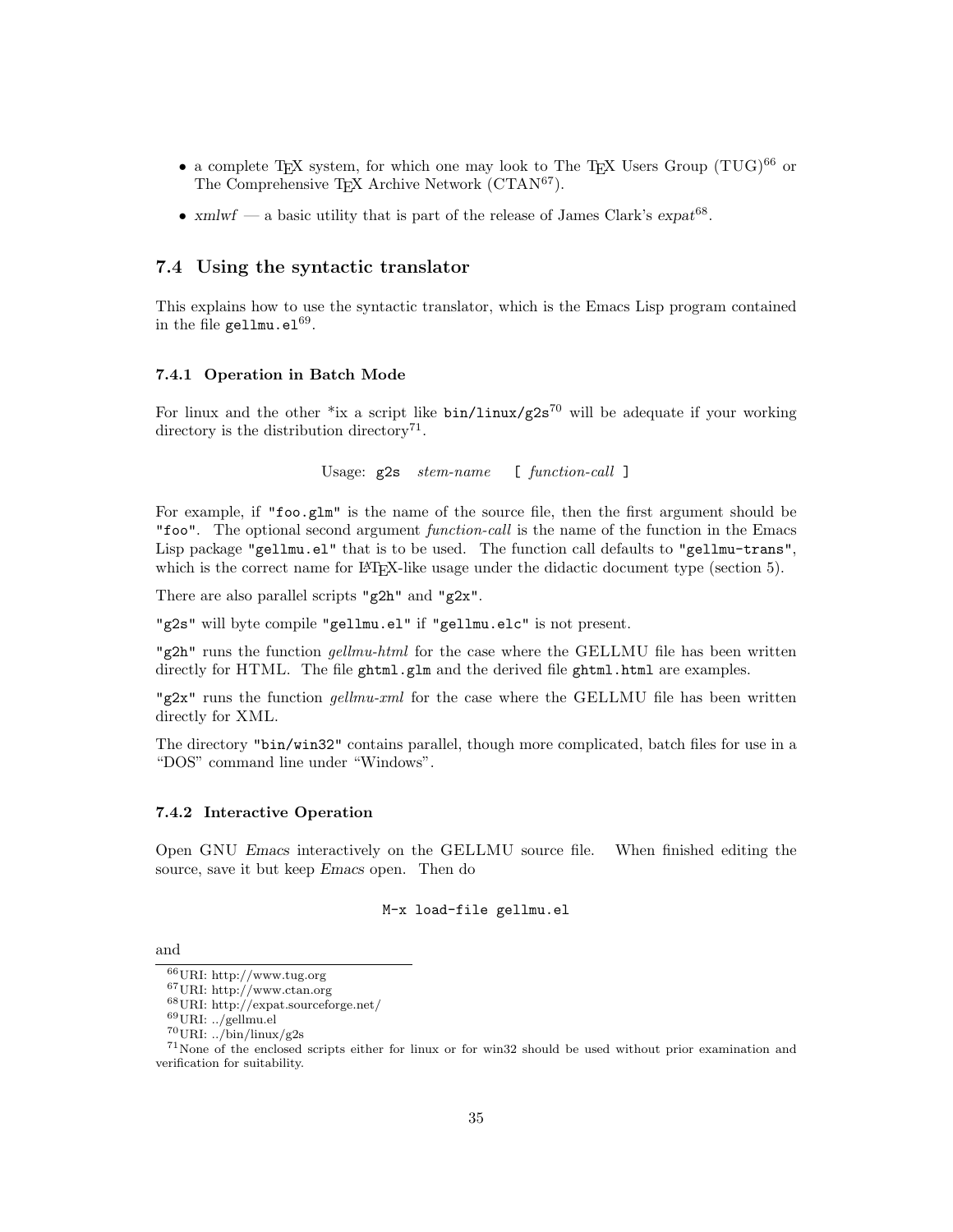- a complete TEX system, for which one may look to The TEX Users Group (TUG)[66] or The Comprehensive TEX Archive Network (CTAN[67]).
- *xmlwf* — a basic utility that is part of the release of James Clark's *expat*[68].

### 7.4 Using the syntactic translator

This explains how to use the syntactic translator, which is the Emacs Lisp program contained in the file `gellmu.el`[69].

#### 7.4.1 Operation in Batch Mode

For linux and the other *ix a script like `bin/linux/g2s`[70] will be adequate if your working directory is the distribution directory[71].

Usage: `g2s` *stem-name* `[` *function-call* `]`

For example, if `"foo.glm"` is the name of the source file, then the first argument should be `"foo"`. The optional second argument *function-call* is the name of the function in the Emacs Lisp package `"gellmu.el"` that is to be used. The function call defaults to `"gellmu-trans"`, which is the correct name for LATEX-like usage under the didactic document type (section 5).

There are also parallel scripts `"g2h"` and `"g2x"`.

`"g2s"` will byte compile `"gellmu.el"` if `"gellmu.elc"` is not present.

`"g2h"` runs the function *gellmu-html* for the case where the GELLMU file has been written directly for HTML. The file `ghtml.glm` and the derived file `ghtml.html` are examples.

`"g2x"` runs the function *gellmu-xml* for the case where the GELLMU file has been written directly for XML.

The directory `"bin/win32"` contains parallel, though more complicated, batch files for use in a "DOS" command line under "Windows".

#### 7.4.2 Interactive Operation

Open GNU *Emacs* interactively on the GELLMU source file. When finished editing the source, save it but keep *Emacs* open. Then do

```
M-x load-file gellmu.el
```

and

---

[66] URI: http://www.tug.org

[67] URI: http://www.ctan.org

[68] URI: http://expat.sourceforge.net/

[69] URI: ../gellmu.el

[70] URI: ../bin/linux/g2s

[71] None of the enclosed scripts either for linux or for win32 should be used without prior examination and verification for suitability.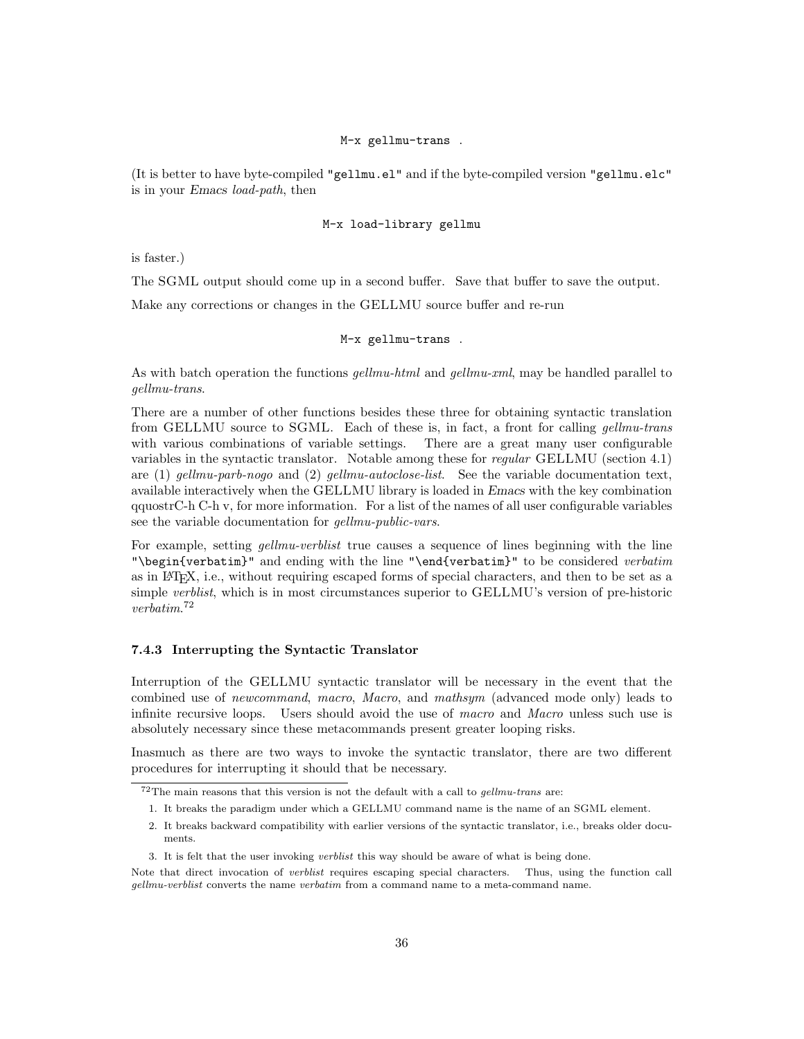```
M-x gellmu-trans .
```

(It is better to have byte-compiled "gellmu.el" and if the byte-compiled version "gellmu.elc" is in your *Emacs load-path*, then

```
M-x load-library gellmu
```

is faster.)

The SGML output should come up in a second buffer. Save that buffer to save the output.

Make any corrections or changes in the GELLMU source buffer and re-run

```
M-x gellmu-trans .
```

As with batch operation the functions *gellmu-html* and *gellmu-xml*, may be handled parallel to *gellmu-trans*.

There are a number of other functions besides these three for obtaining syntactic translation from GELLMU source to SGML. Each of these is, in fact, a front for calling *gellmu-trans* with various combinations of variable settings. There are a great many user configurable variables in the syntactic translator. Notable among these for *regular* GELLMU (section 4.1) are (1) *gellmu-parb-nogo* and (2) *gellmu-autoclose-list*. See the variable documentation text, available interactively when the GELLMU library is loaded in *Emacs* with the key combination qquostrC-h C-h v, for more information. For a list of the names of all user configurable variables see the variable documentation for *gellmu-public-vars*.

For example, setting *gellmu-verblist* true causes a sequence of lines beginning with the line "\begin{verbatim}" and ending with the line "\end{verbatim}" to be considered *verbatim* as in LaTeX, i.e., without requiring escaped forms of special characters, and then to be set as a simple *verblist*, which is in most circumstances superior to GELLMU's version of pre-historic *verbatim*.[72]

### 7.4.3 Interrupting the Syntactic Translator

Interruption of the GELLMU syntactic translator will be necessary in the event that the combined use of *newcommand*, *macro*, *Macro*, and *mathsym* (advanced mode only) leads to infinite recursive loops. Users should avoid the use of *macro* and *Macro* unless such use is absolutely necessary since these metacommands present greater looping risks.

Inasmuch as there are two ways to invoke the syntactic translator, there are two different procedures for interrupting it should that be necessary.

---

[72] The main reasons that this version is not the default with a call to *gellmu-trans* are:

1. It breaks the paradigm under which a GELLMU command name is the name of an SGML element.
2. It breaks backward compatibility with earlier versions of the syntactic translator, i.e., breaks older documents.
3. It is felt that the user invoking *verblist* this way should be aware of what is being done.

Note that direct invocation of *verblist* requires escaping special characters. Thus, using the function call *gellmu-verblist* converts the name *verbatim* from a command name to a meta-command name.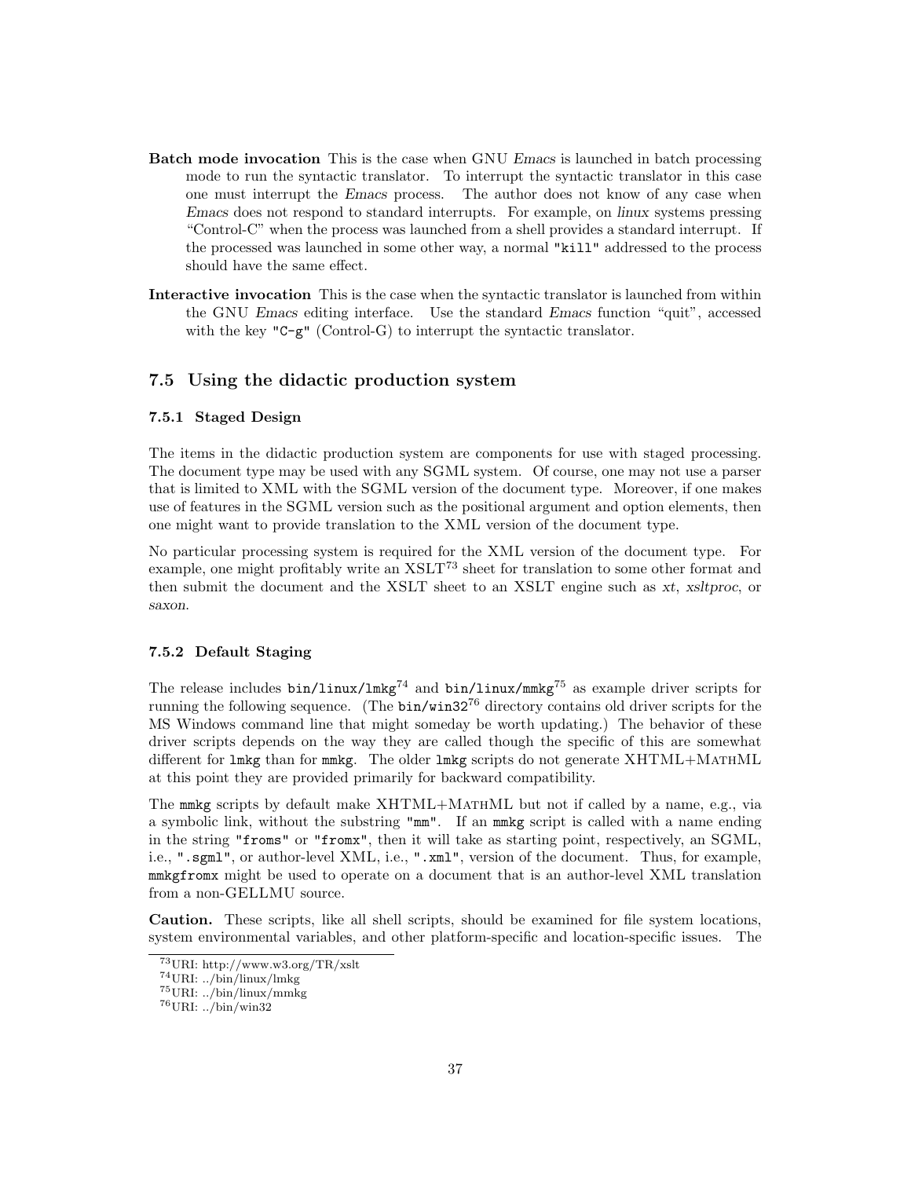**Batch mode invocation** This is the case when GNU *Emacs* is launched in batch processing mode to run the syntactic translator. To interrupt the syntactic translator in this case one must interrupt the *Emacs* process. The author does not know of any case when *Emacs* does not respond to standard interrupts. For example, on *linux* systems pressing "Control-C" when the process was launched from a shell provides a standard interrupt. If the processed was launched in some other way, a normal `"kill"` addressed to the process should have the same effect.

**Interactive invocation** This is the case when the syntactic translator is launched from within the GNU *Emacs* editing interface. Use the standard *Emacs* function "quit", accessed with the key `"C-g"` (Control-G) to interrupt the syntactic translator.

## 7.5 Using the didactic production system

### 7.5.1 Staged Design

The items in the didactic production system are components for use with staged processing. The document type may be used with any SGML system. Of course, one may not use a parser that is limited to XML with the SGML version of the document type. Moreover, if one makes use of features in the SGML version such as the positional argument and option elements, then one might want to provide translation to the XML version of the document type.

No particular processing system is required for the XML version of the document type. For example, one might profitably write an XSLT[73] sheet for translation to some other format and then submit the document and the XSLT sheet to an XSLT engine such as *xt*, *xsltproc*, or *saxon*.

### 7.5.2 Default Staging

The release includes `bin/linux/lmkg`[74] and `bin/linux/mmkg`[75] as example driver scripts for running the following sequence. (The `bin/win32`[76] directory contains old driver scripts for the MS Windows command line that might someday be worth updating.) The behavior of these driver scripts depends on the way they are called though the specific of this are somewhat different for `lmkg` than for `mmkg`. The older `lmkg` scripts do not generate XHTML+MathML at this point they are provided primarily for backward compatibility.

The `mmkg` scripts by default make XHTML+MathML but not if called by a name, e.g., via a symbolic link, without the substring `"mm"`. If an `mmkg` script is called with a name ending in the string `"froms"` or `"fromx"`, then it will take as starting point, respectively, an SGML, i.e., `".sgml"`, or author-level XML, i.e., `".xml"`, version of the document. Thus, for example, `mmkgfromx` might be used to operate on a document that is an author-level XML translation from a non-GELLMU source.

**Caution.** These scripts, like all shell scripts, should be examined for file system locations, system environmental variables, and other platform-specific and location-specific issues. The

[73] URI: http://www.w3.org/TR/xslt

[74] URI: ../bin/linux/lmkg

[75] URI: ../bin/linux/mmkg

[76] URI: ../bin/win32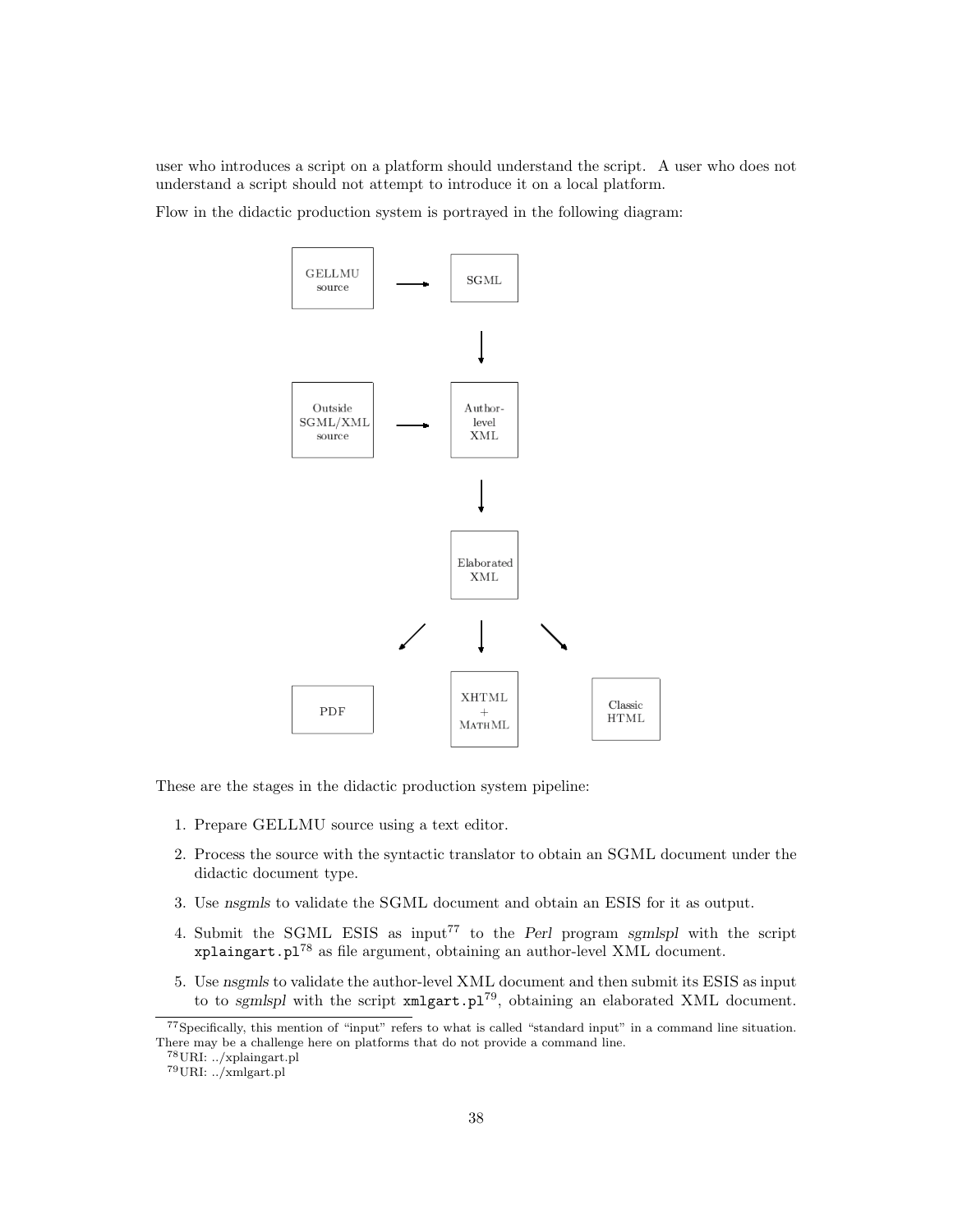user who introduces a script on a platform should understand the script. A user who does not understand a script should not attempt to introduce it on a local platform.

Flow in the didactic production system is portrayed in the following diagram:

GELLMU source → SGML

SGML ↓ Author-level XML

Outside SGML/XML source → Author-level XML

Author-level XML ↓ Elaborated XML

Elaborated XML → PDF, XHTML + MathML, Classic HTML

These are the stages in the didactic production system pipeline:

1. Prepare GELLMU source using a text editor.
2. Process the source with the syntactic translator to obtain an SGML document under the didactic document type.
3. Use *nsgmls* to validate the SGML document and obtain an ESIS for it as output.
4. Submit the SGML ESIS as input[77] to the *Perl* program *sgmlspl* with the script `xplaingart.pl`[78] as file argument, obtaining an author-level XML document.
5. Use *nsgmls* to validate the author-level XML document and then submit its ESIS as input to to *sgmlspl* with the script `xmlgart.pl`[79], obtaining an elaborated XML document.

---

[77] Specifically, this mention of "input" refers to what is called "standard input" in a command line situation. There may be a challenge here on platforms that do not provide a command line.

[78] URI: ../xplaingart.pl

[79] URI: ../xmlgart.pl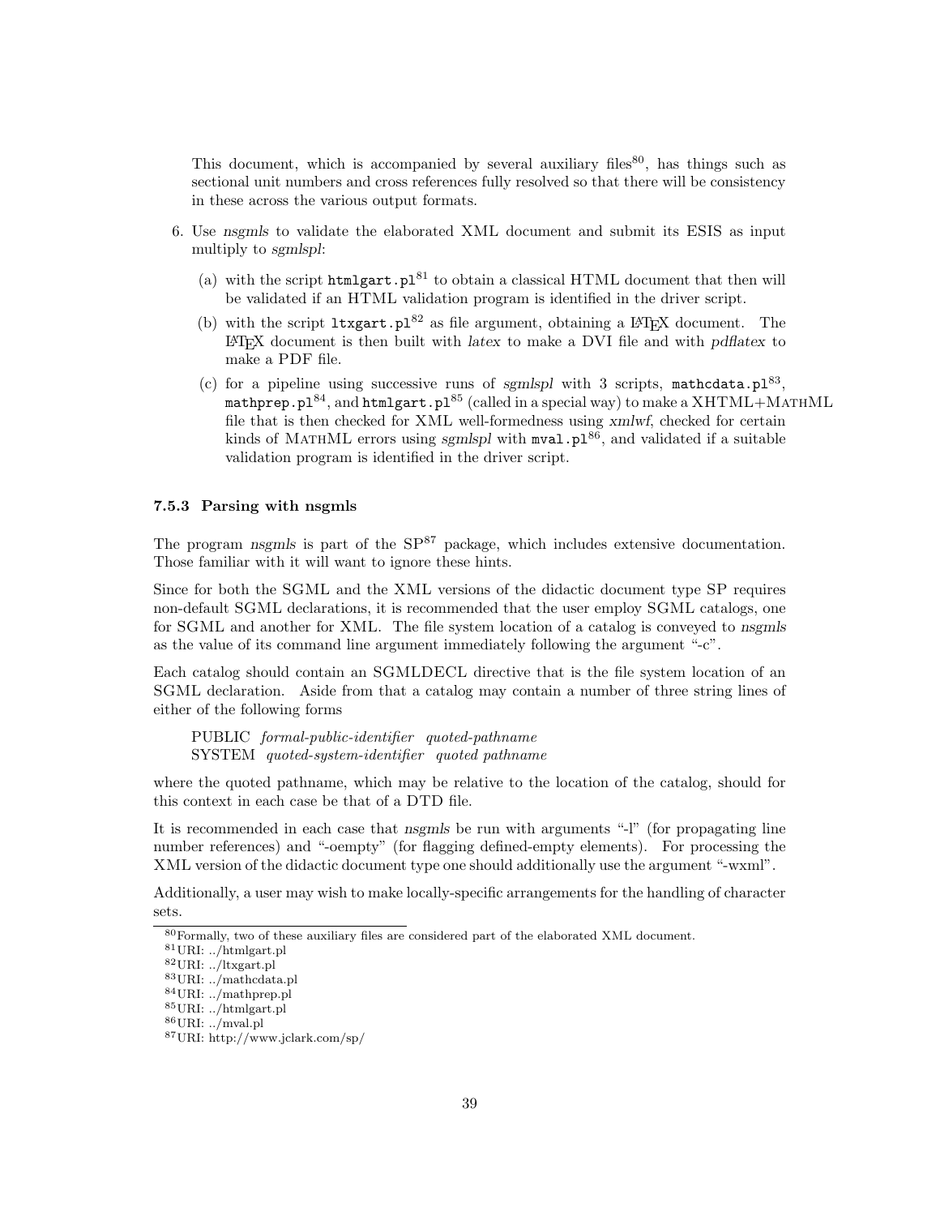This document, which is accompanied by several auxiliary files[80], has things such as sectional unit numbers and cross references fully resolved so that there will be consistency in these across the various output formats.

6. Use *nsgmls* to validate the elaborated XML document and submit its ESIS as input multiply to *sgmlspl*:

   (a) with the script `htmlgart.pl`[81] to obtain a classical HTML document that then will be validated if an HTML validation program is identified in the driver script.

   (b) with the script `ltxgart.pl`[82] as file argument, obtaining a LaTeX document. The LaTeX document is then built with *latex* to make a DVI file and with *pdflatex* to make a PDF file.

   (c) for a pipeline using successive runs of *sgmlspl* with 3 scripts, `mathcdata.pl`[83], `mathprep.pl`[84], and `htmlgart.pl`[85] (called in a special way) to make a XHTML+MathML file that is then checked for XML well-formedness using *xmlwf*, checked for certain kinds of MathML errors using *sgmlspl* with `mval.pl`[86], and validated if a suitable validation program is identified in the driver script.

### 7.5.3 Parsing with nsgmls

The program *nsgmls* is part of the SP[87] package, which includes extensive documentation. Those familiar with it will want to ignore these hints.

Since for both the SGML and the XML versions of the didactic document type SP requires non-default SGML declarations, it is recommended that the user employ SGML catalogs, one for SGML and another for XML. The file system location of a catalog is conveyed to *nsgmls* as the value of its command line argument immediately following the argument "-c".

Each catalog should contain an SGMLDECL directive that is the file system location of an SGML declaration. Aside from that a catalog may contain a number of three string lines of either of the following forms

> PUBLIC *formal-public-identifier quoted-pathname*
> SYSTEM *quoted-system-identifier quoted pathname*

where the quoted pathname, which may be relative to the location of the catalog, should for this context in each case be that of a DTD file.

It is recommended in each case that *nsgmls* be run with arguments "-l" (for propagating line number references) and "-oempty" (for flagging defined-empty elements). For processing the XML version of the didactic document type one should additionally use the argument "-wxml".

Additionally, a user may wish to make locally-specific arrangements for the handling of character sets.

---

[80] Formally, two of these auxiliary files are considered part of the elaborated XML document.
[81] URI: ../htmlgart.pl
[82] URI: ../ltxgart.pl
[83] URI: ../mathcdata.pl
[84] URI: ../mathprep.pl
[85] URI: ../htmlgart.pl
[86] URI: ../mval.pl
[87] URI: http://www.jclark.com/sp/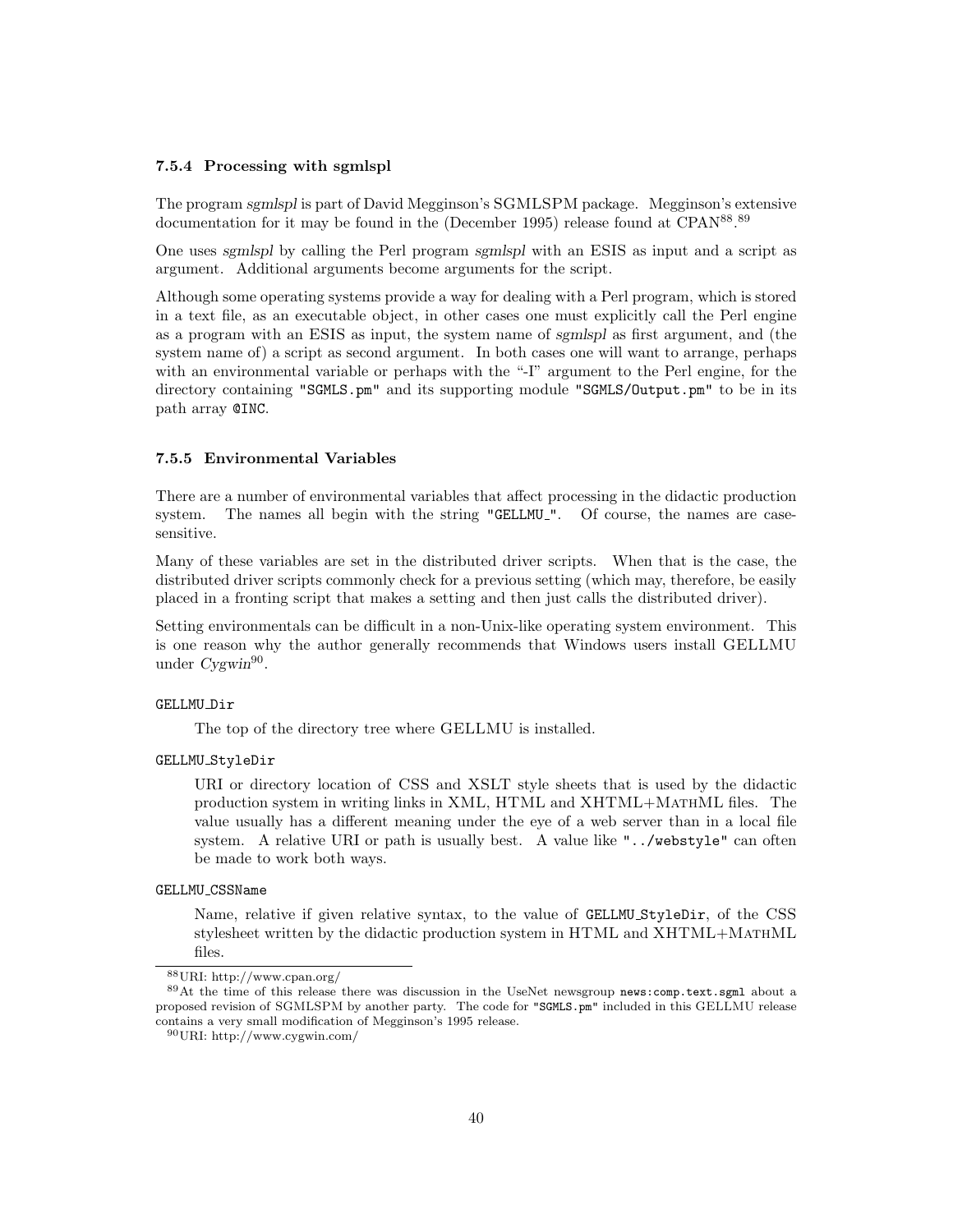### 7.5.4 Processing with sgmlspl

The program *sgmlspl* is part of David Megginson's SGMLSPM package. Megginson's extensive documentation for it may be found in the (December 1995) release found at CPAN[88].[89]

One uses *sgmlspl* by calling the Perl program *sgmlspl* with an ESIS as input and a script as argument. Additional arguments become arguments for the script.

Although some operating systems provide a way for dealing with a Perl program, which is stored in a text file, as an executable object, in other cases one must explicitly call the Perl engine as a program with an ESIS as input, the system name of *sgmlspl* as first argument, and (the system name of) a script as second argument. In both cases one will want to arrange, perhaps with an environmental variable or perhaps with the "-I" argument to the Perl engine, for the directory containing `"SGMLS.pm"` and its supporting module `"SGMLS/Output.pm"` to be in its path array `@INC`.

### 7.5.5 Environmental Variables

There are a number of environmental variables that affect processing in the didactic production system. The names all begin with the string `"GELLMU_"`. Of course, the names are case-sensitive.

Many of these variables are set in the distributed driver scripts. When that is the case, the distributed driver scripts commonly check for a previous setting (which may, therefore, be easily placed in a fronting script that makes a setting and then just calls the distributed driver).

Setting environmentals can be difficult in a non-Unix-like operating system environment. This is one reason why the author generally recommends that Windows users install GELLMU under *Cygwin*[90].

`GELLMU_Dir`

The top of the directory tree where GELLMU is installed.

`GELLMU_StyleDir`

URI or directory location of CSS and XSLT style sheets that is used by the didactic production system in writing links in XML, HTML and XHTML+MathML files. The value usually has a different meaning under the eye of a web server than in a local file system. A relative URI or path is usually best. A value like `"../webstyle"` can often be made to work both ways.

`GELLMU_CSSName`

Name, relative if given relative syntax, to the value of `GELLMU_StyleDir`, of the CSS stylesheet written by the didactic production system in HTML and XHTML+MathML files.

---

[88] URI: http://www.cpan.org/

[89] At the time of this release there was discussion in the UseNet newsgroup `news:comp.text.sgml` about a proposed revision of SGMLSPM by another party. The code for `"SGMLS.pm"` included in this GELLMU release contains a very small modification of Megginson's 1995 release.

[90] URI: http://www.cygwin.com/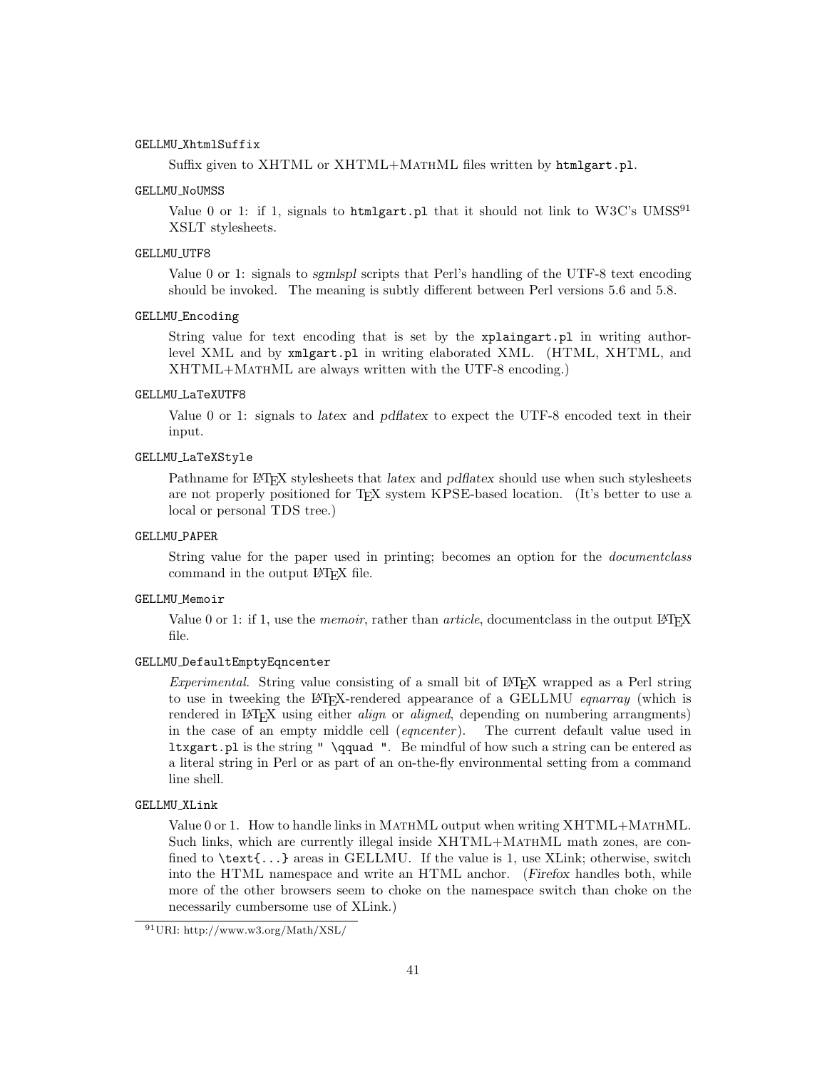`GELLMU_XhtmlSuffix`

Suffix given to XHTML or XHTML+MathML files written by `htmlgart.pl`.

`GELLMU_NoUMSS`

Value 0 or 1: if 1, signals to `htmlgart.pl` that it should not link to W3C's UMSS[91] XSLT stylesheets.

`GELLMU_UTF8`

Value 0 or 1: signals to *sgmlspl* scripts that Perl's handling of the UTF-8 text encoding should be invoked. The meaning is subtly different between Perl versions 5.6 and 5.8.

`GELLMU_Encoding`

String value for text encoding that is set by the `xplaingart.pl` in writing author-level XML and by `xmlgart.pl` in writing elaborated XML. (HTML, XHTML, and XHTML+MathML are always written with the UTF-8 encoding.)

`GELLMU_LaTeXUTF8`

Value 0 or 1: signals to *latex* and *pdflatex* to expect the UTF-8 encoded text in their input.

`GELLMU_LaTeXStyle`

Pathname for LaTeX stylesheets that *latex* and *pdflatex* should use when such stylesheets are not properly positioned for TeX system KPSE-based location. (It's better to use a local or personal TDS tree.)

`GELLMU_PAPER`

String value for the paper used in printing; becomes an option for the *documentclass* command in the output LaTeX file.

`GELLMU_Memoir`

Value 0 or 1: if 1, use the *memoir*, rather than *article*, documentclass in the output LaTeX file.

`GELLMU_DefaultEmptyEqncenter`

*Experimental.* String value consisting of a small bit of LaTeX wrapped as a Perl string to use in tweeking the LaTeX-rendered appearance of a GELLMU *eqnarray* (which is rendered in LaTeX using either *align* or *aligned*, depending on numbering arrangments) in the case of an empty middle cell (*eqncenter*). The current default value used in `ltxgart.pl` is the string `" \qquad "`. Be mindful of how such a string can be entered as a literal string in Perl or as part of an on-the-fly environmental setting from a command line shell.

`GELLMU_XLink`

Value 0 or 1. How to handle links in MathML output when writing XHTML+MathML. Such links, which are currently illegal inside XHTML+MathML math zones, are confined to `\text{...}` areas in GELLMU. If the value is 1, use XLink; otherwise, switch into the HTML namespace and write an HTML anchor. (*Firefox* handles both, while more of the other browsers seem to choke on the namespace switch than choke on the necessarily cumbersome use of XLink.)

---

[91] URI: http://www.w3.org/Math/XSL/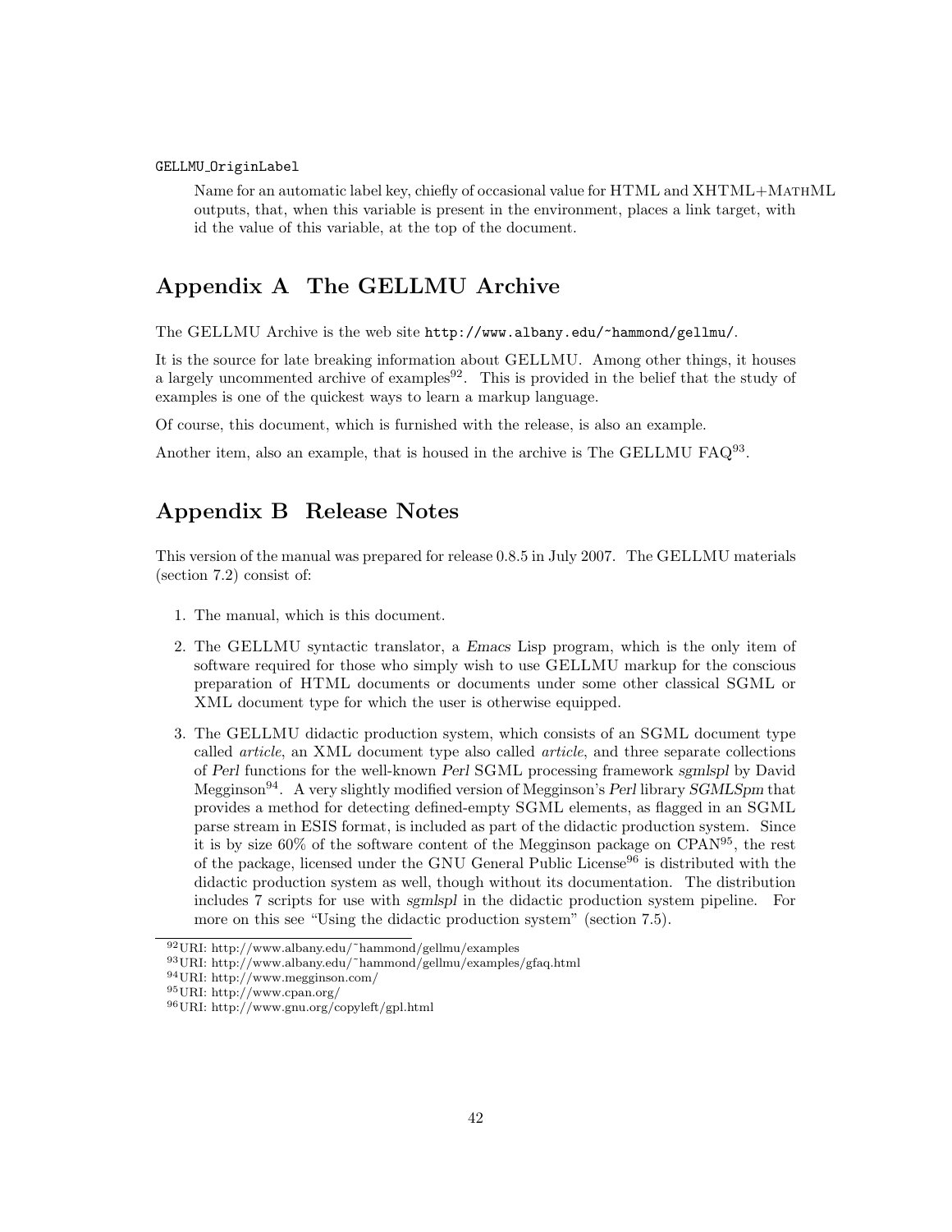`GELLMU_OriginLabel`

Name for an automatic label key, chiefly of occasional value for HTML and XHTML+MathML outputs, that, when this variable is present in the environment, places a link target, with id the value of this variable, at the top of the document.

## Appendix A The GELLMU Archive

The GELLMU Archive is the web site `http://www.albany.edu/~hammond/gellmu/`.

It is the source for late breaking information about GELLMU. Among other things, it houses a largely uncommented archive of examples[92]. This is provided in the belief that the study of examples is one of the quickest ways to learn a markup language.

Of course, this document, which is furnished with the release, is also an example.

Another item, also an example, that is housed in the archive is The GELLMU FAQ[93].

## Appendix B Release Notes

This version of the manual was prepared for release 0.8.5 in July 2007. The GELLMU materials (section 7.2) consist of:

1. The manual, which is this document.
2. The GELLMU syntactic translator, a *Emacs* Lisp program, which is the only item of software required for those who simply wish to use GELLMU markup for the conscious preparation of HTML documents or documents under some other classical SGML or XML document type for which the user is otherwise equipped.
3. The GELLMU didactic production system, which consists of an SGML document type called *article*, an XML document type also called *article*, and three separate collections of *Perl* functions for the well-known *Perl* SGML processing framework *sgmlspl* by David Megginson[94]. A very slightly modified version of Megginson's *Perl* library *SGMLSpm* that provides a method for detecting defined-empty SGML elements, as flagged in an SGML parse stream in ESIS format, is included as part of the didactic production system. Since it is by size 60% of the software content of the Megginson package on CPAN[95], the rest of the package, licensed under the GNU General Public License[96] is distributed with the didactic production system as well, though without its documentation. The distribution includes 7 scripts for use with *sgmlspl* in the didactic production system pipeline. For more on this see "Using the didactic production system" (section 7.5).

[92] URI: http://www.albany.edu/~hammond/gellmu/examples
[93] URI: http://www.albany.edu/~hammond/gellmu/examples/gfaq.html
[94] URI: http://www.megginson.com/
[95] URI: http://www.cpan.org/
[96] URI: http://www.gnu.org/copyleft/gpl.html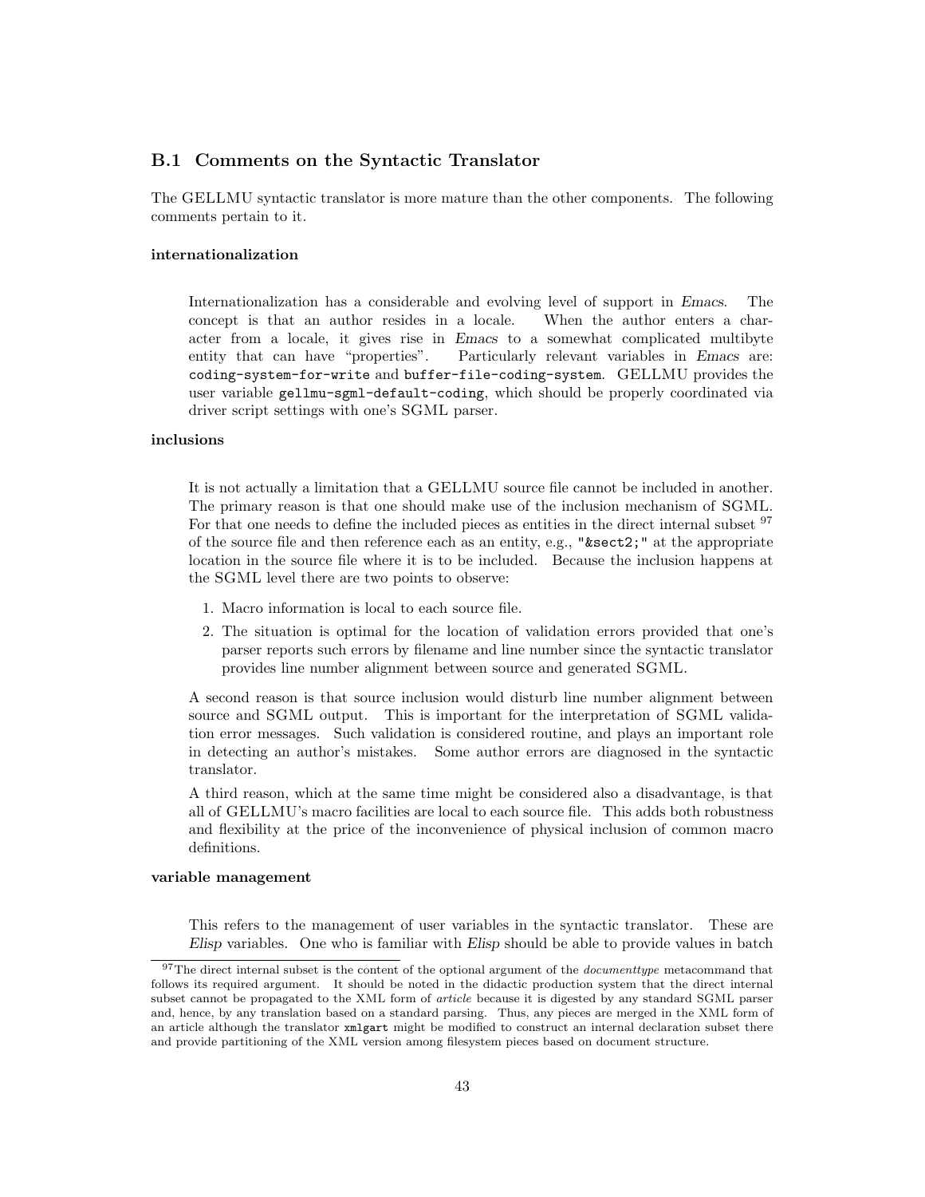## B.1 Comments on the Syntactic Translator

The GELLMU syntactic translator is more mature than the other components. The following comments pertain to it.

**internationalization**

> Internationalization has a considerable and evolving level of support in *Emacs*. The concept is that an author resides in a locale. When the author enters a character from a locale, it gives rise in *Emacs* to a somewhat complicated multibyte entity that can have "properties". Particularly relevant variables in *Emacs* are: `coding-system-for-write` and `buffer-file-coding-system`. GELLMU provides the user variable `gellmu-sgml-default-coding`, which should be properly coordinated via driver script settings with one's SGML parser.

**inclusions**

> It is not actually a limitation that a GELLMU source file cannot be included in another. The primary reason is that one should make use of the inclusion mechanism of SGML. For that one needs to define the included pieces as entities in the direct internal subset [97] of the source file and then reference each as an entity, e.g., `"&sect2;"` at the appropriate location in the source file where it is to be included. Because the inclusion happens at the SGML level there are two points to observe:
>
> 1. Macro information is local to each source file.
> 2. The situation is optimal for the location of validation errors provided that one's parser reports such errors by filename and line number since the syntactic translator provides line number alignment between source and generated SGML.
>
> A second reason is that source inclusion would disturb line number alignment between source and SGML output. This is important for the interpretation of SGML validation error messages. Such validation is considered routine, and plays an important role in detecting an author's mistakes. Some author errors are diagnosed in the syntactic translator.
>
> A third reason, which at the same time might be considered also a disadvantage, is that all of GELLMU's macro facilities are local to each source file. This adds both robustness and flexibility at the price of the inconvenience of physical inclusion of common macro definitions.

**variable management**

> This refers to the management of user variables in the syntactic translator. These are *Elisp* variables. One who is familiar with *Elisp* should be able to provide values in batch

---

[97] The direct internal subset is the content of the optional argument of the *documenttype* metacommand that follows its required argument. It should be noted in the didactic production system that the direct internal subset cannot be propagated to the XML form of *article* because it is digested by any standard SGML parser and, hence, by any translation based on a standard parsing. Thus, any pieces are merged in the XML form of an article although the translator `xmlgart` might be modified to construct an internal declaration subset there and provide partitioning of the XML version among filesystem pieces based on document structure.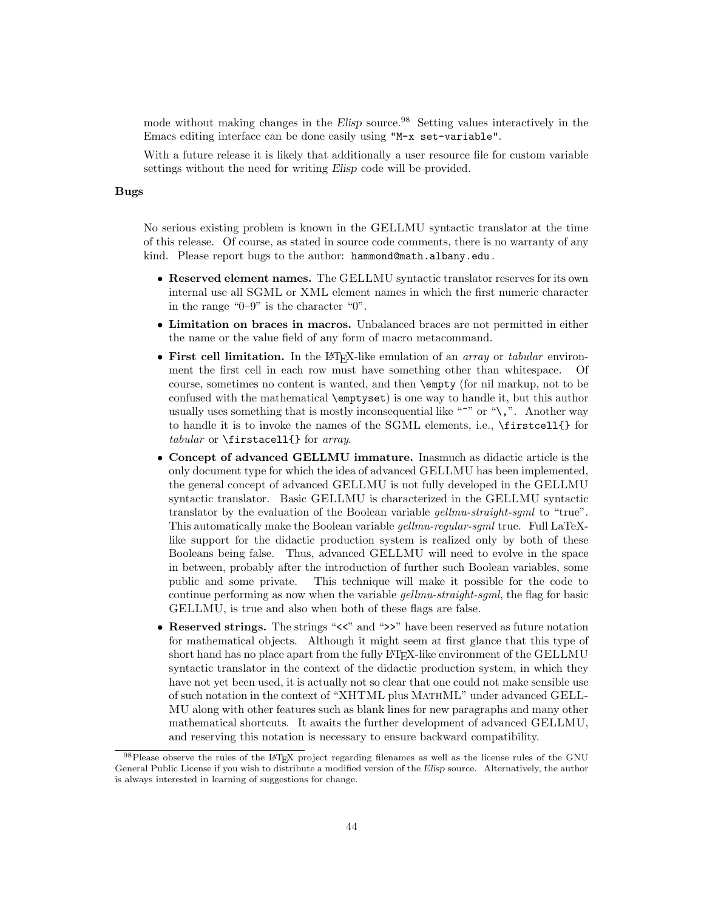mode without making changes in the *Elisp* source.[98] Setting values interactively in the Emacs editing interface can be done easily using `"M-x set-variable"`.

With a future release it is likely that additionally a user resource file for custom variable settings without the need for writing *Elisp* code will be provided.

**Bugs**

No serious existing problem is known in the GELLMU syntactic translator at the time of this release. Of course, as stated in source code comments, there is no warranty of any kind. Please report bugs to the author: `hammond@math.albany.edu`.

- **Reserved element names.** The GELLMU syntactic translator reserves for its own internal use all SGML or XML element names in which the first numeric character in the range "0–9" is the character "0".
- **Limitation on braces in macros.** Unbalanced braces are not permitted in either the name or the value field of any form of macro metacommand.
- **First cell limitation.** In the LaTeX-like emulation of an *array* or *tabular* environment the first cell in each row must have something other than whitespace. Of course, sometimes no content is wanted, and then `\empty` (for nil markup, not to be confused with the mathematical `\emptyset`) is one way to handle it, but this author usually uses something that is mostly inconsequential like "`~`" or "`\,`". Another way to handle it is to invoke the names of the SGML elements, i.e., `\firstcell{}` for *tabular* or `\firstacell{}` for *array*.
- **Concept of advanced GELLMU immature.** Inasmuch as didactic article is the only document type for which the idea of advanced GELLMU has been implemented, the general concept of advanced GELLMU is not fully developed in the GELLMU syntactic translator. Basic GELLMU is characterized in the GELLMU syntactic translator by the evaluation of the Boolean variable *gellmu-straight-sgml* to "true". This automatically make the Boolean variable *gellmu-regular-sgml* true. Full LaTeX-like support for the didactic production system is realized only by both of these Booleans being false. Thus, advanced GELLMU will need to evolve in the space in between, probably after the introduction of further such Boolean variables, some public and some private. This technique will make it possible for the code to continue performing as now when the variable *gellmu-straight-sgml*, the flag for basic GELLMU, is true and also when both of these flags are false.
- **Reserved strings.** The strings "`<<`" and "`>>`" have been reserved as future notation for mathematical objects. Although it might seem at first glance that this type of short hand has no place apart from the fully LaTeX-like environment of the GELLMU syntactic translator in the context of the didactic production system, in which they have not yet been used, it is actually not so clear that one could not make sensible use of such notation in the context of "XHTML plus MathML" under advanced GELLMU along with other features such as blank lines for new paragraphs and many other mathematical shortcuts. It awaits the further development of advanced GELLMU, and reserving this notation is necessary to ensure backward compatibility.

[98] Please observe the rules of the LaTeX project regarding filenames as well as the license rules of the GNU General Public License if you wish to distribute a modified version of the *Elisp* source. Alternatively, the author is always interested in learning of suggestions for change.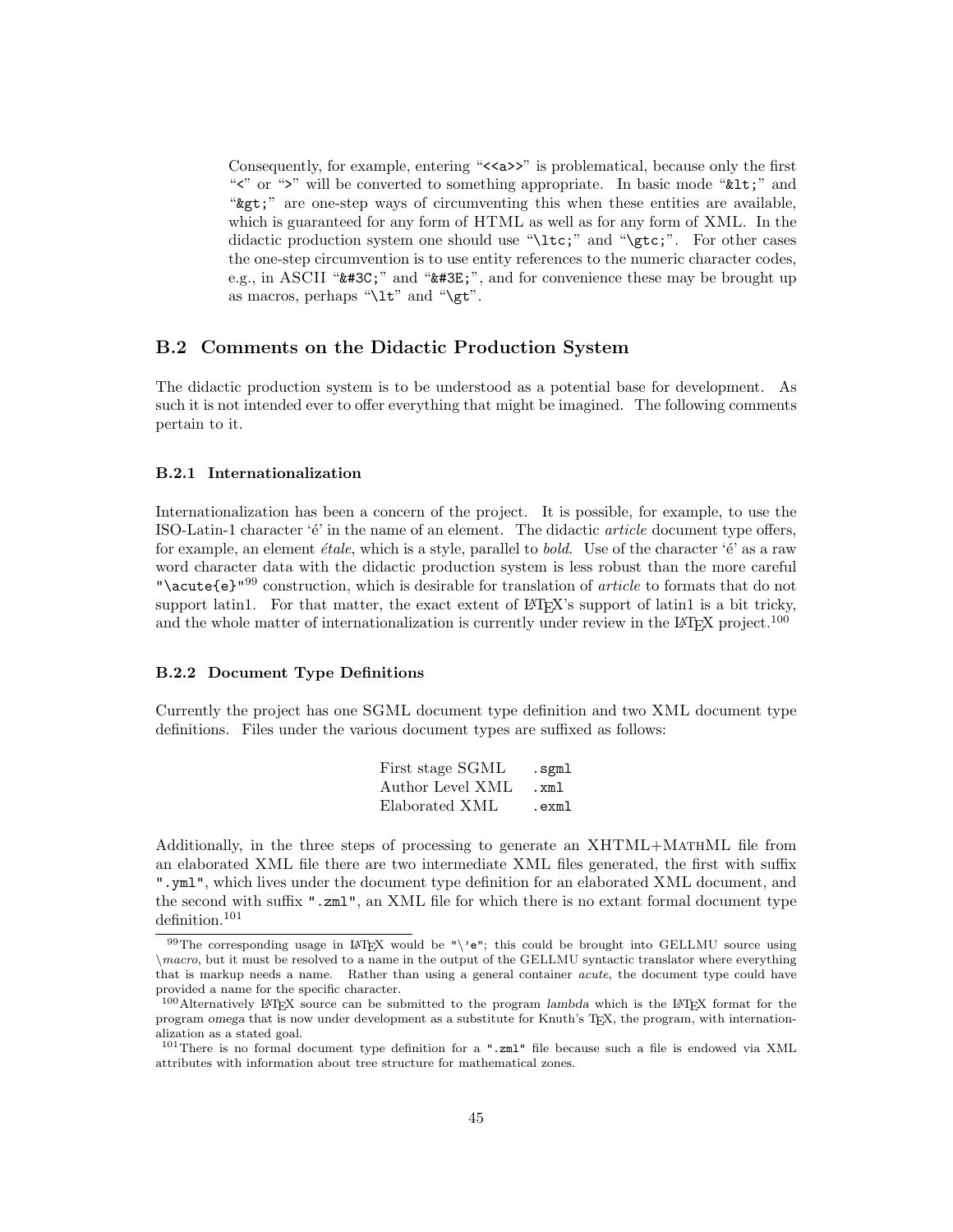Consequently, for example, entering "`<<a>>`" is problematical, because only the first "`<`" or "`>`" will be converted to something appropriate. In basic mode "`&lt;`" and "`&gt;`" are one-step ways of circumventing this when these entities are available, which is guaranteed for any form of HTML as well as for any form of XML. In the didactic production system one should use "`\ltc;`" and "`\gtc;`". For other cases the one-step circumvention is to use entity references to the numeric character codes, e.g., in ASCII "`&#3C;`" and "`&#3E;`", and for convenience these may be brought up as macros, perhaps "`\lt`" and "`\gt`".

## B.2 Comments on the Didactic Production System

The didactic production system is to be understood as a potential base for development. As such it is not intended ever to offer everything that might be imagined. The following comments pertain to it.

### B.2.1 Internationalization

Internationalization has been a concern of the project. It is possible, for example, to use the ISO-Latin-1 character 'é' in the name of an element. The didactic *article* document type offers, for example, an element *étale*, which is a style, parallel to *bold*. Use of the character 'é' as a raw word character data with the didactic production system is less robust than the more careful `"\acute{e}"`[99] construction, which is desirable for translation of *article* to formats that do not support latin1. For that matter, the exact extent of LaTeX's support of latin1 is a bit tricky, and the whole matter of internationalization is currently under review in the LaTeX project.[100]

### B.2.2 Document Type Definitions

Currently the project has one SGML document type definition and two XML document type definitions. Files under the various document types are suffixed as follows:

| | |
|---|---|
| First stage SGML | `.sgml` |
| Author Level XML | `.xml` |
| Elaborated XML | `.exml` |

Additionally, in the three steps of processing to generate an XHTML+MathML file from an elaborated XML file there are two intermediate XML files generated, the first with suffix `".yml"`, which lives under the document type definition for an elaborated XML document, and the second with suffix `".zml"`, an XML file for which there is no extant formal document type definition.[101]

---

[99] The corresponding usage in LaTeX would be `"\'e"`; this could be brought into GELLMU source using *\macro*, but it must be resolved to a name in the output of the GELLMU syntactic translator where everything that is markup needs a name. Rather than using a general container *acute*, the document type could have provided a name for the specific character.

[100] Alternatively LaTeX source can be submitted to the program *lambda* which is the LaTeX format for the program *omega* that is now under development as a substitute for Knuth's TeX, the program, with internationalization as a stated goal.

[101] There is no formal document type definition for a `".zml"` file because such a file is endowed via XML attributes with information about tree structure for mathematical zones.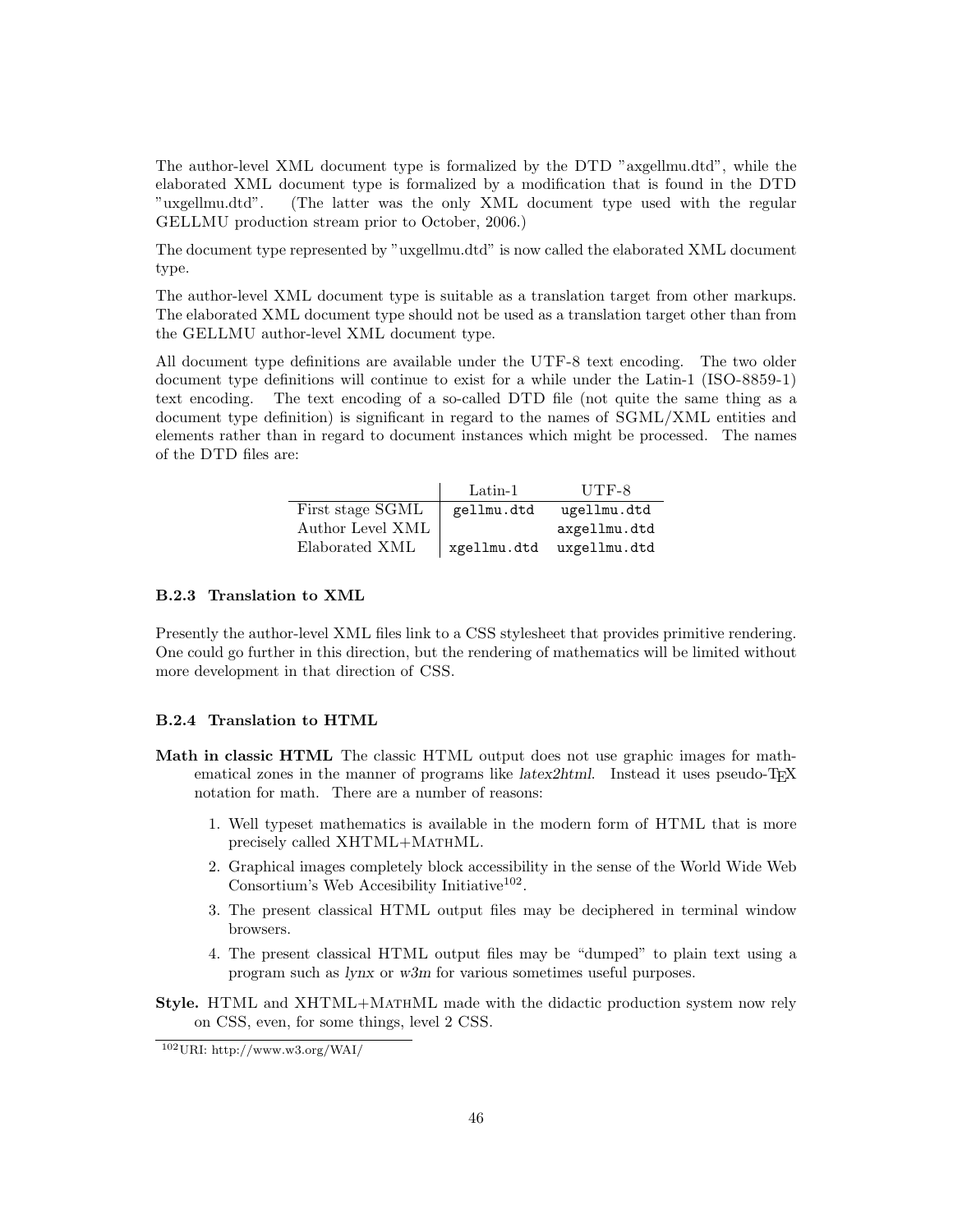The author-level XML document type is formalized by the DTD "axgellmu.dtd", while the elaborated XML document type is formalized by a modification that is found in the DTD "uxgellmu.dtd". (The latter was the only XML document type used with the regular GELLMU production stream prior to October, 2006.)

The document type represented by "uxgellmu.dtd" is now called the elaborated XML document type.

The author-level XML document type is suitable as a translation target from other markups. The elaborated XML document type should not be used as a translation target other than from the GELLMU author-level XML document type.

All document type definitions are available under the UTF-8 text encoding. The two older document type definitions will continue to exist for a while under the Latin-1 (ISO-8859-1) text encoding. The text encoding of a so-called DTD file (not quite the same thing as a document type definition) is significant in regard to the names of SGML/XML entities and elements rather than in regard to document instances which might be processed. The names of the DTD files are:

| | Latin-1 | UTF-8 |
|---|---|---|
| First stage SGML | `gellmu.dtd` | `ugellmu.dtd` |
| Author Level XML | | `axgellmu.dtd` |
| Elaborated XML | `xgellmu.dtd` | `uxgellmu.dtd` |

### B.2.3 Translation to XML

Presently the author-level XML files link to a CSS stylesheet that provides primitive rendering. One could go further in this direction, but the rendering of mathematics will be limited without more development in that direction of CSS.

### B.2.4 Translation to HTML

**Math in classic HTML** The classic HTML output does not use graphic images for mathematical zones in the manner of programs like *latex2html*. Instead it uses pseudo-TEX notation for math. There are a number of reasons:

1. Well typeset mathematics is available in the modern form of HTML that is more precisely called XHTML+MathML.
2. Graphical images completely block accessibility in the sense of the World Wide Web Consortium's Web Accesibility Initiative[102].
3. The present classical HTML output files may be deciphered in terminal window browsers.
4. The present classical HTML output files may be "dumped" to plain text using a program such as *lynx* or *w3m* for various sometimes useful purposes.

**Style.** HTML and XHTML+MathML made with the didactic production system now rely on CSS, even, for some things, level 2 CSS.

[102] URI: http://www.w3.org/WAI/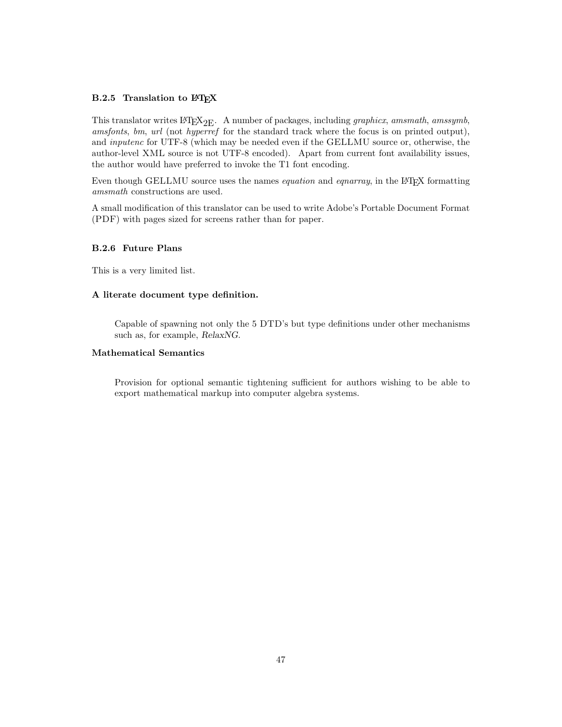### B.2.5 Translation to LaTeX

This translator writes LaTeX$_{2E}$. A number of packages, including *graphicx*, *amsmath*, *amssymb*, *amsfonts*, *bm*, *url* (not *hyperref* for the standard track where the focus is on printed output), and *inputenc* for UTF-8 (which may be needed even if the GELLMU source or, otherwise, the author-level XML source is not UTF-8 encoded). Apart from current font availability issues, the author would have preferred to invoke the T1 font encoding.

Even though GELLMU source uses the names *equation* and *eqnarray*, in the LaTeX formatting *amsmath* constructions are used.

A small modification of this translator can be used to write Adobe's Portable Document Format (PDF) with pages sized for screens rather than for paper.

### B.2.6 Future Plans

This is a very limited list.

**A literate document type definition.**

> Capable of spawning not only the 5 DTD's but type definitions under other mechanisms such as, for example, *RelaxNG*.

**Mathematical Semantics**

> Provision for optional semantic tightening sufficient for authors wishing to be able to export mathematical markup into computer algebra systems.